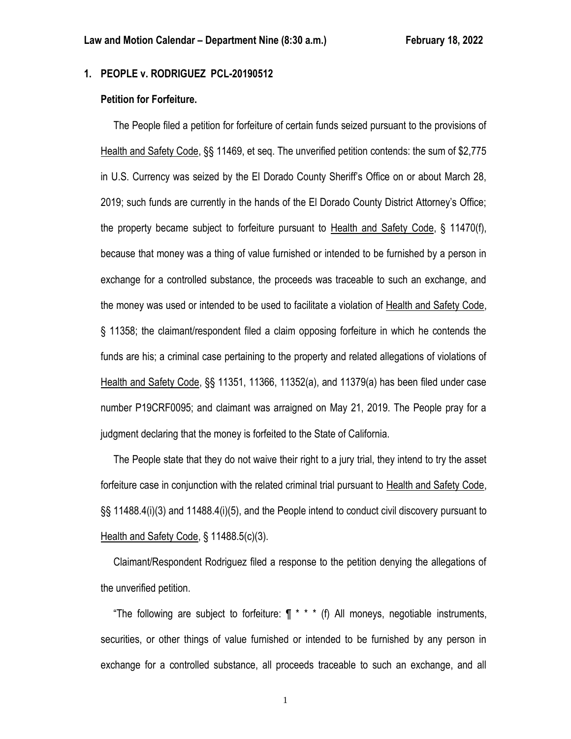## 1. PEOPLE v. RODRIGUEZ PCL-20190512

### Petition for Forfeiture.

The People filed a petition for forfeiture of certain funds seized pursuant to the provisions of Health and Safety Code, §§ 11469, et seq. The unverified petition contends: the sum of $2,775 in U.S. Currency was seized by the El Dorado County Sheriff's Office on or about March 28, 2019; such funds are currently in the hands of the El Dorado County District Attorney's Office; the property became subject to forfeiture pursuant to Health and Safety Code, § 11470(f), because that money was a thing of value furnished or intended to be furnished by a person in exchange for a controlled substance, the proceeds was traceable to such an exchange, and the money was used or intended to be used to facilitate a violation of Health and Safety Code, § 11358; the claimant/respondent filed a claim opposing forfeiture in which he contends the funds are his; a criminal case pertaining to the property and related allegations of violations of Health and Safety Code, §§ 11351, 11366, 11352(a), and 11379(a) has been filed under case number P19CRF0095; and claimant was arraigned on May 21, 2019. The People pray for a judgment declaring that the money is forfeited to the State of California.

The People state that they do not waive their right to a jury trial, they intend to try the asset forfeiture case in conjunction with the related criminal trial pursuant to Health and Safety Code, §§ 11488.4(i)(3) and 11488.4(i)(5), and the People intend to conduct civil discovery pursuant to Health and Safety Code, § 11488.5(c)(3).

Claimant/Respondent Rodriguez filed a response to the petition denying the allegations of the unverified petition.

"The following are subject to forfeiture: ¶ * * * (f) All moneys, negotiable instruments, securities, or other things of value furnished or intended to be furnished by any person in exchange for a controlled substance, all proceeds traceable to such an exchange, and all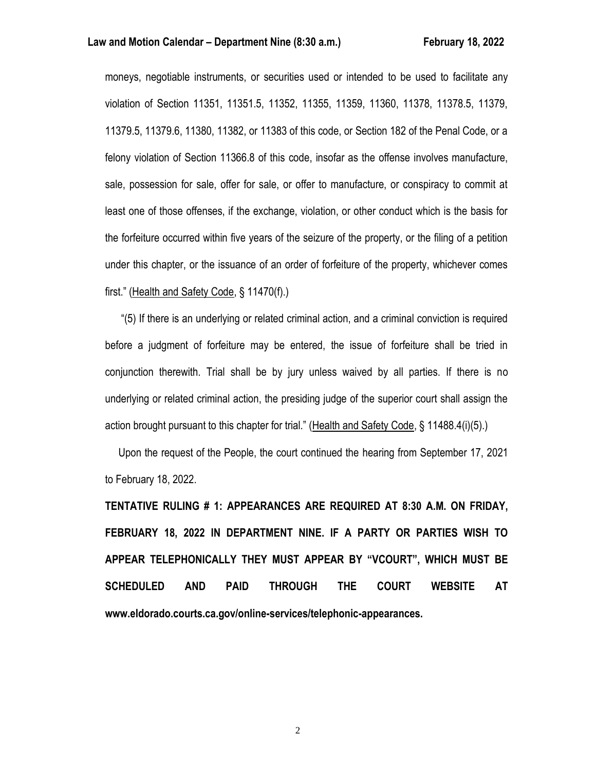moneys, negotiable instruments, or securities used or intended to be used to facilitate any violation of Section 11351, 11351.5, 11352, 11355, 11359, 11360, 11378, 11378.5, 11379, 11379.5, 11379.6, 11380, 11382, or 11383 of this code, or Section 182 of the Penal Code, or a felony violation of Section 11366.8 of this code, insofar as the offense involves manufacture, sale, possession for sale, offer for sale, or offer to manufacture, or conspiracy to commit at least one of those offenses, if the exchange, violation, or other conduct which is the basis for the forfeiture occurred within five years of the seizure of the property, or the filing of a petition under this chapter, or the issuance of an order of forfeiture of the property, whichever comes first." (Health and Safety Code, § 11470(f).)

"(5) If there is an underlying or related criminal action, and a criminal conviction is required before a judgment of forfeiture may be entered, the issue of forfeiture shall be tried in conjunction therewith. Trial shall be by jury unless waived by all parties. If there is no underlying or related criminal action, the presiding judge of the superior court shall assign the action brought pursuant to this chapter for trial." (Health and Safety Code, § 11488.4(i)(5).)

Upon the request of the People, the court continued the hearing from September 17, 2021 to February 18, 2022.

**TENTATIVE RULING # 1: APPEARANCES ARE REQUIRED AT 8:30 A.M. ON FRIDAY, FEBRUARY 18, 2022 IN DEPARTMENT NINE. IF A PARTY OR PARTIES WISH TO APPEAR TELEPHONICALLY THEY MUST APPEAR BY "VCOURT", WHICH MUST BE SCHEDULED AND PAID THROUGH THE COURT WEBSITE AT www.eldorado.courts.ca.gov/online-services/telephonic-appearances.**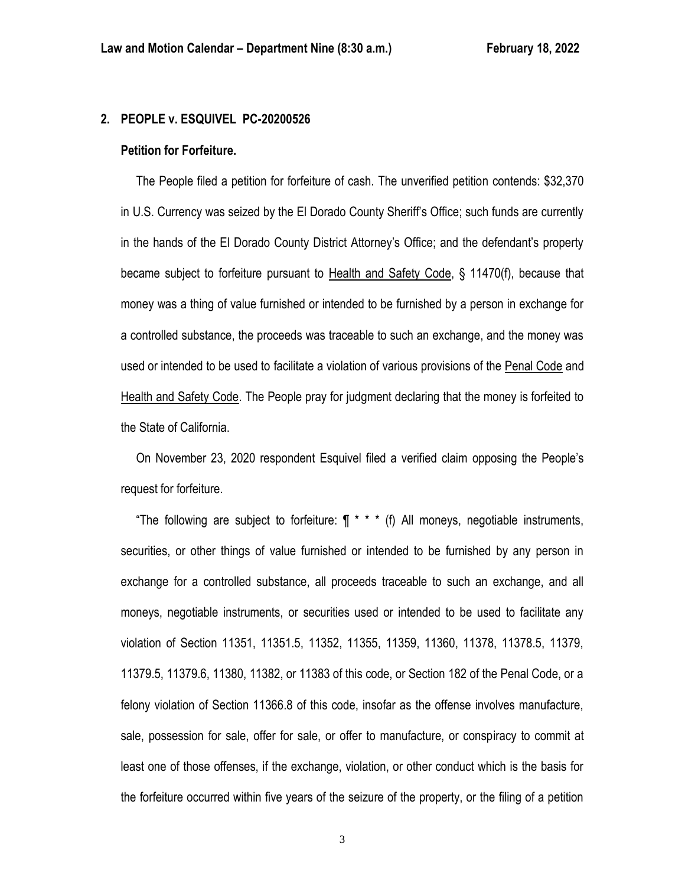## 2. PEOPLE v. ESQUIVEL PC-20200526

### Petition for Forfeiture.

The People filed a petition for forfeiture of cash. The unverified petition contends: $32,370 in U.S. Currency was seized by the El Dorado County Sheriff's Office; such funds are currently in the hands of the El Dorado County District Attorney's Office; and the defendant's property became subject to forfeiture pursuant to Health and Safety Code, § 11470(f), because that money was a thing of value furnished or intended to be furnished by a person in exchange for a controlled substance, the proceeds was traceable to such an exchange, and the money was used or intended to be used to facilitate a violation of various provisions of the Penal Code and Health and Safety Code. The People pray for judgment declaring that the money is forfeited to the State of California.

On November 23, 2020 respondent Esquivel filed a verified claim opposing the People's request for forfeiture.

"The following are subject to forfeiture: ¶ * * * (f) All moneys, negotiable instruments, securities, or other things of value furnished or intended to be furnished by any person in exchange for a controlled substance, all proceeds traceable to such an exchange, and all moneys, negotiable instruments, or securities used or intended to be used to facilitate any violation of Section 11351, 11351.5, 11352, 11355, 11359, 11360, 11378, 11378.5, 11379, 11379.5, 11379.6, 11380, 11382, or 11383 of this code, or Section 182 of the Penal Code, or a felony violation of Section 11366.8 of this code, insofar as the offense involves manufacture, sale, possession for sale, offer for sale, or offer to manufacture, or conspiracy to commit at least one of those offenses, if the exchange, violation, or other conduct which is the basis for the forfeiture occurred within five years of the seizure of the property, or the filing of a petition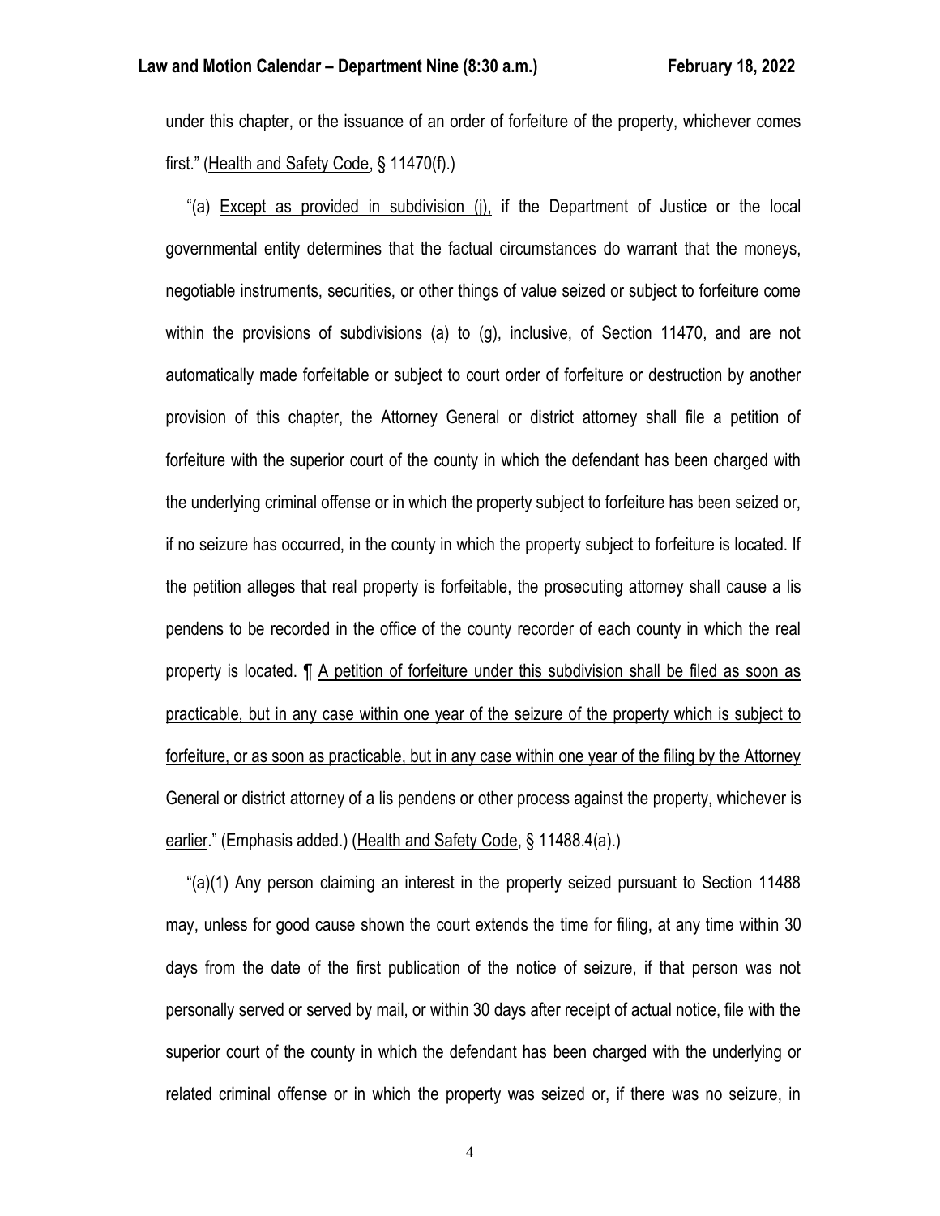under this chapter, or the issuance of an order of forfeiture of the property, whichever comes first." (Health and Safety Code, § 11470(f).)

"(a) Except as provided in subdivision (j), if the Department of Justice or the local governmental entity determines that the factual circumstances do warrant that the moneys, negotiable instruments, securities, or other things of value seized or subject to forfeiture come within the provisions of subdivisions (a) to (g), inclusive, of Section 11470, and are not automatically made forfeitable or subject to court order of forfeiture or destruction by another provision of this chapter, the Attorney General or district attorney shall file a petition of forfeiture with the superior court of the county in which the defendant has been charged with the underlying criminal offense or in which the property subject to forfeiture has been seized or, if no seizure has occurred, in the county in which the property subject to forfeiture is located. If the petition alleges that real property is forfeitable, the prosecuting attorney shall cause a lis pendens to be recorded in the office of the county recorder of each county in which the real property is located. ¶ A petition of forfeiture under this subdivision shall be filed as soon as practicable, but in any case within one year of the seizure of the property which is subject to forfeiture, or as soon as practicable, but in any case within one year of the filing by the Attorney General or district attorney of a lis pendens or other process against the property, whichever is earlier." (Emphasis added.) (Health and Safety Code, § 11488.4(a).)

"(a)(1) Any person claiming an interest in the property seized pursuant to Section 11488 may, unless for good cause shown the court extends the time for filing, at any time within 30 days from the date of the first publication of the notice of seizure, if that person was not personally served or served by mail, or within 30 days after receipt of actual notice, file with the superior court of the county in which the defendant has been charged with the underlying or related criminal offense or in which the property was seized or, if there was no seizure, in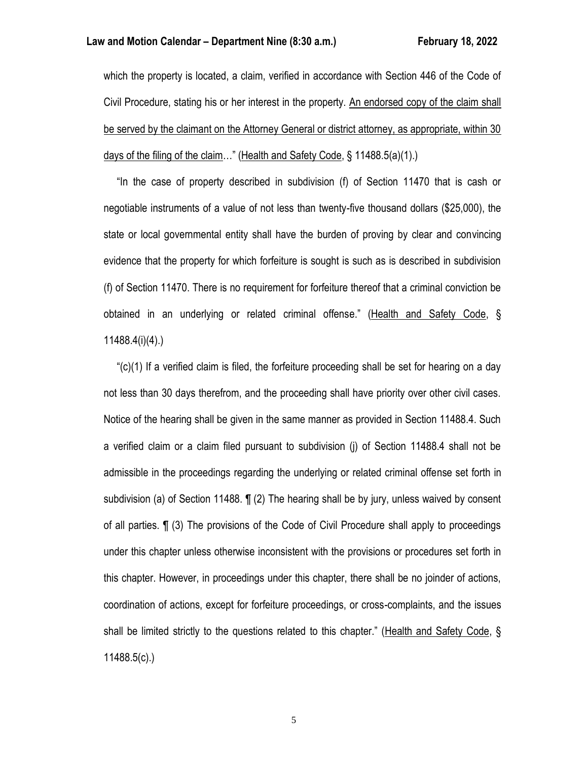which the property is located, a claim, verified in accordance with Section 446 of the Code of Civil Procedure, stating his or her interest in the property. An endorsed copy of the claim shall be served by the claimant on the Attorney General or district attorney, as appropriate, within 30 days of the filing of the claim…" (Health and Safety Code, § 11488.5(a)(1).)

"In the case of property described in subdivision (f) of Section 11470 that is cash or negotiable instruments of a value of not less than twenty-five thousand dollars ($25,000), the state or local governmental entity shall have the burden of proving by clear and convincing evidence that the property for which forfeiture is sought is such as is described in subdivision (f) of Section 11470. There is no requirement for forfeiture thereof that a criminal conviction be obtained in an underlying or related criminal offense." (Health and Safety Code, § 11488.4(i)(4).)

"(c)(1) If a verified claim is filed, the forfeiture proceeding shall be set for hearing on a day not less than 30 days therefrom, and the proceeding shall have priority over other civil cases. Notice of the hearing shall be given in the same manner as provided in Section 11488.4. Such a verified claim or a claim filed pursuant to subdivision (j) of Section 11488.4 shall not be admissible in the proceedings regarding the underlying or related criminal offense set forth in subdivision (a) of Section 11488. ¶ (2) The hearing shall be by jury, unless waived by consent of all parties. ¶ (3) The provisions of the Code of Civil Procedure shall apply to proceedings under this chapter unless otherwise inconsistent with the provisions or procedures set forth in this chapter. However, in proceedings under this chapter, there shall be no joinder of actions, coordination of actions, except for forfeiture proceedings, or cross-complaints, and the issues shall be limited strictly to the questions related to this chapter." (Health and Safety Code, § 11488.5(c).)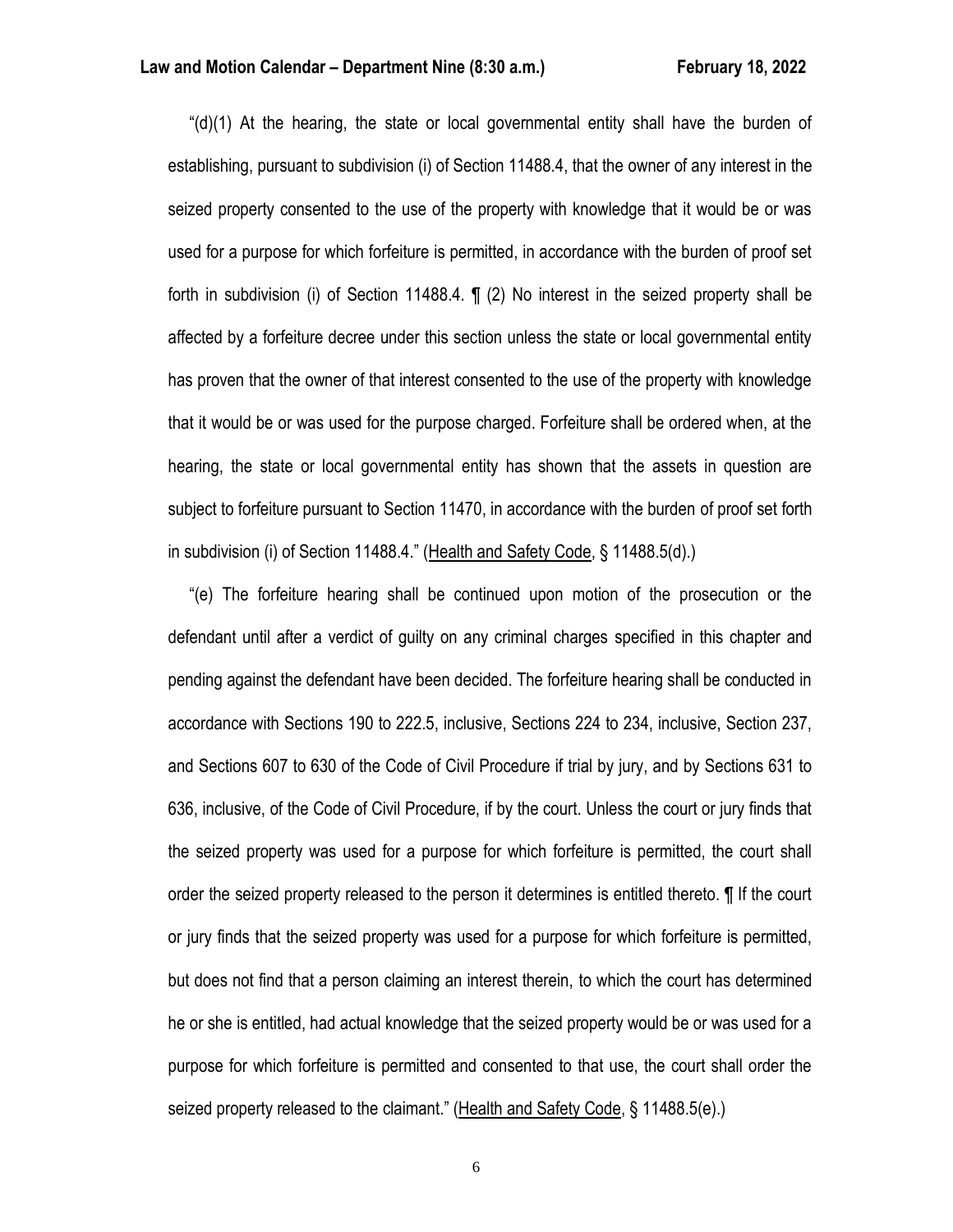"(d)(1) At the hearing, the state or local governmental entity shall have the burden of establishing, pursuant to subdivision (i) of Section 11488.4, that the owner of any interest in the seized property consented to the use of the property with knowledge that it would be or was used for a purpose for which forfeiture is permitted, in accordance with the burden of proof set forth in subdivision (i) of Section 11488.4. ¶ (2) No interest in the seized property shall be affected by a forfeiture decree under this section unless the state or local governmental entity has proven that the owner of that interest consented to the use of the property with knowledge that it would be or was used for the purpose charged. Forfeiture shall be ordered when, at the hearing, the state or local governmental entity has shown that the assets in question are subject to forfeiture pursuant to Section 11470, in accordance with the burden of proof set forth in subdivision (i) of Section 11488.4." (Health and Safety Code, § 11488.5(d).)

"(e) The forfeiture hearing shall be continued upon motion of the prosecution or the defendant until after a verdict of guilty on any criminal charges specified in this chapter and pending against the defendant have been decided. The forfeiture hearing shall be conducted in accordance with Sections 190 to 222.5, inclusive, Sections 224 to 234, inclusive, Section 237, and Sections 607 to 630 of the Code of Civil Procedure if trial by jury, and by Sections 631 to 636, inclusive, of the Code of Civil Procedure, if by the court. Unless the court or jury finds that the seized property was used for a purpose for which forfeiture is permitted, the court shall order the seized property released to the person it determines is entitled thereto. ¶ If the court or jury finds that the seized property was used for a purpose for which forfeiture is permitted, but does not find that a person claiming an interest therein, to which the court has determined he or she is entitled, had actual knowledge that the seized property would be or was used for a purpose for which forfeiture is permitted and consented to that use, the court shall order the seized property released to the claimant." (Health and Safety Code, § 11488.5(e).)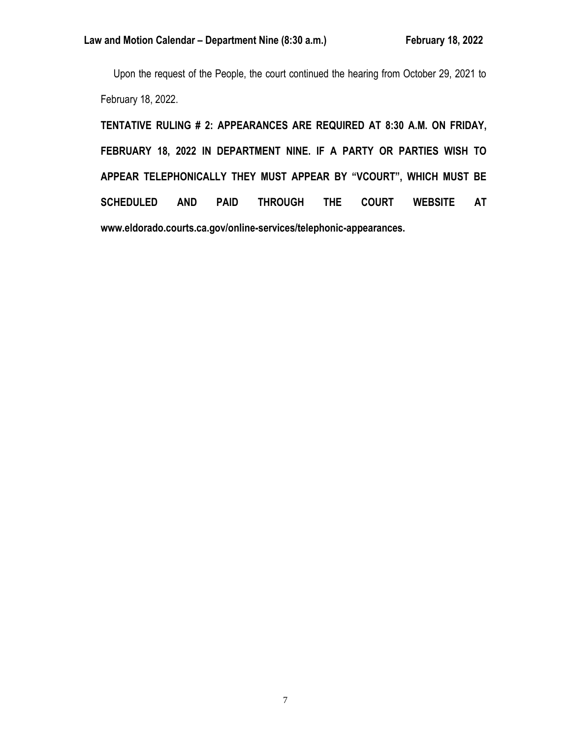Upon the request of the People, the court continued the hearing from October 29, 2021 to February 18, 2022.

**TENTATIVE RULING # 2: APPEARANCES ARE REQUIRED AT 8:30 A.M. ON FRIDAY, FEBRUARY 18, 2022 IN DEPARTMENT NINE. IF A PARTY OR PARTIES WISH TO APPEAR TELEPHONICALLY THEY MUST APPEAR BY "VCOURT", WHICH MUST BE SCHEDULED AND PAID THROUGH THE COURT WEBSITE AT www.eldorado.courts.ca.gov/online-services/telephonic-appearances.**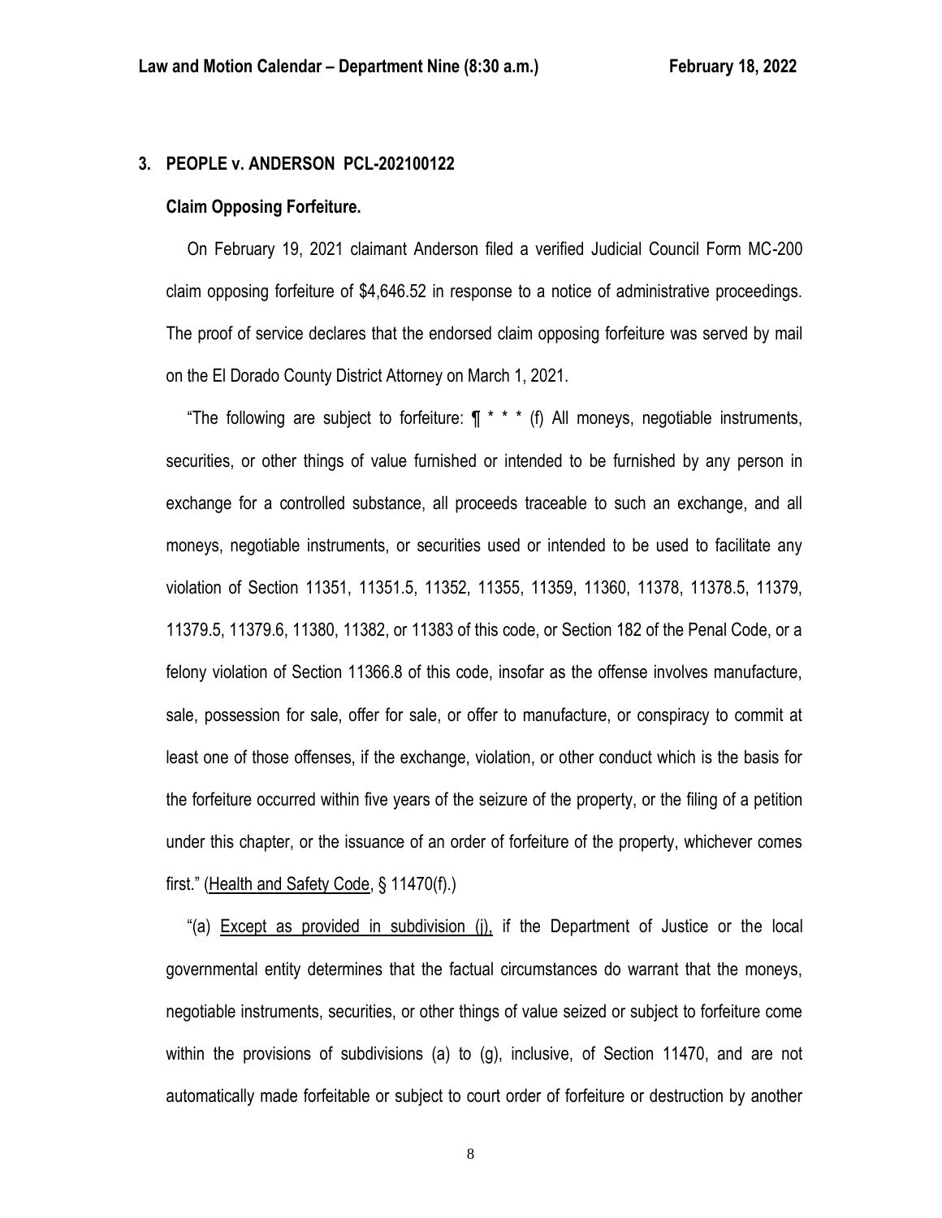## 3. PEOPLE v. ANDERSON PCL-202100122

### Claim Opposing Forfeiture.

On February 19, 2021 claimant Anderson filed a verified Judicial Council Form MC-200 claim opposing forfeiture of $4,646.52 in response to a notice of administrative proceedings. The proof of service declares that the endorsed claim opposing forfeiture was served by mail on the El Dorado County District Attorney on March 1, 2021.

"The following are subject to forfeiture: ¶ * * * (f) All moneys, negotiable instruments, securities, or other things of value furnished or intended to be furnished by any person in exchange for a controlled substance, all proceeds traceable to such an exchange, and all moneys, negotiable instruments, or securities used or intended to be used to facilitate any violation of Section 11351, 11351.5, 11352, 11355, 11359, 11360, 11378, 11378.5, 11379, 11379.5, 11379.6, 11380, 11382, or 11383 of this code, or Section 182 of the Penal Code, or a felony violation of Section 11366.8 of this code, insofar as the offense involves manufacture, sale, possession for sale, offer for sale, or offer to manufacture, or conspiracy to commit at least one of those offenses, if the exchange, violation, or other conduct which is the basis for the forfeiture occurred within five years of the seizure of the property, or the filing of a petition under this chapter, or the issuance of an order of forfeiture of the property, whichever comes first." (Health and Safety Code, § 11470(f).)

"(a) Except as provided in subdivision (j), if the Department of Justice or the local governmental entity determines that the factual circumstances do warrant that the moneys, negotiable instruments, securities, or other things of value seized or subject to forfeiture come within the provisions of subdivisions (a) to (g), inclusive, of Section 11470, and are not automatically made forfeitable or subject to court order of forfeiture or destruction by another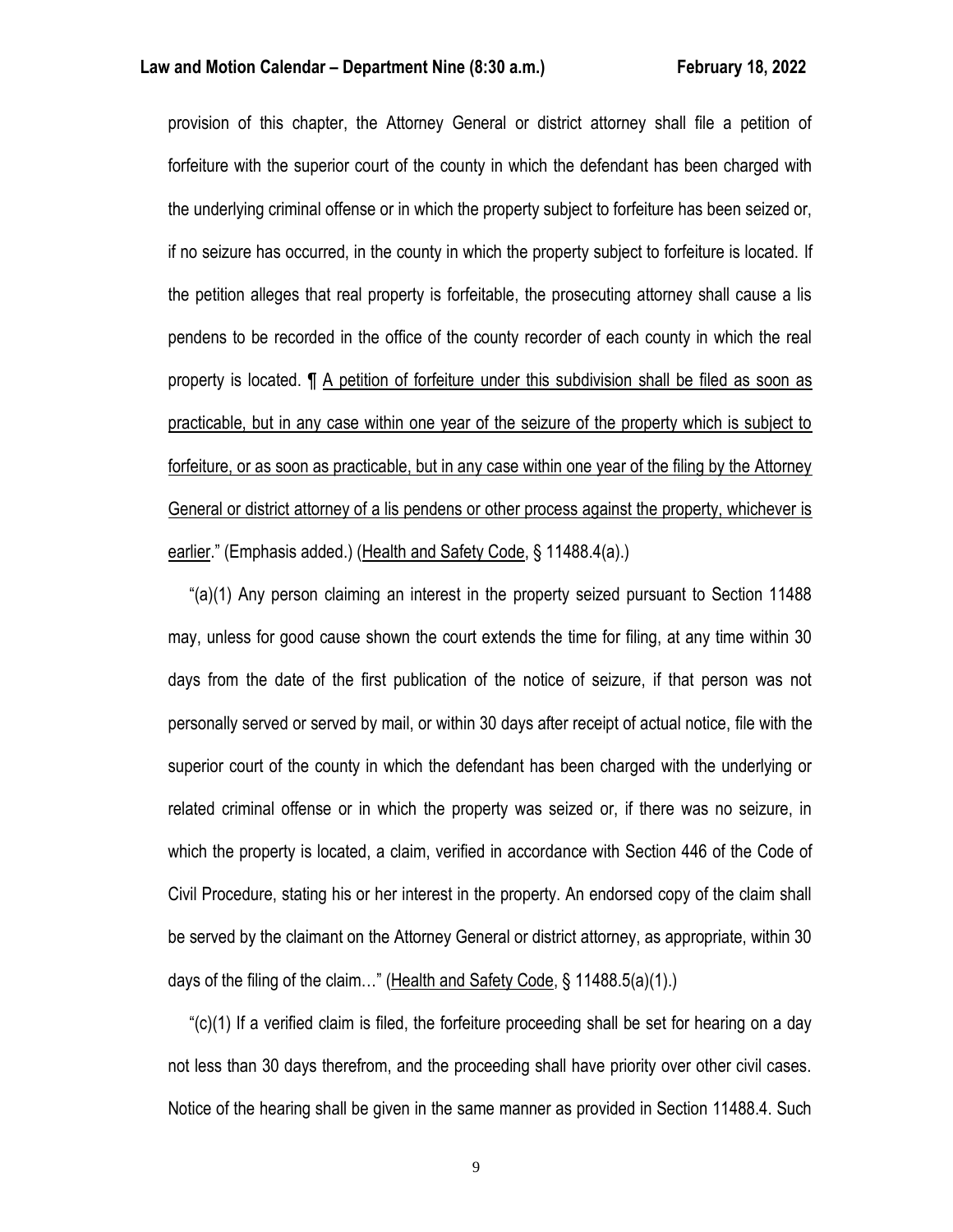provision of this chapter, the Attorney General or district attorney shall file a petition of forfeiture with the superior court of the county in which the defendant has been charged with the underlying criminal offense or in which the property subject to forfeiture has been seized or, if no seizure has occurred, in the county in which the property subject to forfeiture is located. If the petition alleges that real property is forfeitable, the prosecuting attorney shall cause a lis pendens to be recorded in the office of the county recorder of each county in which the real property is located. ¶ <u>A petition of forfeiture under this subdivision shall be filed as soon as practicable, but in any case within one year of the seizure of the property which is subject to forfeiture, or as soon as practicable, but in any case within one year of the filing by the Attorney General or district attorney of a lis pendens or other process against the property, whichever is earlier</u>." (Emphasis added.) (<u>Health and Safety Code</u>, § 11488.4(a).)

"(a)(1) Any person claiming an interest in the property seized pursuant to Section 11488 may, unless for good cause shown the court extends the time for filing, at any time within 30 days from the date of the first publication of the notice of seizure, if that person was not personally served or served by mail, or within 30 days after receipt of actual notice, file with the superior court of the county in which the defendant has been charged with the underlying or related criminal offense or in which the property was seized or, if there was no seizure, in which the property is located, a claim, verified in accordance with Section 446 of the Code of Civil Procedure, stating his or her interest in the property. An endorsed copy of the claim shall be served by the claimant on the Attorney General or district attorney, as appropriate, within 30 days of the filing of the claim…" (<u>Health and Safety Code</u>, § 11488.5(a)(1).)

"(c)(1) If a verified claim is filed, the forfeiture proceeding shall be set for hearing on a day not less than 30 days therefrom, and the proceeding shall have priority over other civil cases. Notice of the hearing shall be given in the same manner as provided in Section 11488.4. Such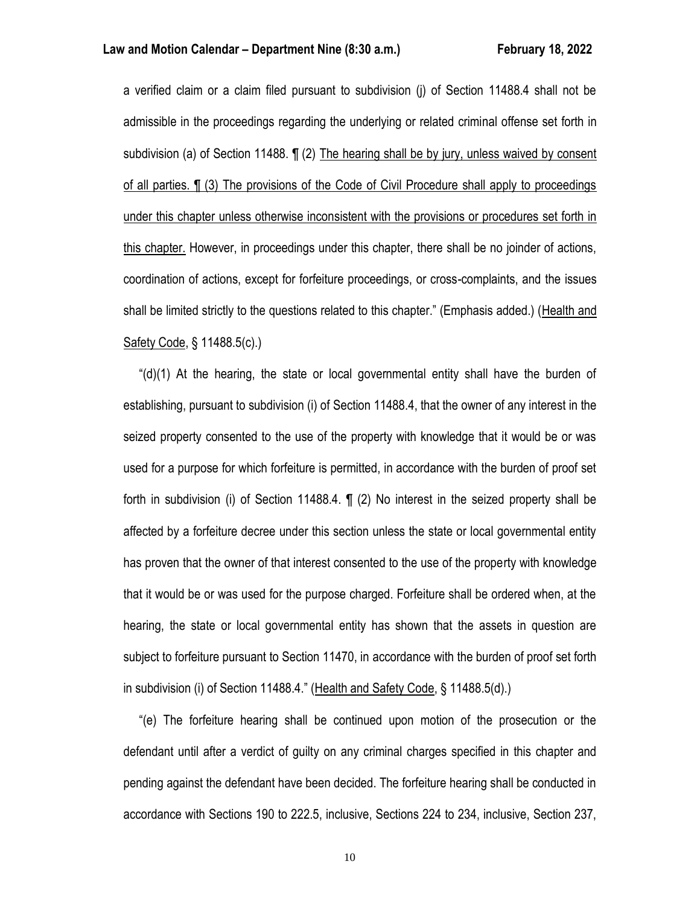a verified claim or a claim filed pursuant to subdivision (j) of Section 11488.4 shall not be admissible in the proceedings regarding the underlying or related criminal offense set forth in subdivision (a) of Section 11488. ¶ (2) <u>The hearing shall be by jury, unless waived by consent of all parties. ¶ (3) The provisions of the Code of Civil Procedure shall apply to proceedings under this chapter unless otherwise inconsistent with the provisions or procedures set forth in this chapter.</u> However, in proceedings under this chapter, there shall be no joinder of actions, coordination of actions, except for forfeiture proceedings, or cross-complaints, and the issues shall be limited strictly to the questions related to this chapter." (Emphasis added.) (<u>Health and Safety Code</u>, § 11488.5(c).)

"(d)(1) At the hearing, the state or local governmental entity shall have the burden of establishing, pursuant to subdivision (i) of Section 11488.4, that the owner of any interest in the seized property consented to the use of the property with knowledge that it would be or was used for a purpose for which forfeiture is permitted, in accordance with the burden of proof set forth in subdivision (i) of Section 11488.4. ¶ (2) No interest in the seized property shall be affected by a forfeiture decree under this section unless the state or local governmental entity has proven that the owner of that interest consented to the use of the property with knowledge that it would be or was used for the purpose charged. Forfeiture shall be ordered when, at the hearing, the state or local governmental entity has shown that the assets in question are subject to forfeiture pursuant to Section 11470, in accordance with the burden of proof set forth in subdivision (i) of Section 11488.4." (<u>Health and Safety Code</u>, § 11488.5(d).)

"(e) The forfeiture hearing shall be continued upon motion of the prosecution or the defendant until after a verdict of guilty on any criminal charges specified in this chapter and pending against the defendant have been decided. The forfeiture hearing shall be conducted in accordance with Sections 190 to 222.5, inclusive, Sections 224 to 234, inclusive, Section 237,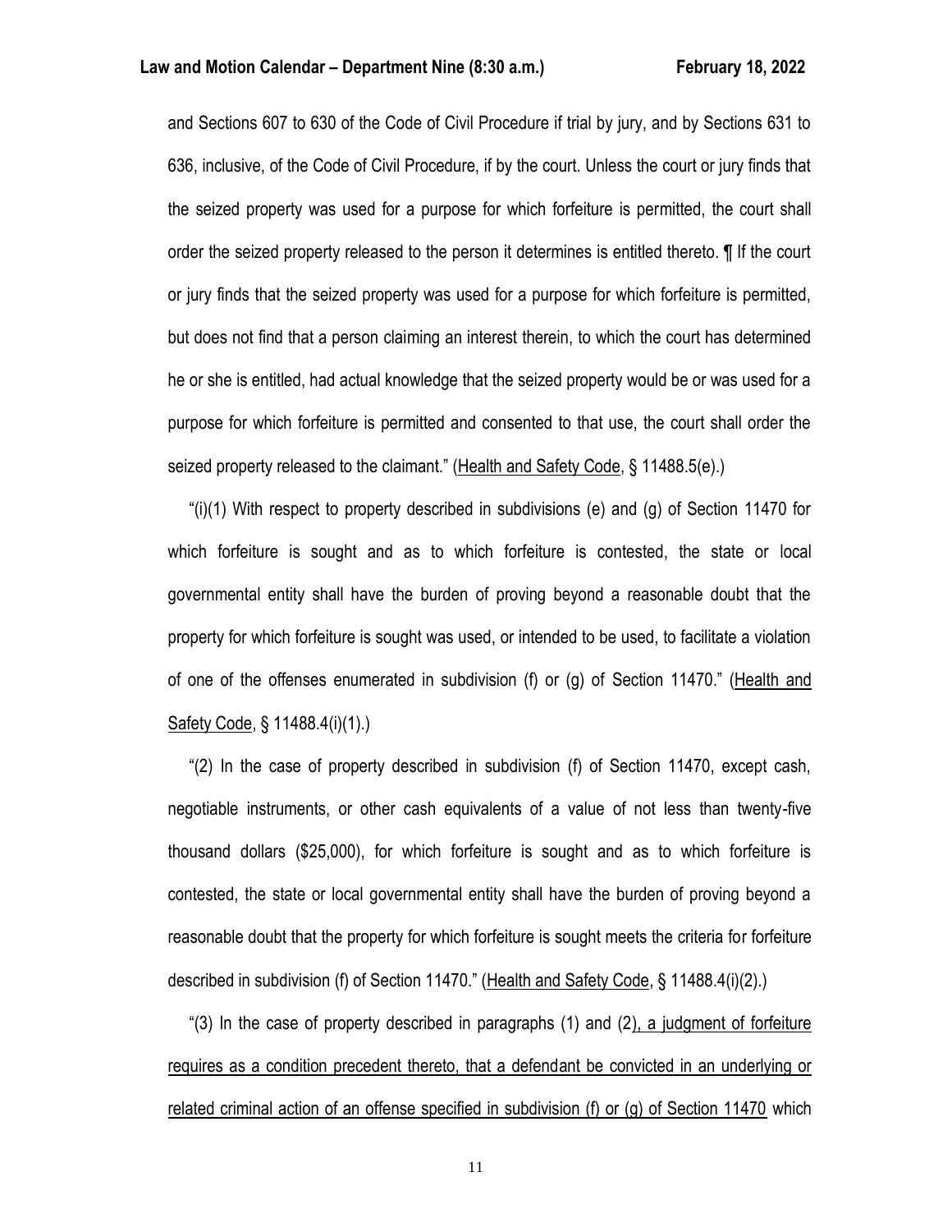and Sections 607 to 630 of the Code of Civil Procedure if trial by jury, and by Sections 631 to 636, inclusive, of the Code of Civil Procedure, if by the court. Unless the court or jury finds that the seized property was used for a purpose for which forfeiture is permitted, the court shall order the seized property released to the person it determines is entitled thereto. ¶ If the court or jury finds that the seized property was used for a purpose for which forfeiture is permitted, but does not find that a person claiming an interest therein, to which the court has determined he or she is entitled, had actual knowledge that the seized property would be or was used for a purpose for which forfeiture is permitted and consented to that use, the court shall order the seized property released to the claimant." (Health and Safety Code, § 11488.5(e).)

"(i)(1) With respect to property described in subdivisions (e) and (g) of Section 11470 for which forfeiture is sought and as to which forfeiture is contested, the state or local governmental entity shall have the burden of proving beyond a reasonable doubt that the property for which forfeiture is sought was used, or intended to be used, to facilitate a violation of one of the offenses enumerated in subdivision (f) or (g) of Section 11470." (Health and Safety Code, § 11488.4(i)(1).)

"(2) In the case of property described in subdivision (f) of Section 11470, except cash, negotiable instruments, or other cash equivalents of a value of not less than twenty-five thousand dollars ($25,000), for which forfeiture is sought and as to which forfeiture is contested, the state or local governmental entity shall have the burden of proving beyond a reasonable doubt that the property for which forfeiture is sought meets the criteria for forfeiture described in subdivision (f) of Section 11470." (Health and Safety Code, § 11488.4(i)(2).)

"(3) In the case of property described in paragraphs (1) and (2), a judgment of forfeiture requires as a condition precedent thereto, that a defendant be convicted in an underlying or related criminal action of an offense specified in subdivision (f) or (g) of Section 11470 which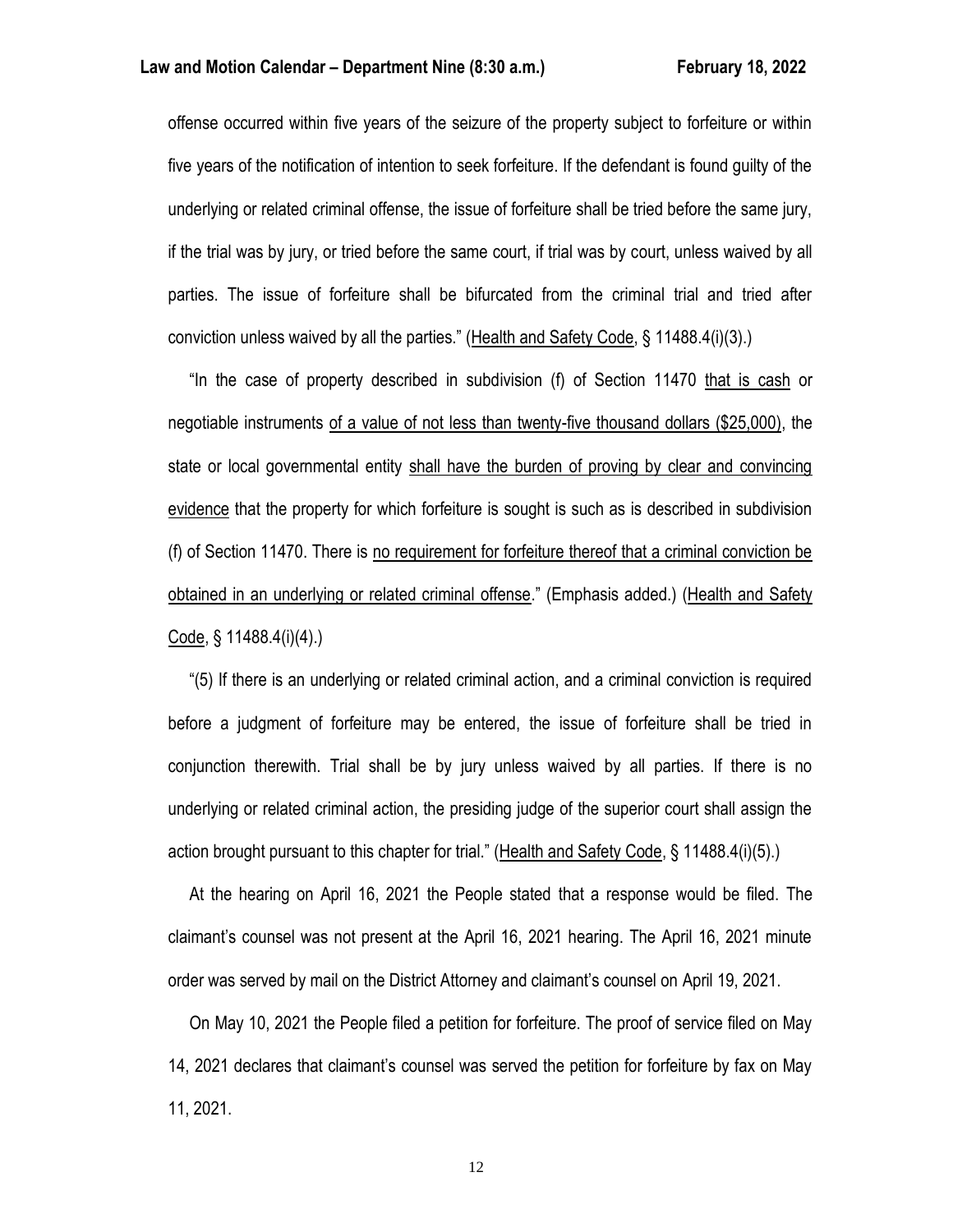offense occurred within five years of the seizure of the property subject to forfeiture or within five years of the notification of intention to seek forfeiture. If the defendant is found guilty of the underlying or related criminal offense, the issue of forfeiture shall be tried before the same jury, if the trial was by jury, or tried before the same court, if trial was by court, unless waived by all parties. The issue of forfeiture shall be bifurcated from the criminal trial and tried after conviction unless waived by all the parties." (Health and Safety Code, § 11488.4(i)(3).)

"In the case of property described in subdivision (f) of Section 11470 that is cash or negotiable instruments of a value of not less than twenty-five thousand dollars ($25,000), the state or local governmental entity shall have the burden of proving by clear and convincing evidence that the property for which forfeiture is sought is such as is described in subdivision (f) of Section 11470. There is no requirement for forfeiture thereof that a criminal conviction be obtained in an underlying or related criminal offense." (Emphasis added.) (Health and Safety Code, § 11488.4(i)(4).)

"(5) If there is an underlying or related criminal action, and a criminal conviction is required before a judgment of forfeiture may be entered, the issue of forfeiture shall be tried in conjunction therewith. Trial shall be by jury unless waived by all parties. If there is no underlying or related criminal action, the presiding judge of the superior court shall assign the action brought pursuant to this chapter for trial." (Health and Safety Code, § 11488.4(i)(5).)

At the hearing on April 16, 2021 the People stated that a response would be filed. The claimant's counsel was not present at the April 16, 2021 hearing. The April 16, 2021 minute order was served by mail on the District Attorney and claimant's counsel on April 19, 2021.

On May 10, 2021 the People filed a petition for forfeiture. The proof of service filed on May 14, 2021 declares that claimant's counsel was served the petition for forfeiture by fax on May 11, 2021.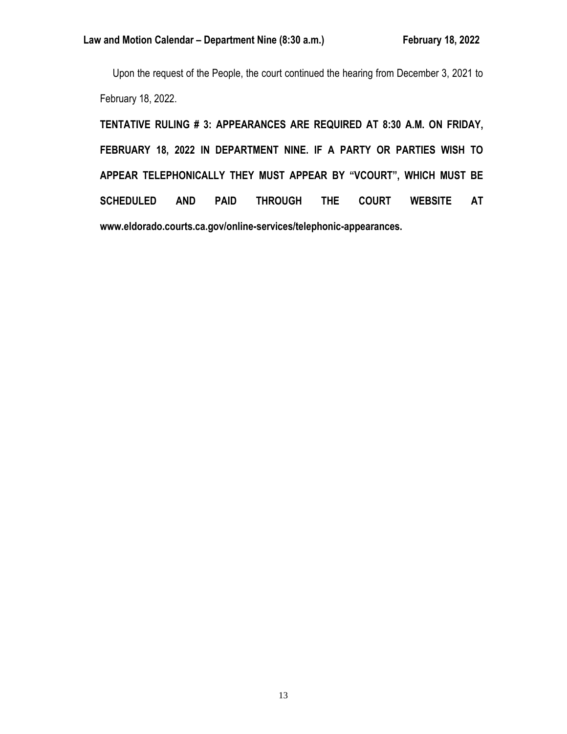Upon the request of the People, the court continued the hearing from December 3, 2021 to February 18, 2022.

**TENTATIVE RULING # 3: APPEARANCES ARE REQUIRED AT 8:30 A.M. ON FRIDAY, FEBRUARY 18, 2022 IN DEPARTMENT NINE. IF A PARTY OR PARTIES WISH TO APPEAR TELEPHONICALLY THEY MUST APPEAR BY "VCOURT", WHICH MUST BE SCHEDULED AND PAID THROUGH THE COURT WEBSITE AT www.eldorado.courts.ca.gov/online-services/telephonic-appearances.**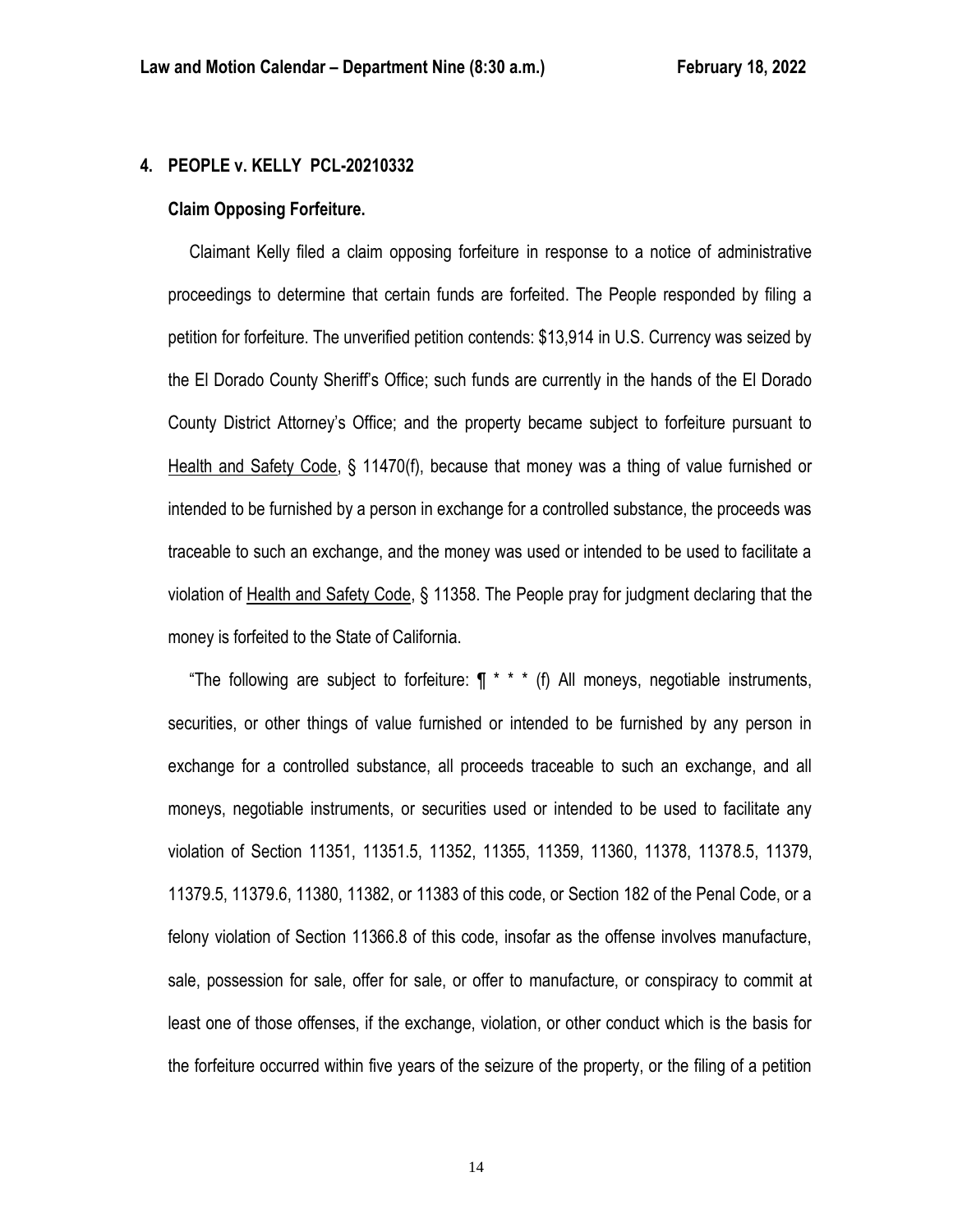## 4. PEOPLE v. KELLY PCL-20210332

### Claim Opposing Forfeiture.

Claimant Kelly filed a claim opposing forfeiture in response to a notice of administrative proceedings to determine that certain funds are forfeited. The People responded by filing a petition for forfeiture. The unverified petition contends: $13,914 in U.S. Currency was seized by the El Dorado County Sheriff's Office; such funds are currently in the hands of the El Dorado County District Attorney's Office; and the property became subject to forfeiture pursuant to Health and Safety Code, § 11470(f), because that money was a thing of value furnished or intended to be furnished by a person in exchange for a controlled substance, the proceeds was traceable to such an exchange, and the money was used or intended to be used to facilitate a violation of Health and Safety Code, § 11358. The People pray for judgment declaring that the money is forfeited to the State of California.

"The following are subject to forfeiture: ¶ * * * (f) All moneys, negotiable instruments, securities, or other things of value furnished or intended to be furnished by any person in exchange for a controlled substance, all proceeds traceable to such an exchange, and all moneys, negotiable instruments, or securities used or intended to be used to facilitate any violation of Section 11351, 11351.5, 11352, 11355, 11359, 11360, 11378, 11378.5, 11379, 11379.5, 11379.6, 11380, 11382, or 11383 of this code, or Section 182 of the Penal Code, or a felony violation of Section 11366.8 of this code, insofar as the offense involves manufacture, sale, possession for sale, offer for sale, or offer to manufacture, or conspiracy to commit at least one of those offenses, if the exchange, violation, or other conduct which is the basis for the forfeiture occurred within five years of the seizure of the property, or the filing of a petition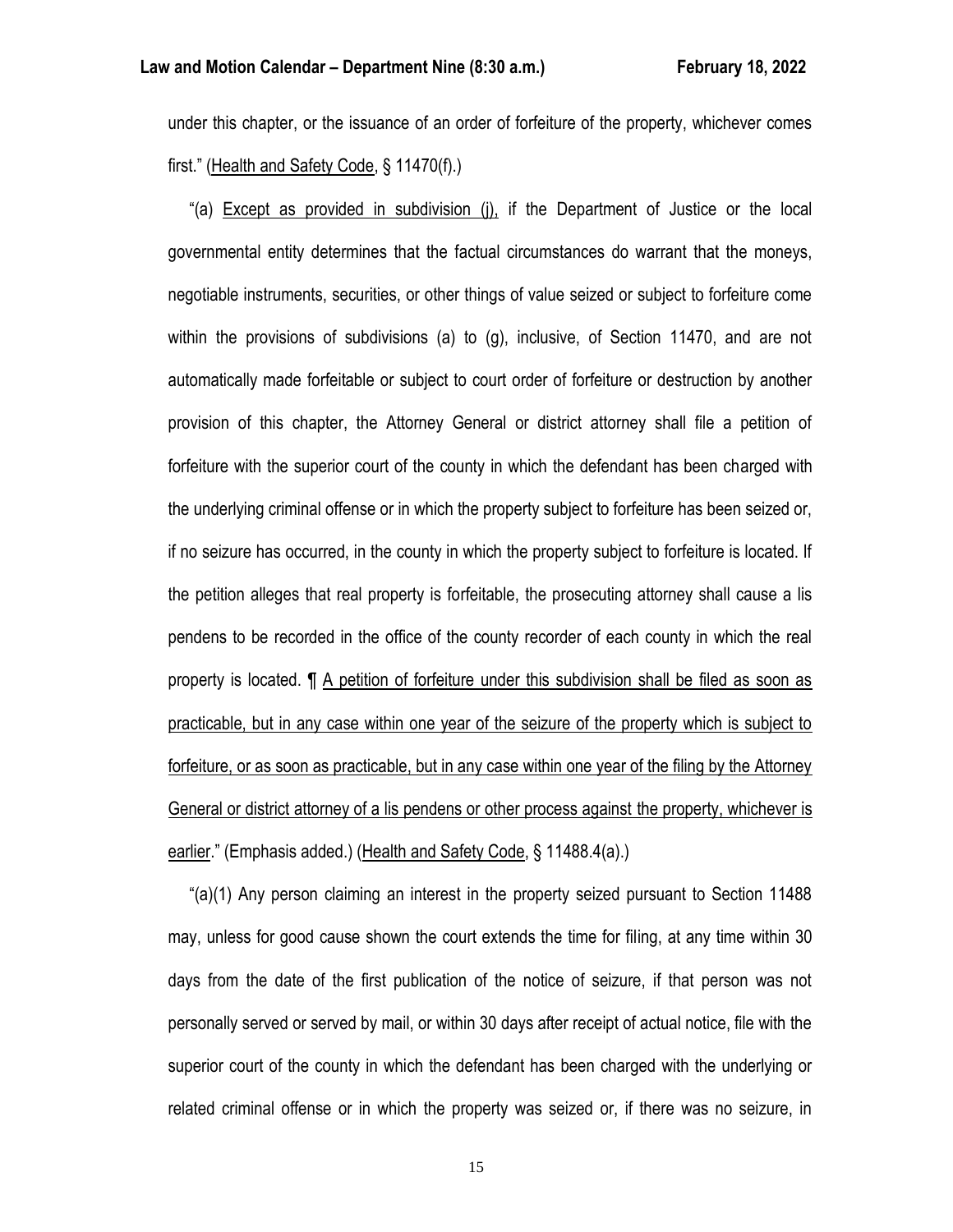under this chapter, or the issuance of an order of forfeiture of the property, whichever comes first." (Health and Safety Code, § 11470(f).)

"(a) Except as provided in subdivision (j), if the Department of Justice or the local governmental entity determines that the factual circumstances do warrant that the moneys, negotiable instruments, securities, or other things of value seized or subject to forfeiture come within the provisions of subdivisions (a) to (g), inclusive, of Section 11470, and are not automatically made forfeitable or subject to court order of forfeiture or destruction by another provision of this chapter, the Attorney General or district attorney shall file a petition of forfeiture with the superior court of the county in which the defendant has been charged with the underlying criminal offense or in which the property subject to forfeiture has been seized or, if no seizure has occurred, in the county in which the property subject to forfeiture is located. If the petition alleges that real property is forfeitable, the prosecuting attorney shall cause a lis pendens to be recorded in the office of the county recorder of each county in which the real property is located. ¶ A petition of forfeiture under this subdivision shall be filed as soon as practicable, but in any case within one year of the seizure of the property which is subject to forfeiture, or as soon as practicable, but in any case within one year of the filing by the Attorney General or district attorney of a lis pendens or other process against the property, whichever is earlier." (Emphasis added.) (Health and Safety Code, § 11488.4(a).)

"(a)(1) Any person claiming an interest in the property seized pursuant to Section 11488 may, unless for good cause shown the court extends the time for filing, at any time within 30 days from the date of the first publication of the notice of seizure, if that person was not personally served or served by mail, or within 30 days after receipt of actual notice, file with the superior court of the county in which the defendant has been charged with the underlying or related criminal offense or in which the property was seized or, if there was no seizure, in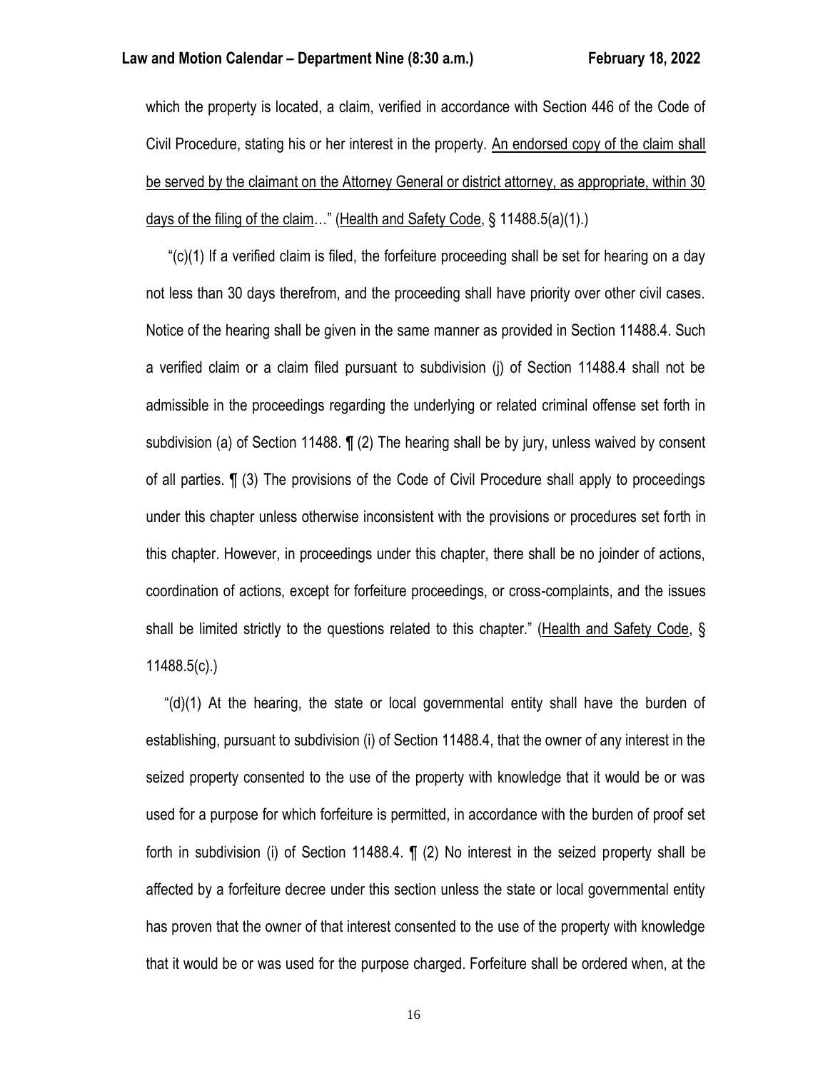which the property is located, a claim, verified in accordance with Section 446 of the Code of Civil Procedure, stating his or her interest in the property. <u>An endorsed copy of the claim shall be served by the claimant on the Attorney General or district attorney, as appropriate, within 30 days of the filing of the claim</u>…" (<u>Health and Safety Code</u>, § 11488.5(a)(1).)

"(c)(1) If a verified claim is filed, the forfeiture proceeding shall be set for hearing on a day not less than 30 days therefrom, and the proceeding shall have priority over other civil cases. Notice of the hearing shall be given in the same manner as provided in Section 11488.4. Such a verified claim or a claim filed pursuant to subdivision (j) of Section 11488.4 shall not be admissible in the proceedings regarding the underlying or related criminal offense set forth in subdivision (a) of Section 11488. ¶ (2) The hearing shall be by jury, unless waived by consent of all parties. ¶ (3) The provisions of the Code of Civil Procedure shall apply to proceedings under this chapter unless otherwise inconsistent with the provisions or procedures set forth in this chapter. However, in proceedings under this chapter, there shall be no joinder of actions, coordination of actions, except for forfeiture proceedings, or cross-complaints, and the issues shall be limited strictly to the questions related to this chapter." (<u>Health and Safety Code</u>, § 11488.5(c).)

"(d)(1) At the hearing, the state or local governmental entity shall have the burden of establishing, pursuant to subdivision (i) of Section 11488.4, that the owner of any interest in the seized property consented to the use of the property with knowledge that it would be or was used for a purpose for which forfeiture is permitted, in accordance with the burden of proof set forth in subdivision (i) of Section 11488.4. ¶ (2) No interest in the seized property shall be affected by a forfeiture decree under this section unless the state or local governmental entity has proven that the owner of that interest consented to the use of the property with knowledge that it would be or was used for the purpose charged. Forfeiture shall be ordered when, at the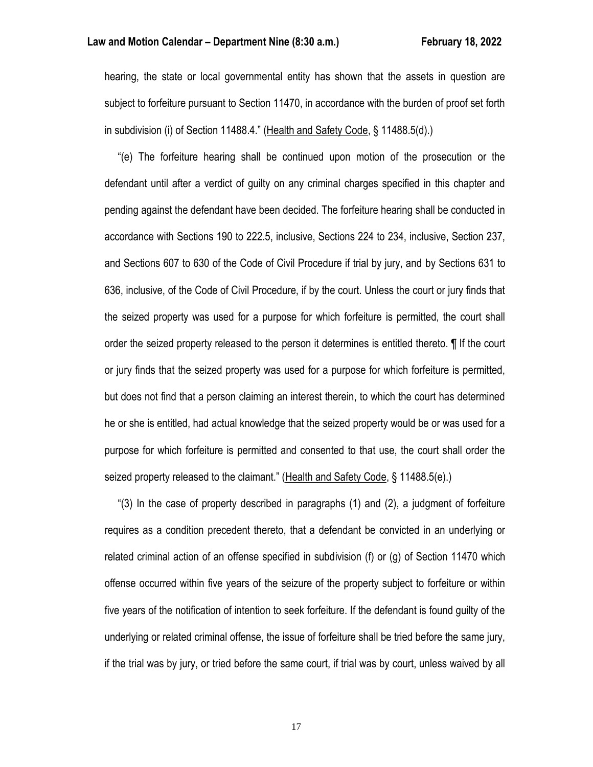hearing, the state or local governmental entity has shown that the assets in question are subject to forfeiture pursuant to Section 11470, in accordance with the burden of proof set forth in subdivision (i) of Section 11488.4." (Health and Safety Code, § 11488.5(d).)

"(e) The forfeiture hearing shall be continued upon motion of the prosecution or the defendant until after a verdict of guilty on any criminal charges specified in this chapter and pending against the defendant have been decided. The forfeiture hearing shall be conducted in accordance with Sections 190 to 222.5, inclusive, Sections 224 to 234, inclusive, Section 237, and Sections 607 to 630 of the Code of Civil Procedure if trial by jury, and by Sections 631 to 636, inclusive, of the Code of Civil Procedure, if by the court. Unless the court or jury finds that the seized property was used for a purpose for which forfeiture is permitted, the court shall order the seized property released to the person it determines is entitled thereto. ¶ If the court or jury finds that the seized property was used for a purpose for which forfeiture is permitted, but does not find that a person claiming an interest therein, to which the court has determined he or she is entitled, had actual knowledge that the seized property would be or was used for a purpose for which forfeiture is permitted and consented to that use, the court shall order the seized property released to the claimant." (Health and Safety Code, § 11488.5(e).)

"(3) In the case of property described in paragraphs (1) and (2), a judgment of forfeiture requires as a condition precedent thereto, that a defendant be convicted in an underlying or related criminal action of an offense specified in subdivision (f) or (g) of Section 11470 which offense occurred within five years of the seizure of the property subject to forfeiture or within five years of the notification of intention to seek forfeiture. If the defendant is found guilty of the underlying or related criminal offense, the issue of forfeiture shall be tried before the same jury, if the trial was by jury, or tried before the same court, if trial was by court, unless waived by all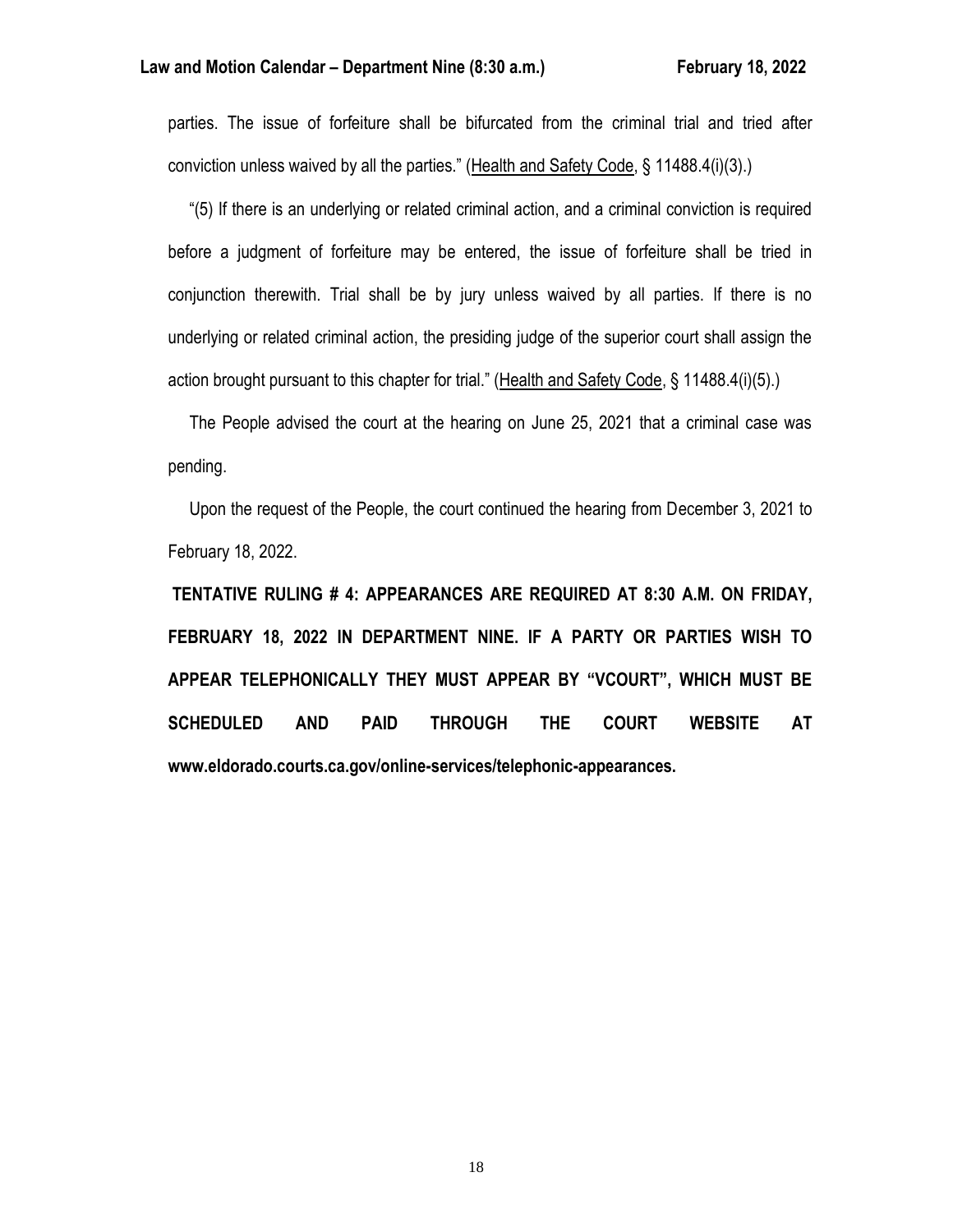parties. The issue of forfeiture shall be bifurcated from the criminal trial and tried after conviction unless waived by all the parties." (Health and Safety Code, § 11488.4(i)(3).)

"(5) If there is an underlying or related criminal action, and a criminal conviction is required before a judgment of forfeiture may be entered, the issue of forfeiture shall be tried in conjunction therewith. Trial shall be by jury unless waived by all parties. If there is no underlying or related criminal action, the presiding judge of the superior court shall assign the action brought pursuant to this chapter for trial." (Health and Safety Code, § 11488.4(i)(5).)

The People advised the court at the hearing on June 25, 2021 that a criminal case was pending.

Upon the request of the People, the court continued the hearing from December 3, 2021 to February 18, 2022.

**TENTATIVE RULING # 4: APPEARANCES ARE REQUIRED AT 8:30 A.M. ON FRIDAY, FEBRUARY 18, 2022 IN DEPARTMENT NINE. IF A PARTY OR PARTIES WISH TO APPEAR TELEPHONICALLY THEY MUST APPEAR BY "VCOURT", WHICH MUST BE SCHEDULED AND PAID THROUGH THE COURT WEBSITE AT www.eldorado.courts.ca.gov/online-services/telephonic-appearances.**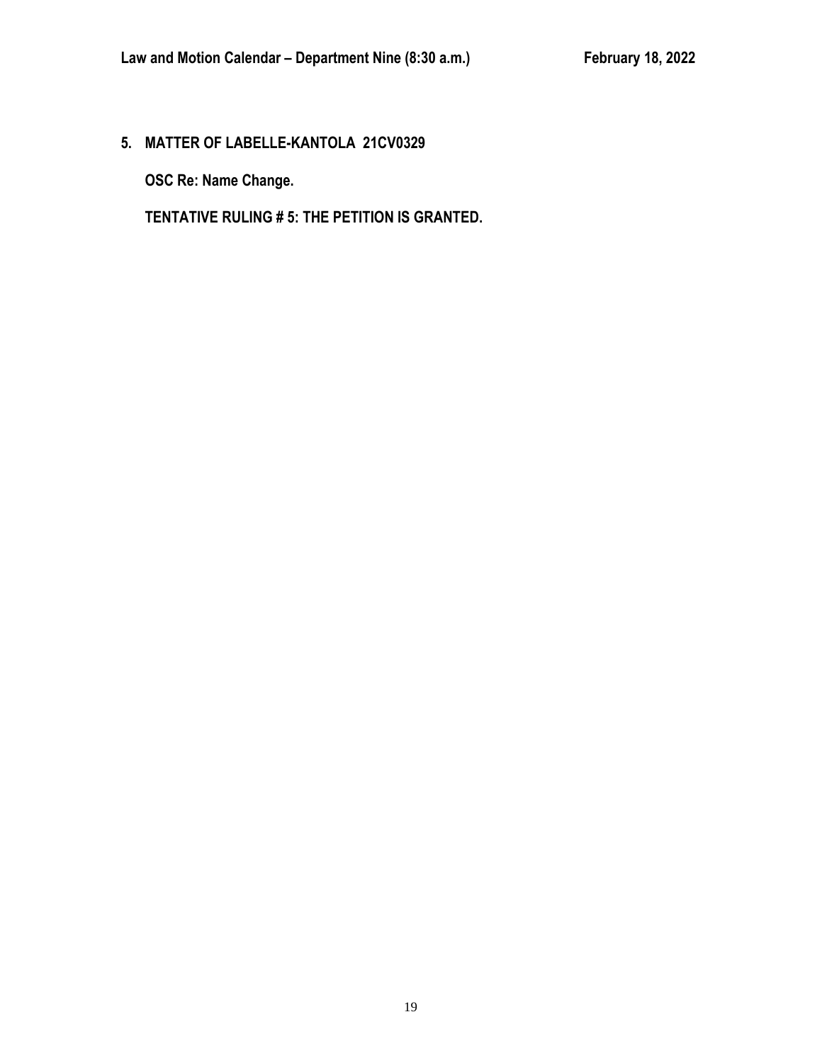**5. MATTER OF LABELLE-KANTOLA 21CV0329**

**OSC Re: Name Change.**

**TENTATIVE RULING # 5: THE PETITION IS GRANTED.**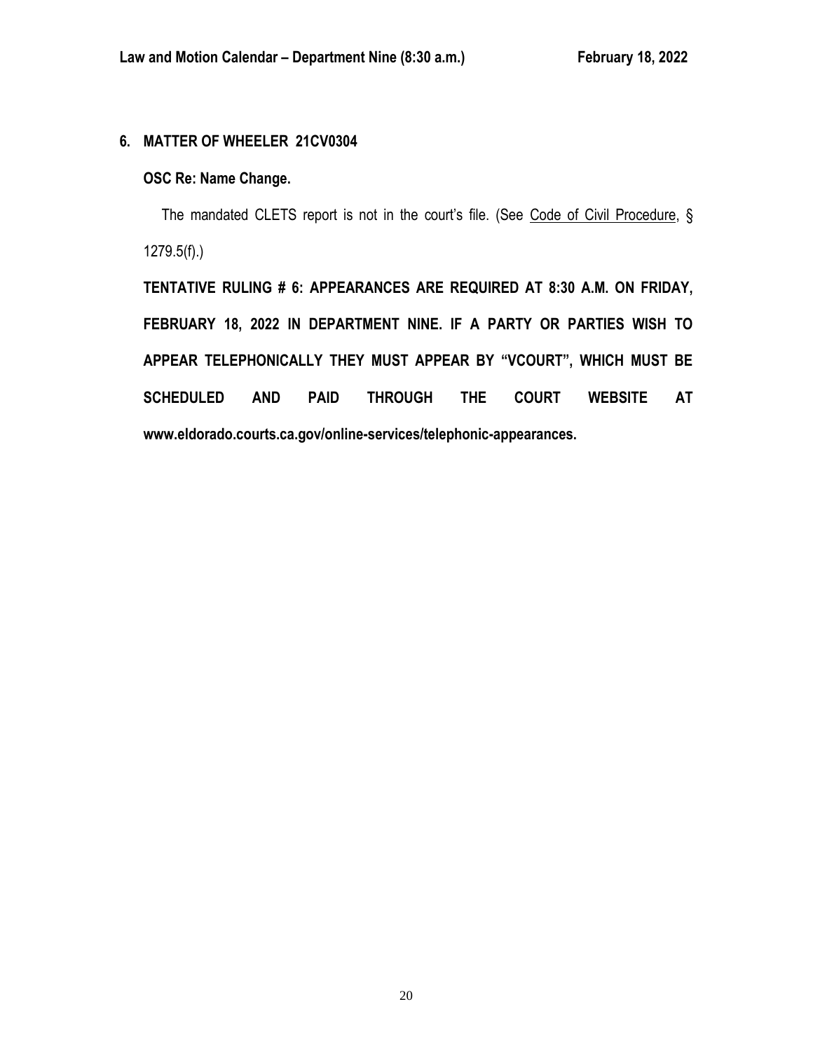## 6. MATTER OF WHEELER 21CV0304

**OSC Re: Name Change.**

The mandated CLETS report is not in the court's file. (See Code of Civil Procedure, § 1279.5(f).)

**TENTATIVE RULING # 6: APPEARANCES ARE REQUIRED AT 8:30 A.M. ON FRIDAY, FEBRUARY 18, 2022 IN DEPARTMENT NINE. IF A PARTY OR PARTIES WISH TO APPEAR TELEPHONICALLY THEY MUST APPEAR BY "VCOURT", WHICH MUST BE SCHEDULED AND PAID THROUGH THE COURT WEBSITE AT www.eldorado.courts.ca.gov/online-services/telephonic-appearances.**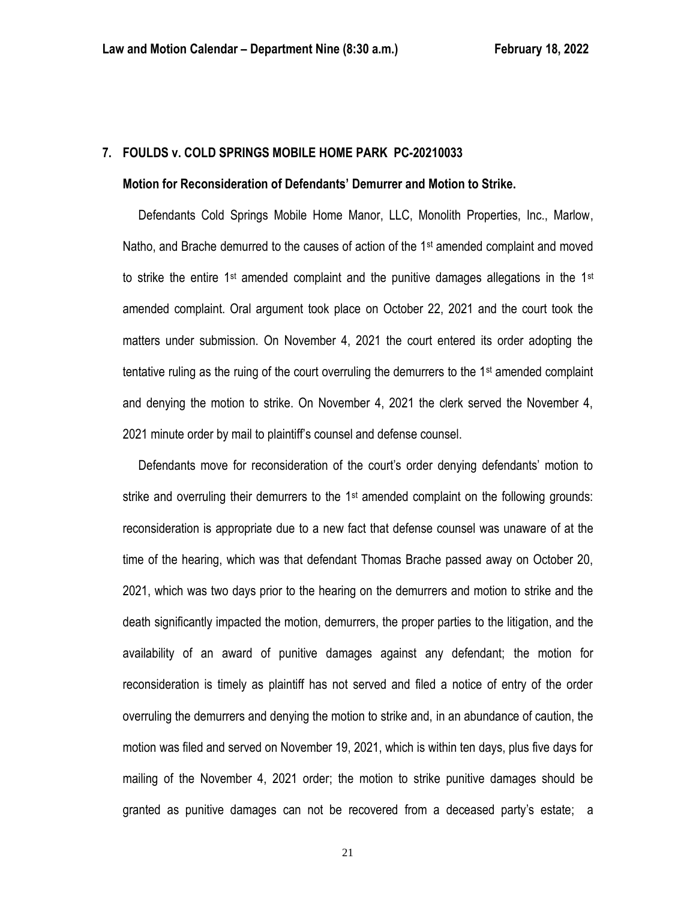## 7. FOULDS v. COLD SPRINGS MOBILE HOME PARK PC-20210033

**Motion for Reconsideration of Defendants' Demurrer and Motion to Strike.**

Defendants Cold Springs Mobile Home Manor, LLC, Monolith Properties, Inc., Marlow, Natho, and Brache demurred to the causes of action of the 1st amended complaint and moved to strike the entire 1st amended complaint and the punitive damages allegations in the 1st amended complaint. Oral argument took place on October 22, 2021 and the court took the matters under submission. On November 4, 2021 the court entered its order adopting the tentative ruling as the ruing of the court overruling the demurrers to the 1st amended complaint and denying the motion to strike. On November 4, 2021 the clerk served the November 4, 2021 minute order by mail to plaintiff's counsel and defense counsel.

Defendants move for reconsideration of the court's order denying defendants' motion to strike and overruling their demurrers to the 1st amended complaint on the following grounds: reconsideration is appropriate due to a new fact that defense counsel was unaware of at the time of the hearing, which was that defendant Thomas Brache passed away on October 20, 2021, which was two days prior to the hearing on the demurrers and motion to strike and the death significantly impacted the motion, demurrers, the proper parties to the litigation, and the availability of an award of punitive damages against any defendant; the motion for reconsideration is timely as plaintiff has not served and filed a notice of entry of the order overruling the demurrers and denying the motion to strike and, in an abundance of caution, the motion was filed and served on November 19, 2021, which is within ten days, plus five days for mailing of the November 4, 2021 order; the motion to strike punitive damages should be granted as punitive damages can not be recovered from a deceased party's estate; a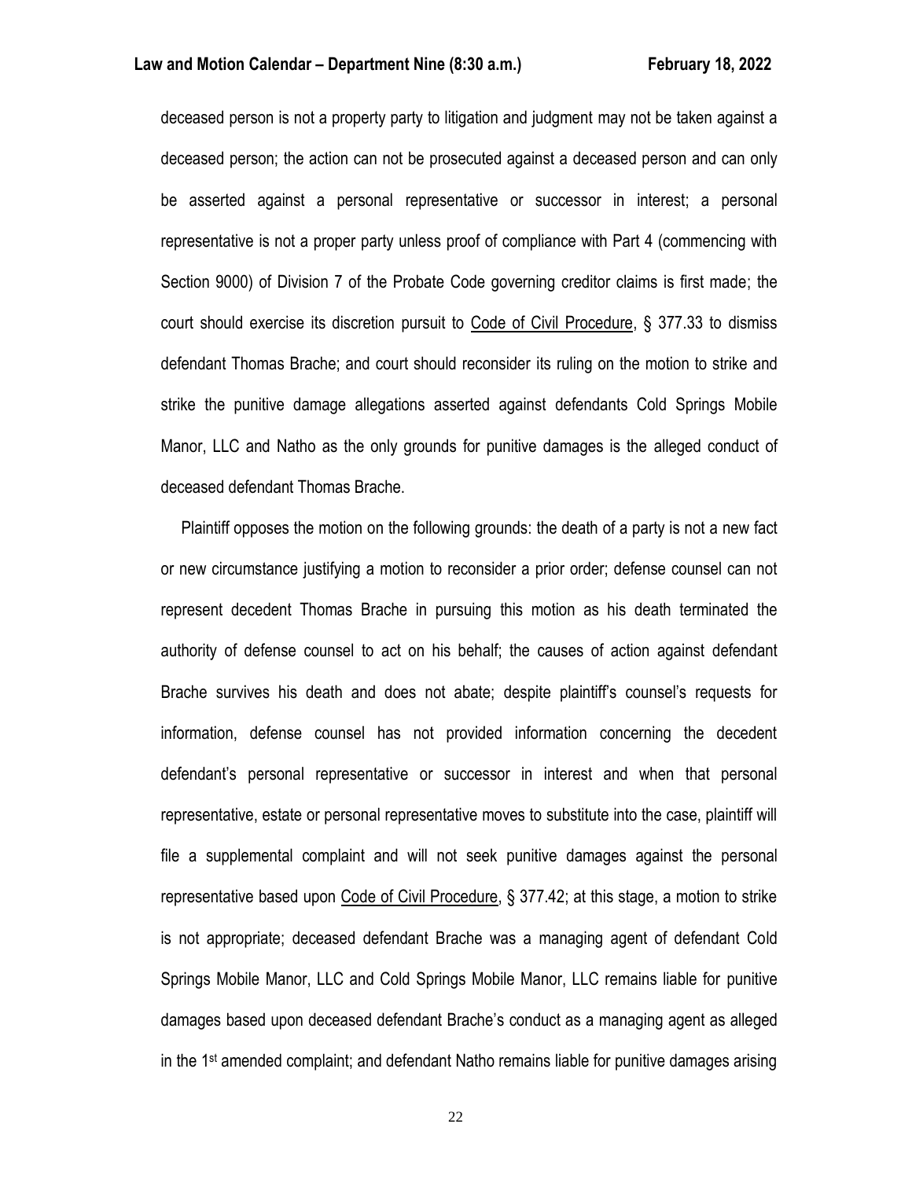deceased person is not a property party to litigation and judgment may not be taken against a deceased person; the action can not be prosecuted against a deceased person and can only be asserted against a personal representative or successor in interest; a personal representative is not a proper party unless proof of compliance with Part 4 (commencing with Section 9000) of Division 7 of the Probate Code governing creditor claims is first made; the court should exercise its discretion pursuit to Code of Civil Procedure, § 377.33 to dismiss defendant Thomas Brache; and court should reconsider its ruling on the motion to strike and strike the punitive damage allegations asserted against defendants Cold Springs Mobile Manor, LLC and Natho as the only grounds for punitive damages is the alleged conduct of deceased defendant Thomas Brache.

Plaintiff opposes the motion on the following grounds: the death of a party is not a new fact or new circumstance justifying a motion to reconsider a prior order; defense counsel can not represent decedent Thomas Brache in pursuing this motion as his death terminated the authority of defense counsel to act on his behalf; the causes of action against defendant Brache survives his death and does not abate; despite plaintiff's counsel's requests for information, defense counsel has not provided information concerning the decedent defendant's personal representative or successor in interest and when that personal representative, estate or personal representative moves to substitute into the case, plaintiff will file a supplemental complaint and will not seek punitive damages against the personal representative based upon Code of Civil Procedure, § 377.42; at this stage, a motion to strike is not appropriate; deceased defendant Brache was a managing agent of defendant Cold Springs Mobile Manor, LLC and Cold Springs Mobile Manor, LLC remains liable for punitive damages based upon deceased defendant Brache's conduct as a managing agent as alleged in the 1st amended complaint; and defendant Natho remains liable for punitive damages arising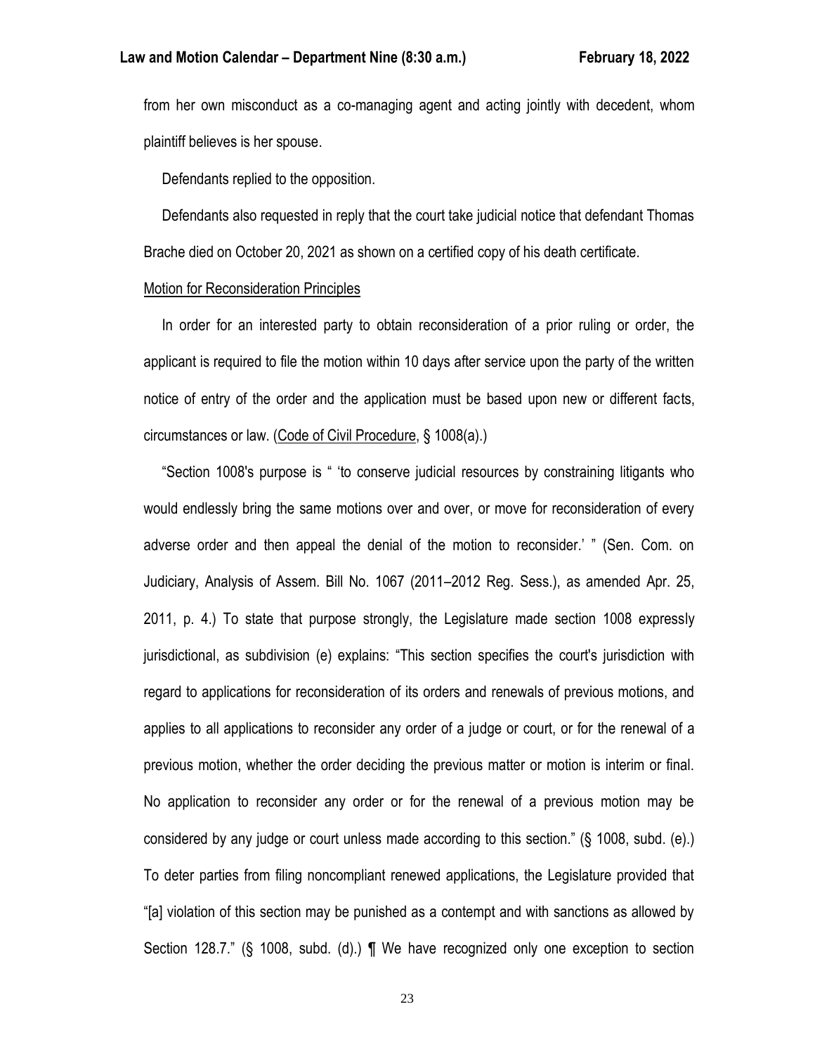from her own misconduct as a co-managing agent and acting jointly with decedent, whom plaintiff believes is her spouse.

Defendants replied to the opposition.

Defendants also requested in reply that the court take judicial notice that defendant Thomas Brache died on October 20, 2021 as shown on a certified copy of his death certificate.

Motion for Reconsideration Principles

In order for an interested party to obtain reconsideration of a prior ruling or order, the applicant is required to file the motion within 10 days after service upon the party of the written notice of entry of the order and the application must be based upon new or different facts, circumstances or law. (Code of Civil Procedure, § 1008(a).)

"Section 1008's purpose is " 'to conserve judicial resources by constraining litigants who would endlessly bring the same motions over and over, or move for reconsideration of every adverse order and then appeal the denial of the motion to reconsider.' " (Sen. Com. on Judiciary, Analysis of Assem. Bill No. 1067 (2011–2012 Reg. Sess.), as amended Apr. 25, 2011, p. 4.) To state that purpose strongly, the Legislature made section 1008 expressly jurisdictional, as subdivision (e) explains: "This section specifies the court's jurisdiction with regard to applications for reconsideration of its orders and renewals of previous motions, and applies to all applications to reconsider any order of a judge or court, or for the renewal of a previous motion, whether the order deciding the previous matter or motion is interim or final. No application to reconsider any order or for the renewal of a previous motion may be considered by any judge or court unless made according to this section." (§ 1008, subd. (e).) To deter parties from filing noncompliant renewed applications, the Legislature provided that "[a] violation of this section may be punished as a contempt and with sanctions as allowed by Section 128.7." (§ 1008, subd. (d).) ¶ We have recognized only one exception to section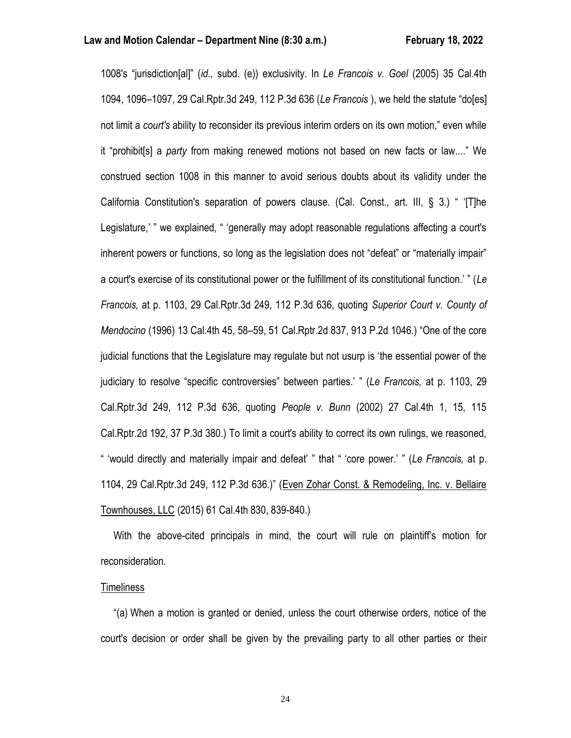1008's "jurisdiction[al]" (*id.,* subd. (e)) exclusivity. In *Le Francois v. Goel* (2005) 35 Cal.4th 1094, 1096–1097, 29 Cal.Rptr.3d 249, 112 P.3d 636 (*Le Francois* ), we held the statute "do[es] not limit a *court's* ability to reconsider its previous interim orders on its own motion," even while it "prohibit[s] a *party* from making renewed motions not based on new facts or law...." We construed section 1008 in this manner to avoid serious doubts about its validity under the California Constitution's separation of powers clause. (Cal. Const., art. III, § 3.) " '[T]he Legislature,' " we explained, " 'generally may adopt reasonable regulations affecting a court's inherent powers or functions, so long as the legislation does not "defeat" or "materially impair" a court's exercise of its constitutional power or the fulfillment of its constitutional function.' " (*Le Francois,* at p. 1103, 29 Cal.Rptr.3d 249, 112 P.3d 636, quoting *Superior Court v. County of Mendocino* (1996) 13 Cal.4th 45, 58–59, 51 Cal.Rptr.2d 837, 913 P.2d 1046.) "One of the core judicial functions that the Legislature may regulate but not usurp is 'the essential power of the judiciary to resolve "specific controversies" between parties.' " (*Le Francois,* at p. 1103, 29 Cal.Rptr.3d 249, 112 P.3d 636, quoting *People v. Bunn* (2002) 27 Cal.4th 1, 15, 115 Cal.Rptr.2d 192, 37 P.3d 380.) To limit a court's ability to correct its own rulings, we reasoned, " 'would directly and materially impair and defeat' " that " 'core power.' " (*Le Francois,* at p. 1104, 29 Cal.Rptr.3d 249, 112 P.3d 636.)" (<u>Even Zohar Const. & Remodeling, Inc. v. Bellaire Townhouses, LLC</u> (2015) 61 Cal.4th 830, 839-840.)

With the above-cited principals in mind, the court will rule on plaintiff's motion for reconsideration.

<u>Timeliness</u>

"(a) When a motion is granted or denied, unless the court otherwise orders, notice of the court's decision or order shall be given by the prevailing party to all other parties or their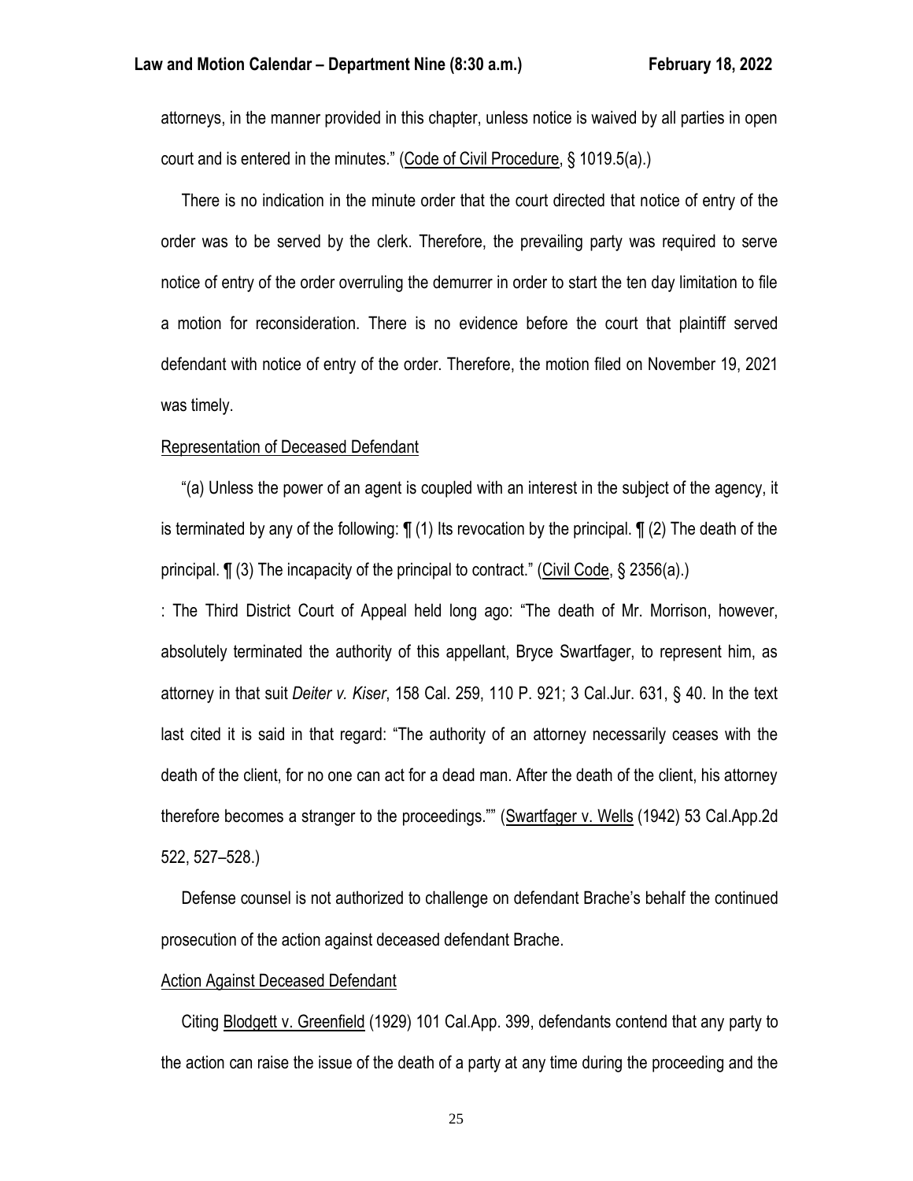attorneys, in the manner provided in this chapter, unless notice is waived by all parties in open court and is entered in the minutes." (Code of Civil Procedure, § 1019.5(a).)

There is no indication in the minute order that the court directed that notice of entry of the order was to be served by the clerk. Therefore, the prevailing party was required to serve notice of entry of the order overruling the demurrer in order to start the ten day limitation to file a motion for reconsideration. There is no evidence before the court that plaintiff served defendant with notice of entry of the order. Therefore, the motion filed on November 19, 2021 was timely.

Representation of Deceased Defendant

"(a) Unless the power of an agent is coupled with an interest in the subject of the agency, it is terminated by any of the following: ¶ (1) Its revocation by the principal. ¶ (2) The death of the principal. ¶ (3) The incapacity of the principal to contract." (Civil Code, § 2356(a).)

: The Third District Court of Appeal held long ago: "The death of Mr. Morrison, however, absolutely terminated the authority of this appellant, Bryce Swartfager, to represent him, as attorney in that suit *Deiter v. Kiser*, 158 Cal. 259, 110 P. 921; 3 Cal.Jur. 631, § 40. In the text last cited it is said in that regard: "The authority of an attorney necessarily ceases with the death of the client, for no one can act for a dead man. After the death of the client, his attorney therefore becomes a stranger to the proceedings."" (Swartfager v. Wells (1942) 53 Cal.App.2d 522, 527–528.)

Defense counsel is not authorized to challenge on defendant Brache's behalf the continued prosecution of the action against deceased defendant Brache.

Action Against Deceased Defendant

Citing Blodgett v. Greenfield (1929) 101 Cal.App. 399, defendants contend that any party to the action can raise the issue of the death of a party at any time during the proceeding and the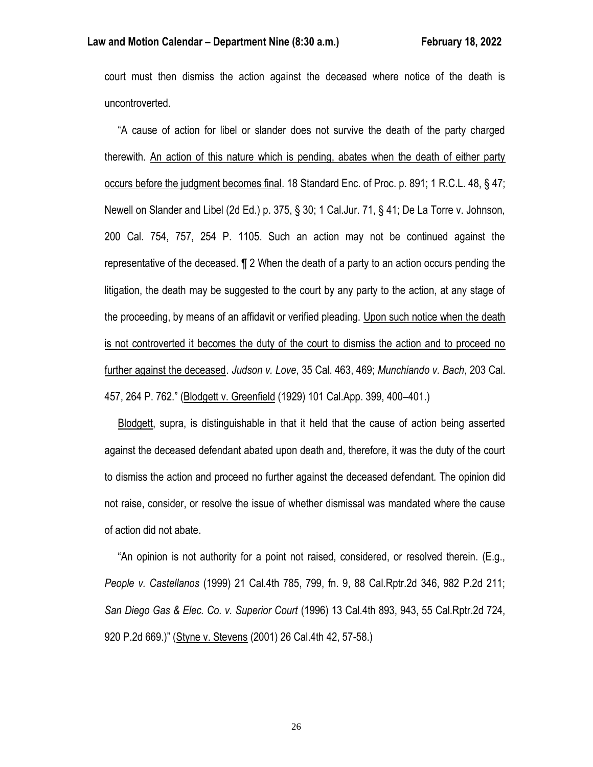court must then dismiss the action against the deceased where notice of the death is uncontroverted.

"A cause of action for libel or slander does not survive the death of the party charged therewith. An action of this nature which is pending, abates when the death of either party occurs before the judgment becomes final. 18 Standard Enc. of Proc. p. 891; 1 R.C.L. 48, § 47; Newell on Slander and Libel (2d Ed.) p. 375, § 30; 1 Cal.Jur. 71, § 41; De La Torre v. Johnson, 200 Cal. 754, 757, 254 P. 1105. Such an action may not be continued against the representative of the deceased. ¶ 2 When the death of a party to an action occurs pending the litigation, the death may be suggested to the court by any party to the action, at any stage of the proceeding, by means of an affidavit or verified pleading. Upon such notice when the death is not controverted it becomes the duty of the court to dismiss the action and to proceed no further against the deceased. *Judson v. Love*, 35 Cal. 463, 469; *Munchiando v. Bach*, 203 Cal. 457, 264 P. 762." (Blodgett v. Greenfield (1929) 101 Cal.App. 399, 400–401.)

Blodgett, supra, is distinguishable in that it held that the cause of action being asserted against the deceased defendant abated upon death and, therefore, it was the duty of the court to dismiss the action and proceed no further against the deceased defendant. The opinion did not raise, consider, or resolve the issue of whether dismissal was mandated where the cause of action did not abate.

"An opinion is not authority for a point not raised, considered, or resolved therein. (E.g., *People v. Castellanos* (1999) 21 Cal.4th 785, 799, fn. 9, 88 Cal.Rptr.2d 346, 982 P.2d 211; *San Diego Gas & Elec. Co. v. Superior Court* (1996) 13 Cal.4th 893, 943, 55 Cal.Rptr.2d 724, 920 P.2d 669.)" (Styne v. Stevens (2001) 26 Cal.4th 42, 57-58.)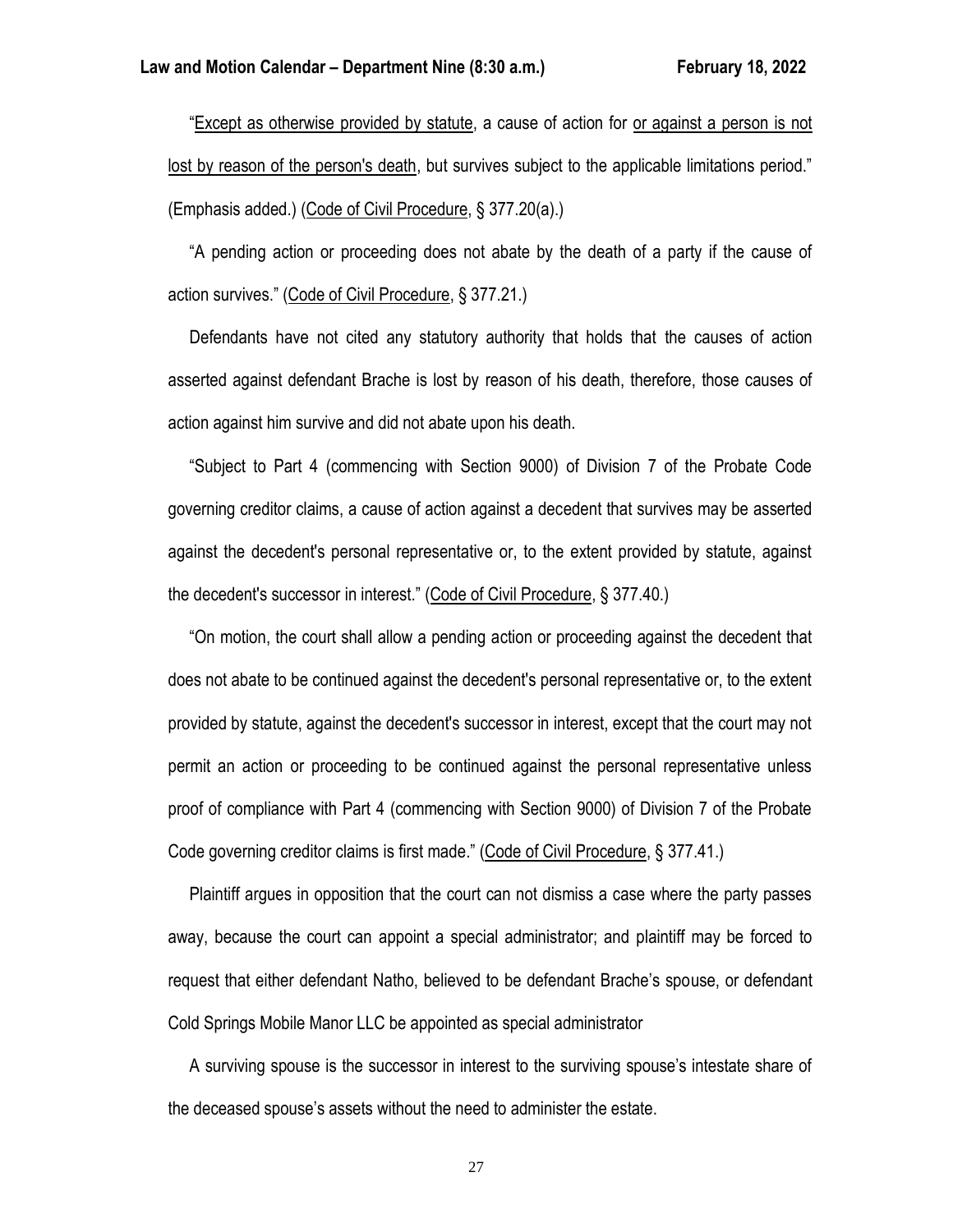"Except as otherwise provided by statute, a cause of action for or against a person is not lost by reason of the person's death, but survives subject to the applicable limitations period." (Emphasis added.) (Code of Civil Procedure, § 377.20(a).)

"A pending action or proceeding does not abate by the death of a party if the cause of action survives." (Code of Civil Procedure, § 377.21.)

Defendants have not cited any statutory authority that holds that the causes of action asserted against defendant Brache is lost by reason of his death, therefore, those causes of action against him survive and did not abate upon his death.

"Subject to Part 4 (commencing with Section 9000) of Division 7 of the Probate Code governing creditor claims, a cause of action against a decedent that survives may be asserted against the decedent's personal representative or, to the extent provided by statute, against the decedent's successor in interest." (Code of Civil Procedure, § 377.40.)

"On motion, the court shall allow a pending action or proceeding against the decedent that does not abate to be continued against the decedent's personal representative or, to the extent provided by statute, against the decedent's successor in interest, except that the court may not permit an action or proceeding to be continued against the personal representative unless proof of compliance with Part 4 (commencing with Section 9000) of Division 7 of the Probate Code governing creditor claims is first made." (Code of Civil Procedure, § 377.41.)

Plaintiff argues in opposition that the court can not dismiss a case where the party passes away, because the court can appoint a special administrator; and plaintiff may be forced to request that either defendant Natho, believed to be defendant Brache's spouse, or defendant Cold Springs Mobile Manor LLC be appointed as special administrator

A surviving spouse is the successor in interest to the surviving spouse's intestate share of the deceased spouse's assets without the need to administer the estate.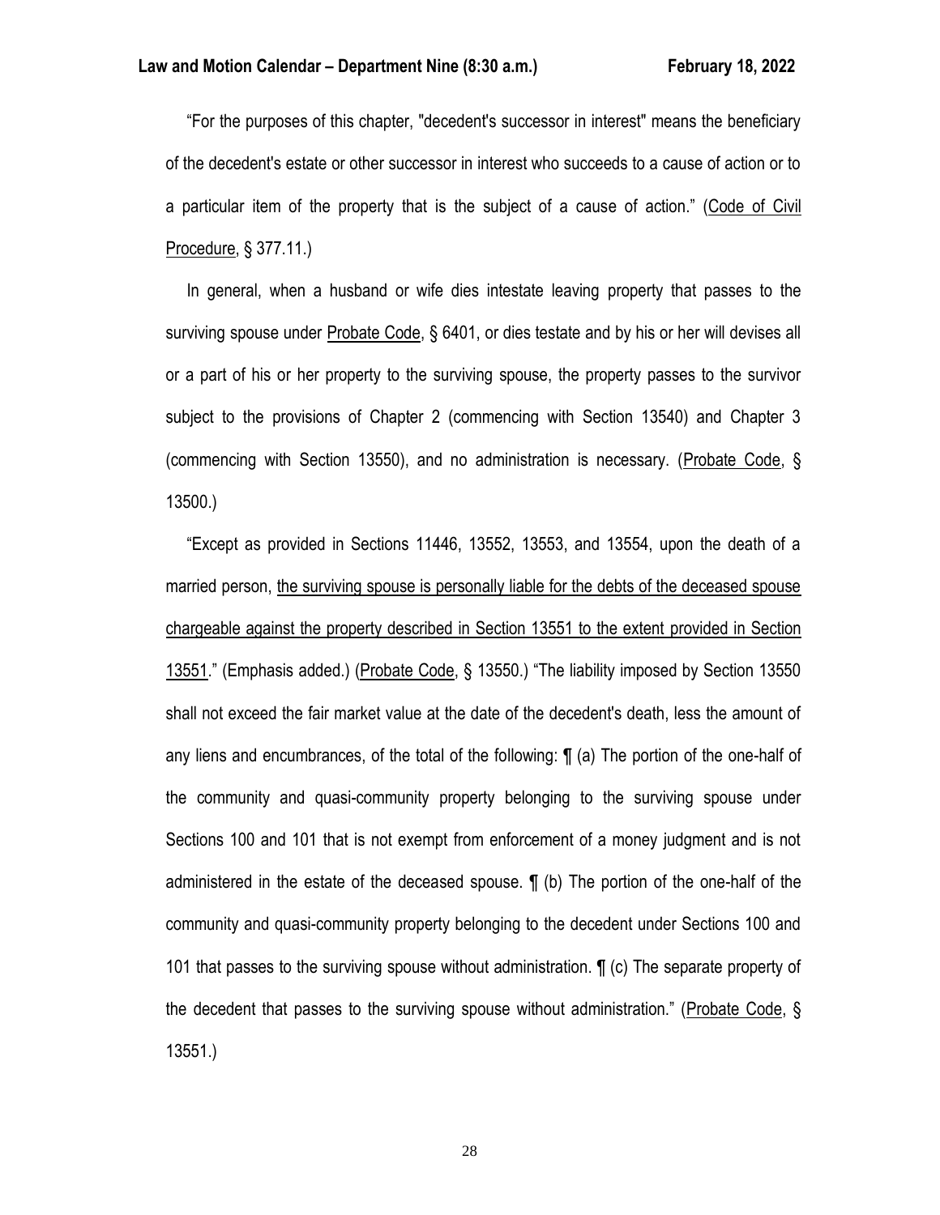"For the purposes of this chapter, "decedent's successor in interest" means the beneficiary of the decedent's estate or other successor in interest who succeeds to a cause of action or to a particular item of the property that is the subject of a cause of action." (Code of Civil Procedure, § 377.11.)

In general, when a husband or wife dies intestate leaving property that passes to the surviving spouse under Probate Code, § 6401, or dies testate and by his or her will devises all or a part of his or her property to the surviving spouse, the property passes to the survivor subject to the provisions of Chapter 2 (commencing with Section 13540) and Chapter 3 (commencing with Section 13550), and no administration is necessary. (Probate Code, § 13500.)

"Except as provided in Sections 11446, 13552, 13553, and 13554, upon the death of a married person, the surviving spouse is personally liable for the debts of the deceased spouse chargeable against the property described in Section 13551 to the extent provided in Section 13551." (Emphasis added.) (Probate Code, § 13550.) "The liability imposed by Section 13550 shall not exceed the fair market value at the date of the decedent's death, less the amount of any liens and encumbrances, of the total of the following: ¶ (a) The portion of the one-half of the community and quasi-community property belonging to the surviving spouse under Sections 100 and 101 that is not exempt from enforcement of a money judgment and is not administered in the estate of the deceased spouse. ¶ (b) The portion of the one-half of the community and quasi-community property belonging to the decedent under Sections 100 and 101 that passes to the surviving spouse without administration. ¶ (c) The separate property of the decedent that passes to the surviving spouse without administration." (Probate Code, § 13551.)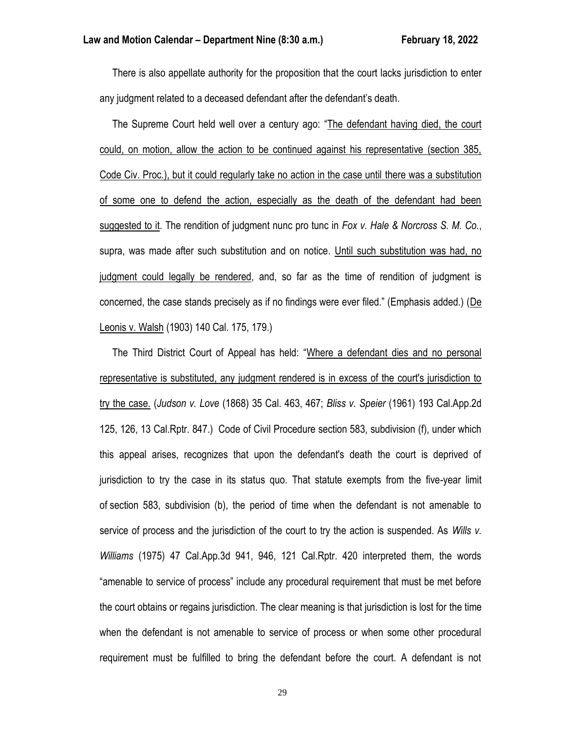There is also appellate authority for the proposition that the court lacks jurisdiction to enter any judgment related to a deceased defendant after the defendant's death.

The Supreme Court held well over a century ago: "<u>The defendant having died, the court could, on motion, allow the action to be continued against his representative (section 385, Code Civ. Proc.), but it could regularly take no action in the case until there was a substitution of some one to defend the action, especially as the death of the defendant had been suggested to it</u>. The rendition of judgment nunc pro tunc in *Fox v. Hale & Norcross S. M. Co.*, supra, was made after such substitution and on notice. <u>Until such substitution was had, no judgment could legally be rendered</u>, and, so far as the time of rendition of judgment is concerned, the case stands precisely as if no findings were ever filed." (Emphasis added.) (<u>De Leonis v. Walsh</u> (1903) 140 Cal. 175, 179.)

The Third District Court of Appeal has held: "<u>Where a defendant dies and no personal representative is substituted, any judgment rendered is in excess of the court's jurisdiction to try the case.</u> (*Judson v. Love* (1868) 35 Cal. 463, 467; *Bliss v. Speier* (1961) 193 Cal.App.2d 125, 126, 13 Cal.Rptr. 847.) Code of Civil Procedure section 583, subdivision (f), under which this appeal arises, recognizes that upon the defendant's death the court is deprived of jurisdiction to try the case in its status quo. That statute exempts from the five-year limit of section 583, subdivision (b), the period of time when the defendant is not amenable to service of process and the jurisdiction of the court to try the action is suspended. As *Wills v. Williams* (1975) 47 Cal.App.3d 941, 946, 121 Cal.Rptr. 420 interpreted them, the words "amenable to service of process" include any procedural requirement that must be met before the court obtains or regains jurisdiction. The clear meaning is that jurisdiction is lost for the time when the defendant is not amenable to service of process or when some other procedural requirement must be fulfilled to bring the defendant before the court. A defendant is not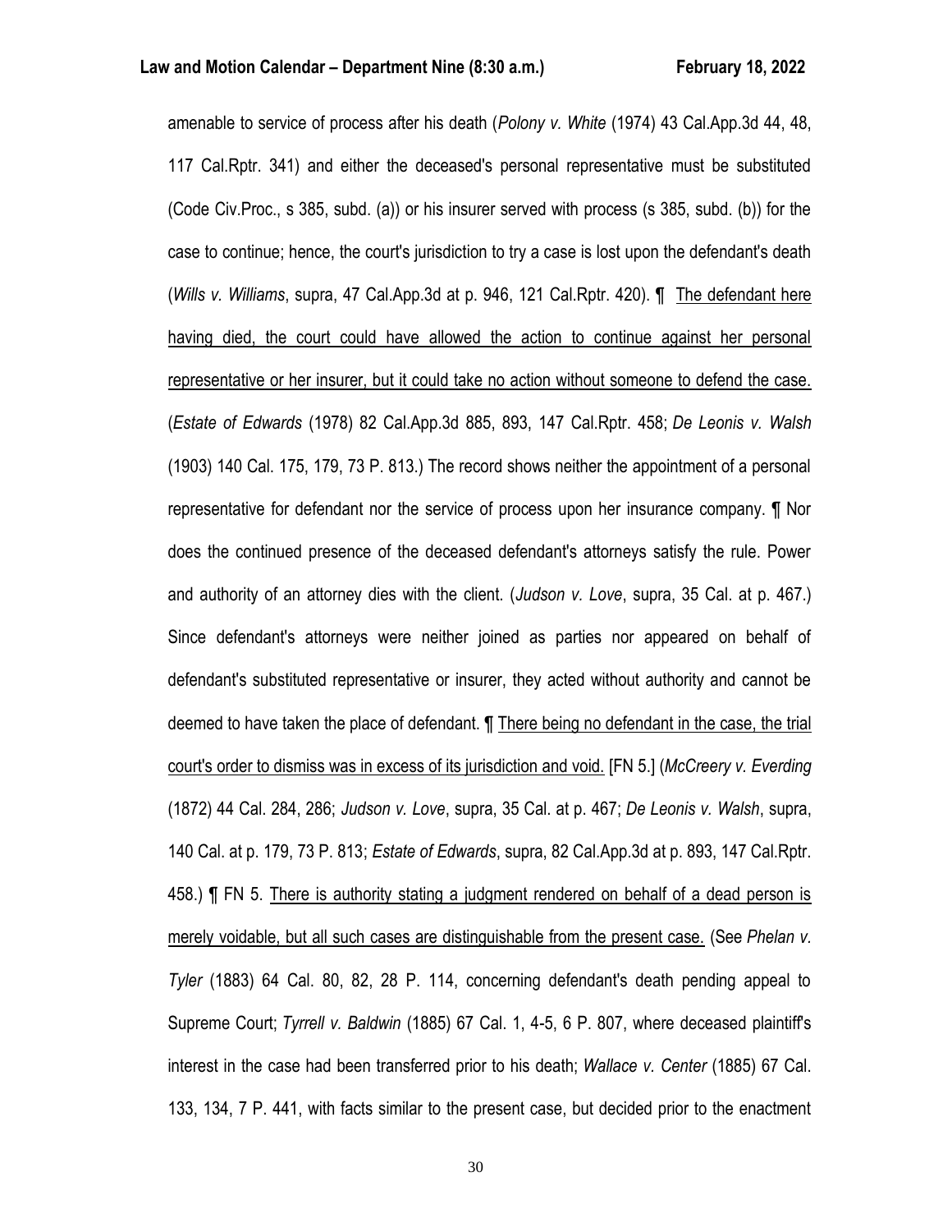amenable to service of process after his death (*Polony v. White* (1974) 43 Cal.App.3d 44, 48, 117 Cal.Rptr. 341) and either the deceased's personal representative must be substituted (Code Civ.Proc., s 385, subd. (a)) or his insurer served with process (s 385, subd. (b)) for the case to continue; hence, the court's jurisdiction to try a case is lost upon the defendant's death (*Wills v. Williams*, supra, 47 Cal.App.3d at p. 946, 121 Cal.Rptr. 420). ¶ <u>The defendant here having died, the court could have allowed the action to continue against her personal representative or her insurer, but it could take no action without someone to defend the case.</u> (*Estate of Edwards* (1978) 82 Cal.App.3d 885, 893, 147 Cal.Rptr. 458; *De Leonis v. Walsh* (1903) 140 Cal. 175, 179, 73 P. 813.) The record shows neither the appointment of a personal representative for defendant nor the service of process upon her insurance company. ¶ Nor does the continued presence of the deceased defendant's attorneys satisfy the rule. Power and authority of an attorney dies with the client. (*Judson v. Love*, supra, 35 Cal. at p. 467.) Since defendant's attorneys were neither joined as parties nor appeared on behalf of defendant's substituted representative or insurer, they acted without authority and cannot be deemed to have taken the place of defendant. ¶ <u>There being no defendant in the case, the trial court's order to dismiss was in excess of its jurisdiction and void.</u> [FN 5.] (*McCreery v. Everding* (1872) 44 Cal. 284, 286; *Judson v. Love*, supra, 35 Cal. at p. 467; *De Leonis v. Walsh*, supra, 140 Cal. at p. 179, 73 P. 813; *Estate of Edwards*, supra, 82 Cal.App.3d at p. 893, 147 Cal.Rptr. 458.) ¶ FN 5. <u>There is authority stating a judgment rendered on behalf of a dead person is merely voidable, but all such cases are distinguishable from the present case.</u> (See *Phelan v. Tyler* (1883) 64 Cal. 80, 82, 28 P. 114, concerning defendant's death pending appeal to Supreme Court; *Tyrrell v. Baldwin* (1885) 67 Cal. 1, 4-5, 6 P. 807, where deceased plaintiff's interest in the case had been transferred prior to his death; *Wallace v. Center* (1885) 67 Cal. 133, 134, 7 P. 441, with facts similar to the present case, but decided prior to the enactment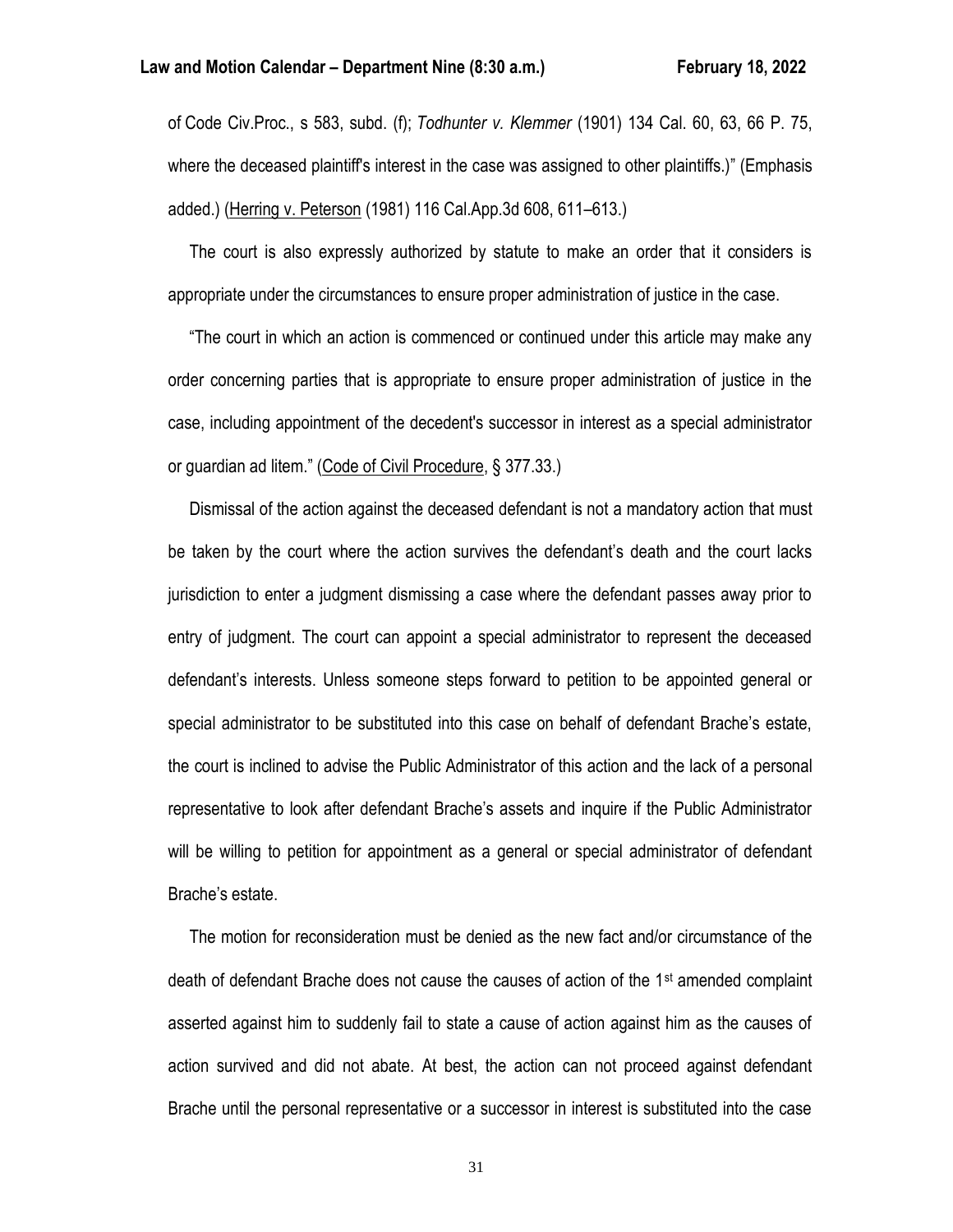of Code Civ.Proc., s 583, subd. (f); *Todhunter v. Klemmer* (1901) 134 Cal. 60, 63, 66 P. 75, where the deceased plaintiff's interest in the case was assigned to other plaintiffs.)" (Emphasis added.) (Herring v. Peterson (1981) 116 Cal.App.3d 608, 611–613.)

The court is also expressly authorized by statute to make an order that it considers is appropriate under the circumstances to ensure proper administration of justice in the case.

"The court in which an action is commenced or continued under this article may make any order concerning parties that is appropriate to ensure proper administration of justice in the case, including appointment of the decedent's successor in interest as a special administrator or guardian ad litem." (Code of Civil Procedure, § 377.33.)

Dismissal of the action against the deceased defendant is not a mandatory action that must be taken by the court where the action survives the defendant's death and the court lacks jurisdiction to enter a judgment dismissing a case where the defendant passes away prior to entry of judgment. The court can appoint a special administrator to represent the deceased defendant's interests. Unless someone steps forward to petition to be appointed general or special administrator to be substituted into this case on behalf of defendant Brache's estate, the court is inclined to advise the Public Administrator of this action and the lack of a personal representative to look after defendant Brache's assets and inquire if the Public Administrator will be willing to petition for appointment as a general or special administrator of defendant Brache's estate.

The motion for reconsideration must be denied as the new fact and/or circumstance of the death of defendant Brache does not cause the causes of action of the 1st amended complaint asserted against him to suddenly fail to state a cause of action against him as the causes of action survived and did not abate. At best, the action can not proceed against defendant Brache until the personal representative or a successor in interest is substituted into the case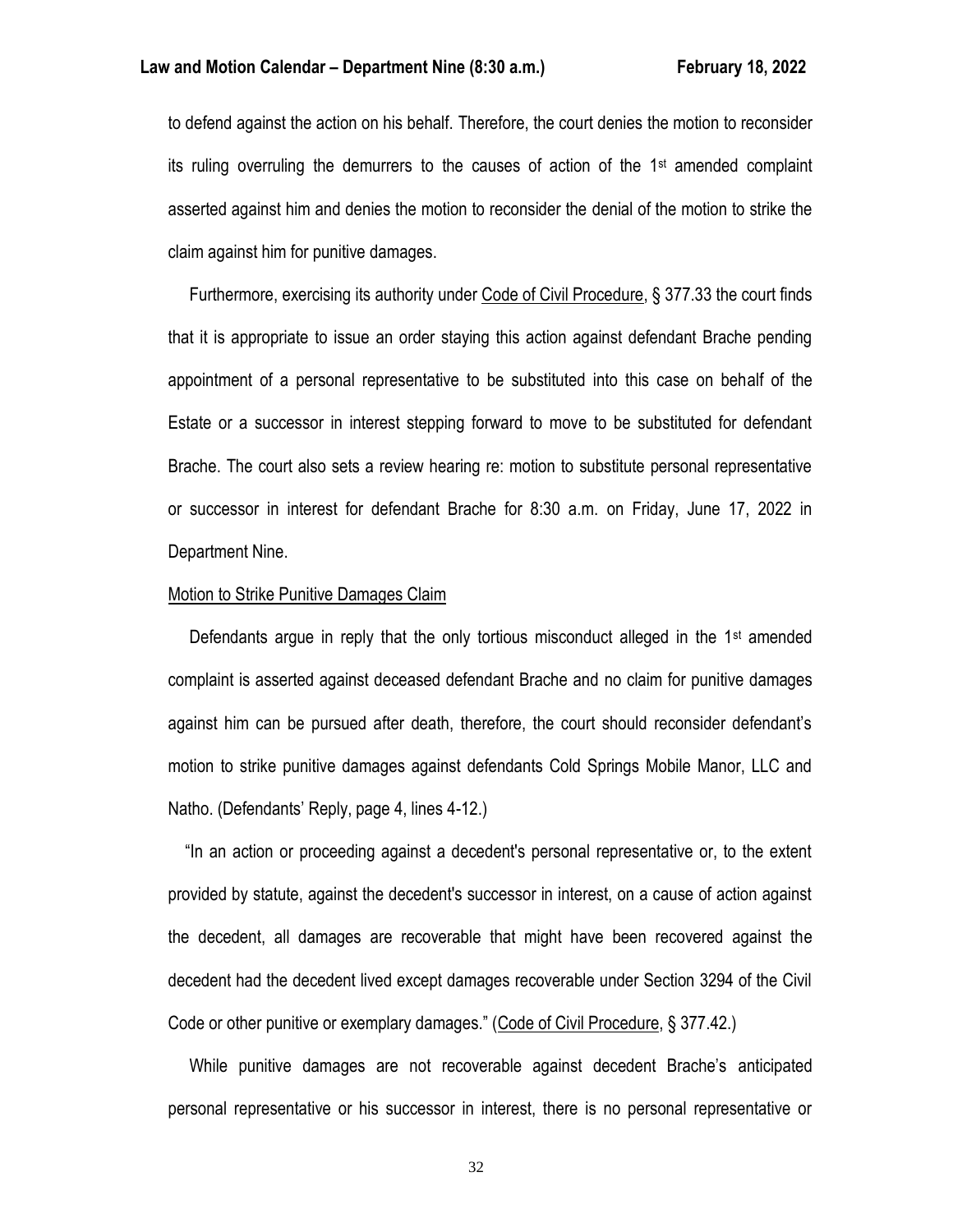to defend against the action on his behalf. Therefore, the court denies the motion to reconsider its ruling overruling the demurrers to the causes of action of the 1st amended complaint asserted against him and denies the motion to reconsider the denial of the motion to strike the claim against him for punitive damages.

Furthermore, exercising its authority under Code of Civil Procedure, § 377.33 the court finds that it is appropriate to issue an order staying this action against defendant Brache pending appointment of a personal representative to be substituted into this case on behalf of the Estate or a successor in interest stepping forward to move to be substituted for defendant Brache. The court also sets a review hearing re: motion to substitute personal representative or successor in interest for defendant Brache for 8:30 a.m. on Friday, June 17, 2022 in Department Nine.

Motion to Strike Punitive Damages Claim

Defendants argue in reply that the only tortious misconduct alleged in the 1st amended complaint is asserted against deceased defendant Brache and no claim for punitive damages against him can be pursued after death, therefore, the court should reconsider defendant's motion to strike punitive damages against defendants Cold Springs Mobile Manor, LLC and Natho. (Defendants' Reply, page 4, lines 4-12.)

"In an action or proceeding against a decedent's personal representative or, to the extent provided by statute, against the decedent's successor in interest, on a cause of action against the decedent, all damages are recoverable that might have been recovered against the decedent had the decedent lived except damages recoverable under Section 3294 of the Civil Code or other punitive or exemplary damages." (Code of Civil Procedure, § 377.42.)

While punitive damages are not recoverable against decedent Brache's anticipated personal representative or his successor in interest, there is no personal representative or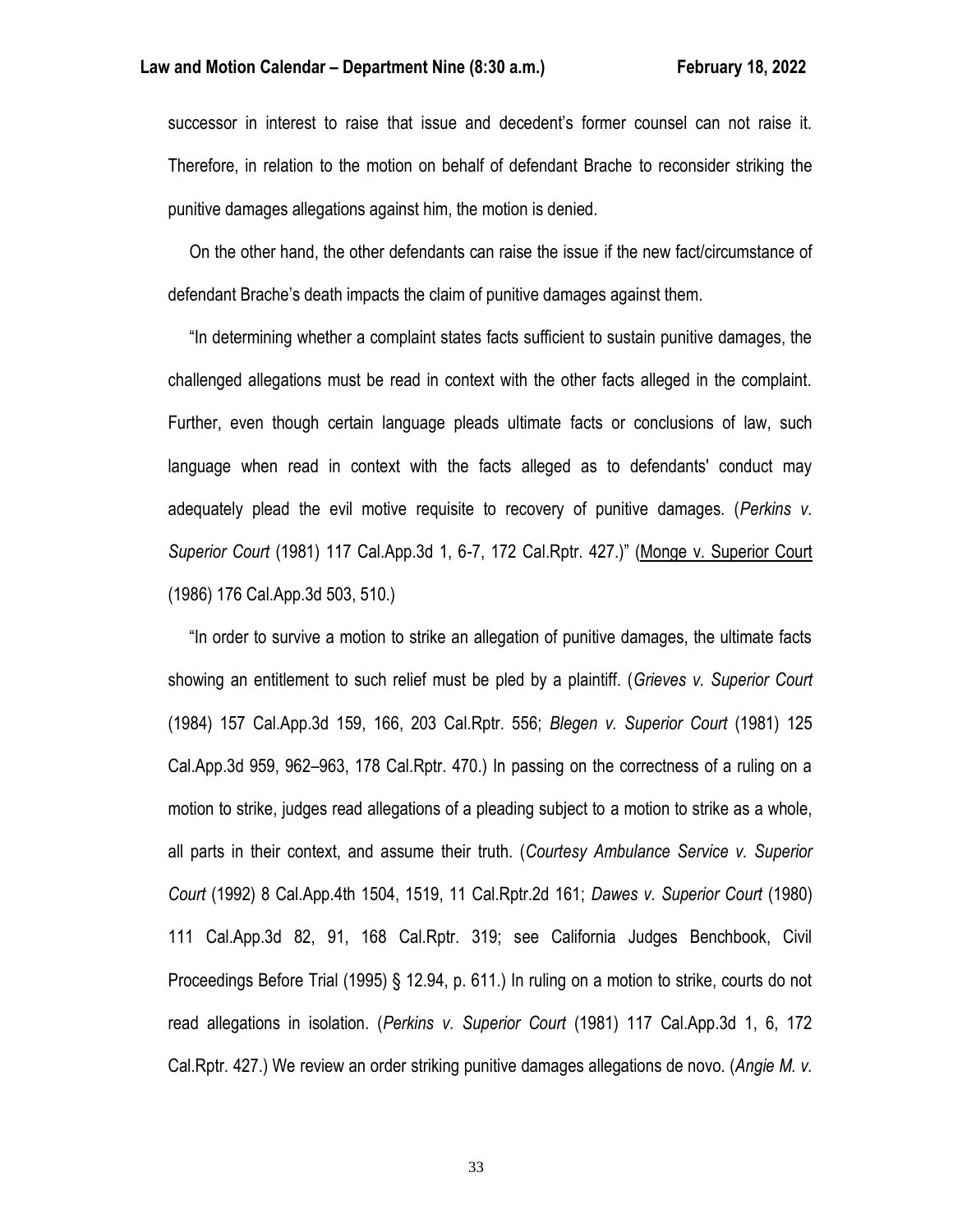successor in interest to raise that issue and decedent's former counsel can not raise it. Therefore, in relation to the motion on behalf of defendant Brache to reconsider striking the punitive damages allegations against him, the motion is denied.

On the other hand, the other defendants can raise the issue if the new fact/circumstance of defendant Brache's death impacts the claim of punitive damages against them.

"In determining whether a complaint states facts sufficient to sustain punitive damages, the challenged allegations must be read in context with the other facts alleged in the complaint. Further, even though certain language pleads ultimate facts or conclusions of law, such language when read in context with the facts alleged as to defendants' conduct may adequately plead the evil motive requisite to recovery of punitive damages. (*Perkins v. Superior Court* (1981) 117 Cal.App.3d 1, 6-7, 172 Cal.Rptr. 427.)" (Monge v. Superior Court (1986) 176 Cal.App.3d 503, 510.)

"In order to survive a motion to strike an allegation of punitive damages, the ultimate facts showing an entitlement to such relief must be pled by a plaintiff. (*Grieves v. Superior Court* (1984) 157 Cal.App.3d 159, 166, 203 Cal.Rptr. 556; *Blegen v. Superior Court* (1981) 125 Cal.App.3d 959, 962–963, 178 Cal.Rptr. 470.) In passing on the correctness of a ruling on a motion to strike, judges read allegations of a pleading subject to a motion to strike as a whole, all parts in their context, and assume their truth. (*Courtesy Ambulance Service v. Superior Court* (1992) 8 Cal.App.4th 1504, 1519, 11 Cal.Rptr.2d 161; *Dawes v. Superior Court* (1980) 111 Cal.App.3d 82, 91, 168 Cal.Rptr. 319; see California Judges Benchbook, Civil Proceedings Before Trial (1995) § 12.94, p. 611.) In ruling on a motion to strike, courts do not read allegations in isolation. (*Perkins v. Superior Court* (1981) 117 Cal.App.3d 1, 6, 172 Cal.Rptr. 427.) We review an order striking punitive damages allegations de novo. (*Angie M. v.*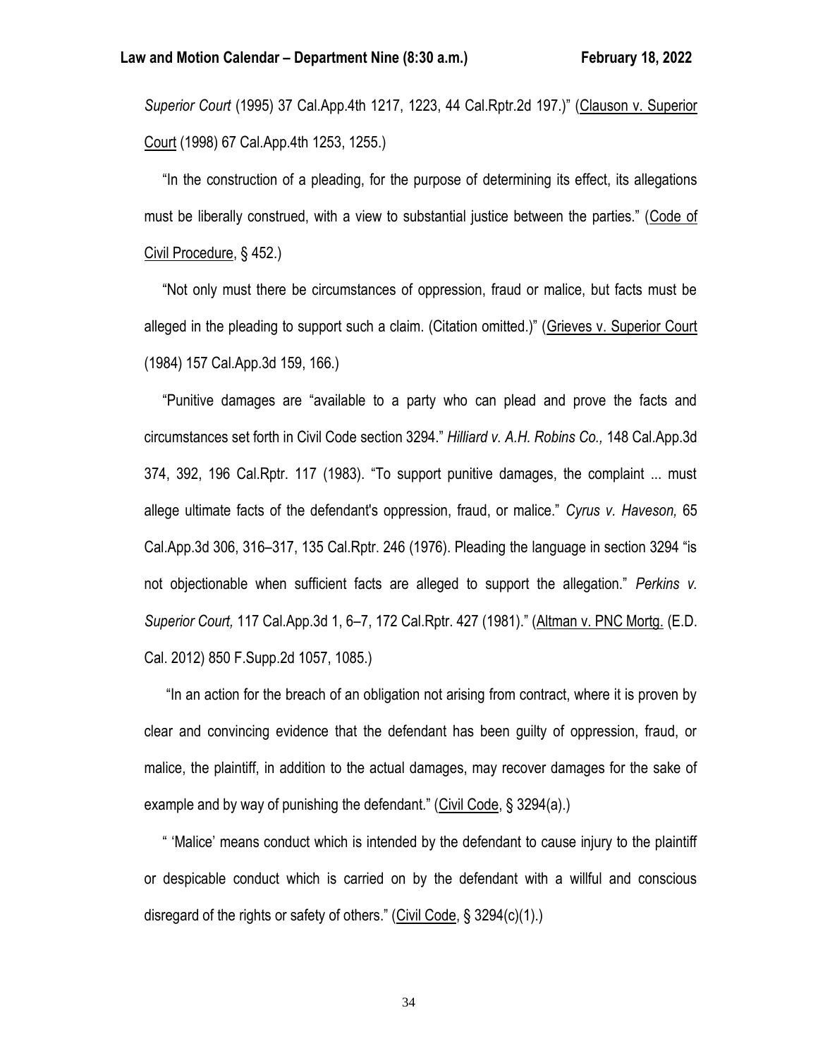*Superior Court* (1995) 37 Cal.App.4th 1217, 1223, 44 Cal.Rptr.2d 197.)" (Clauson v. Superior Court (1998) 67 Cal.App.4th 1253, 1255.)

"In the construction of a pleading, for the purpose of determining its effect, its allegations must be liberally construed, with a view to substantial justice between the parties." (Code of Civil Procedure, § 452.)

"Not only must there be circumstances of oppression, fraud or malice, but facts must be alleged in the pleading to support such a claim. (Citation omitted.)" (Grieves v. Superior Court (1984) 157 Cal.App.3d 159, 166.)

"Punitive damages are "available to a party who can plead and prove the facts and circumstances set forth in Civil Code section 3294." *Hilliard v. A.H. Robins Co.,* 148 Cal.App.3d 374, 392, 196 Cal.Rptr. 117 (1983). "To support punitive damages, the complaint ... must allege ultimate facts of the defendant's oppression, fraud, or malice." *Cyrus v. Haveson,* 65 Cal.App.3d 306, 316–317, 135 Cal.Rptr. 246 (1976). Pleading the language in section 3294 "is not objectionable when sufficient facts are alleged to support the allegation." *Perkins v. Superior Court,* 117 Cal.App.3d 1, 6–7, 172 Cal.Rptr. 427 (1981)." (Altman v. PNC Mortg. (E.D. Cal. 2012) 850 F.Supp.2d 1057, 1085.)

"In an action for the breach of an obligation not arising from contract, where it is proven by clear and convincing evidence that the defendant has been guilty of oppression, fraud, or malice, the plaintiff, in addition to the actual damages, may recover damages for the sake of example and by way of punishing the defendant." (Civil Code, § 3294(a).)

" 'Malice' means conduct which is intended by the defendant to cause injury to the plaintiff or despicable conduct which is carried on by the defendant with a willful and conscious disregard of the rights or safety of others." (Civil Code, § 3294(c)(1).)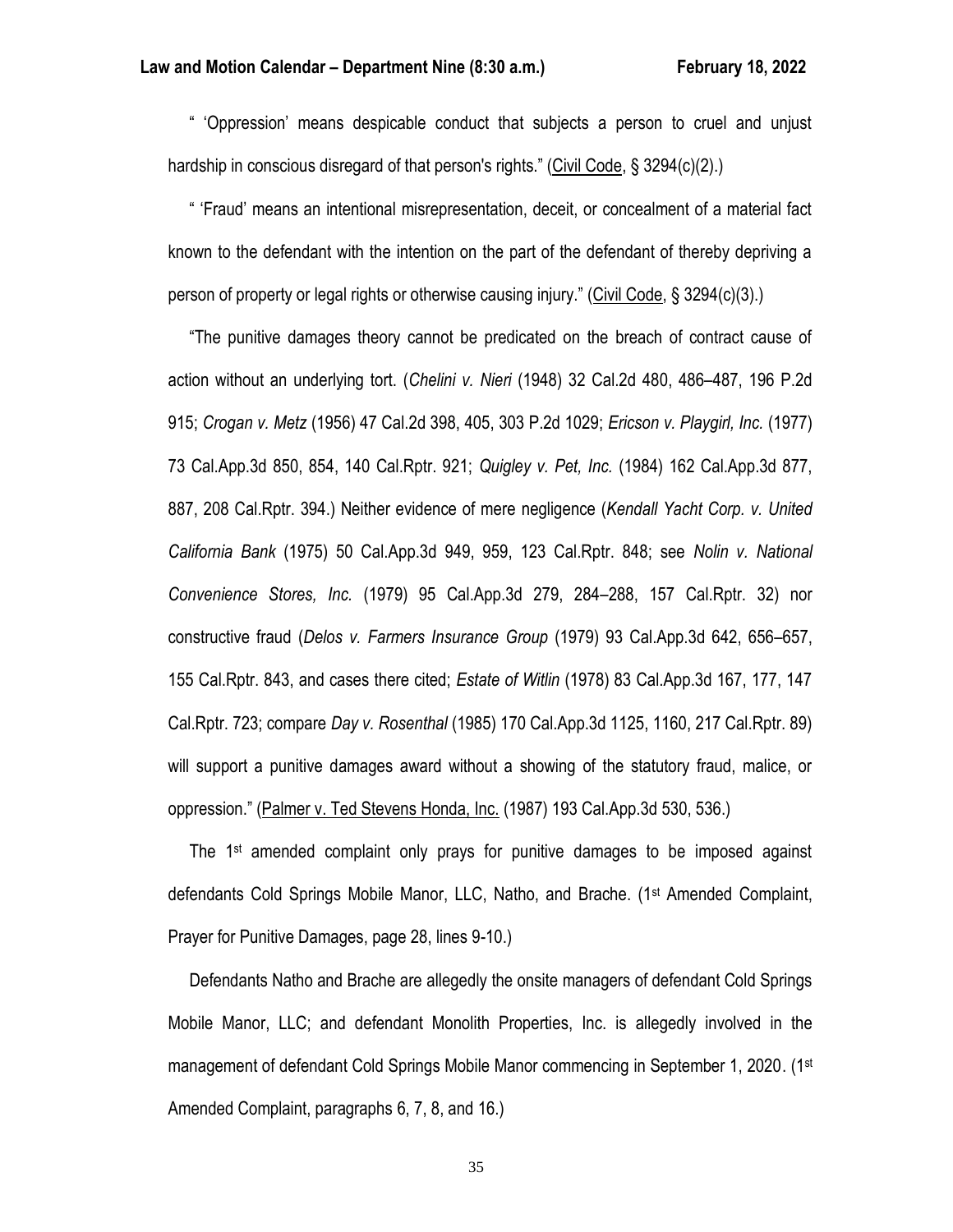" 'Oppression' means despicable conduct that subjects a person to cruel and unjust hardship in conscious disregard of that person's rights." (Civil Code, § 3294(c)(2).)

" 'Fraud' means an intentional misrepresentation, deceit, or concealment of a material fact known to the defendant with the intention on the part of the defendant of thereby depriving a person of property or legal rights or otherwise causing injury." (Civil Code, § 3294(c)(3).)

"The punitive damages theory cannot be predicated on the breach of contract cause of action without an underlying tort. (*Chelini v. Nieri* (1948) 32 Cal.2d 480, 486–487, 196 P.2d 915; *Crogan v. Metz* (1956) 47 Cal.2d 398, 405, 303 P.2d 1029; *Ericson v. Playgirl, Inc.* (1977) 73 Cal.App.3d 850, 854, 140 Cal.Rptr. 921; *Quigley v. Pet, Inc.* (1984) 162 Cal.App.3d 877, 887, 208 Cal.Rptr. 394.) Neither evidence of mere negligence (*Kendall Yacht Corp. v. United California Bank* (1975) 50 Cal.App.3d 949, 959, 123 Cal.Rptr. 848; see *Nolin v. National Convenience Stores, Inc.* (1979) 95 Cal.App.3d 279, 284–288, 157 Cal.Rptr. 32) nor constructive fraud (*Delos v. Farmers Insurance Group* (1979) 93 Cal.App.3d 642, 656–657, 155 Cal.Rptr. 843, and cases there cited; *Estate of Witlin* (1978) 83 Cal.App.3d 167, 177, 147 Cal.Rptr. 723; compare *Day v. Rosenthal* (1985) 170 Cal.App.3d 1125, 1160, 217 Cal.Rptr. 89) will support a punitive damages award without a showing of the statutory fraud, malice, or oppression." (Palmer v. Ted Stevens Honda, Inc. (1987) 193 Cal.App.3d 530, 536.)

The 1st amended complaint only prays for punitive damages to be imposed against defendants Cold Springs Mobile Manor, LLC, Natho, and Brache. (1st Amended Complaint, Prayer for Punitive Damages, page 28, lines 9-10.)

Defendants Natho and Brache are allegedly the onsite managers of defendant Cold Springs Mobile Manor, LLC; and defendant Monolith Properties, Inc. is allegedly involved in the management of defendant Cold Springs Mobile Manor commencing in September 1, 2020. (1st Amended Complaint, paragraphs 6, 7, 8, and 16.)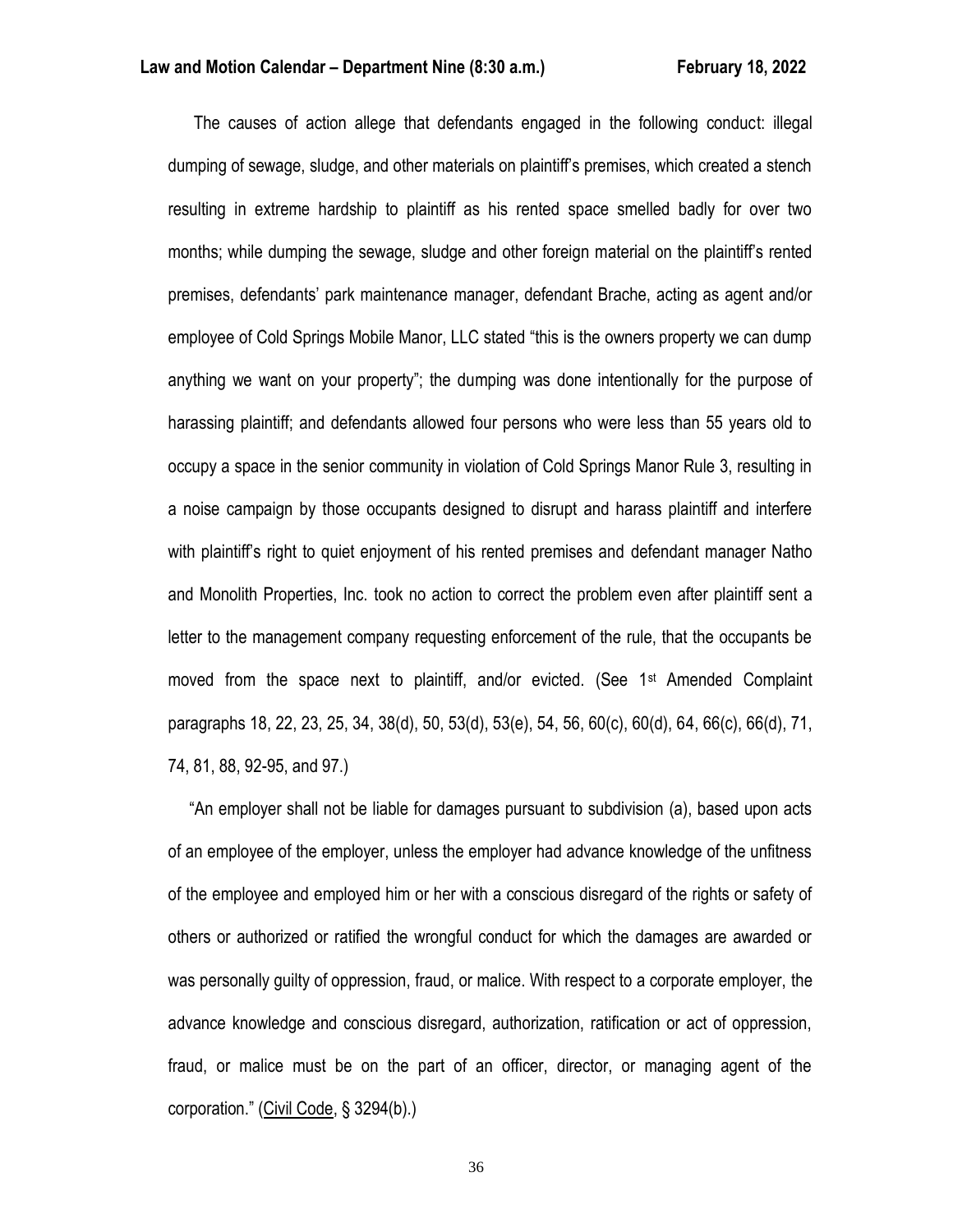The causes of action allege that defendants engaged in the following conduct: illegal dumping of sewage, sludge, and other materials on plaintiff's premises, which created a stench resulting in extreme hardship to plaintiff as his rented space smelled badly for over two months; while dumping the sewage, sludge and other foreign material on the plaintiff's rented premises, defendants' park maintenance manager, defendant Brache, acting as agent and/or employee of Cold Springs Mobile Manor, LLC stated "this is the owners property we can dump anything we want on your property"; the dumping was done intentionally for the purpose of harassing plaintiff; and defendants allowed four persons who were less than 55 years old to occupy a space in the senior community in violation of Cold Springs Manor Rule 3, resulting in a noise campaign by those occupants designed to disrupt and harass plaintiff and interfere with plaintiff's right to quiet enjoyment of his rented premises and defendant manager Natho and Monolith Properties, Inc. took no action to correct the problem even after plaintiff sent a letter to the management company requesting enforcement of the rule, that the occupants be moved from the space next to plaintiff, and/or evicted. (See 1st Amended Complaint paragraphs 18, 22, 23, 25, 34, 38(d), 50, 53(d), 53(e), 54, 56, 60(c), 60(d), 64, 66(c), 66(d), 71, 74, 81, 88, 92-95, and 97.)

"An employer shall not be liable for damages pursuant to subdivision (a), based upon acts of an employee of the employer, unless the employer had advance knowledge of the unfitness of the employee and employed him or her with a conscious disregard of the rights or safety of others or authorized or ratified the wrongful conduct for which the damages are awarded or was personally guilty of oppression, fraud, or malice. With respect to a corporate employer, the advance knowledge and conscious disregard, authorization, ratification or act of oppression, fraud, or malice must be on the part of an officer, director, or managing agent of the corporation." (Civil Code, § 3294(b).)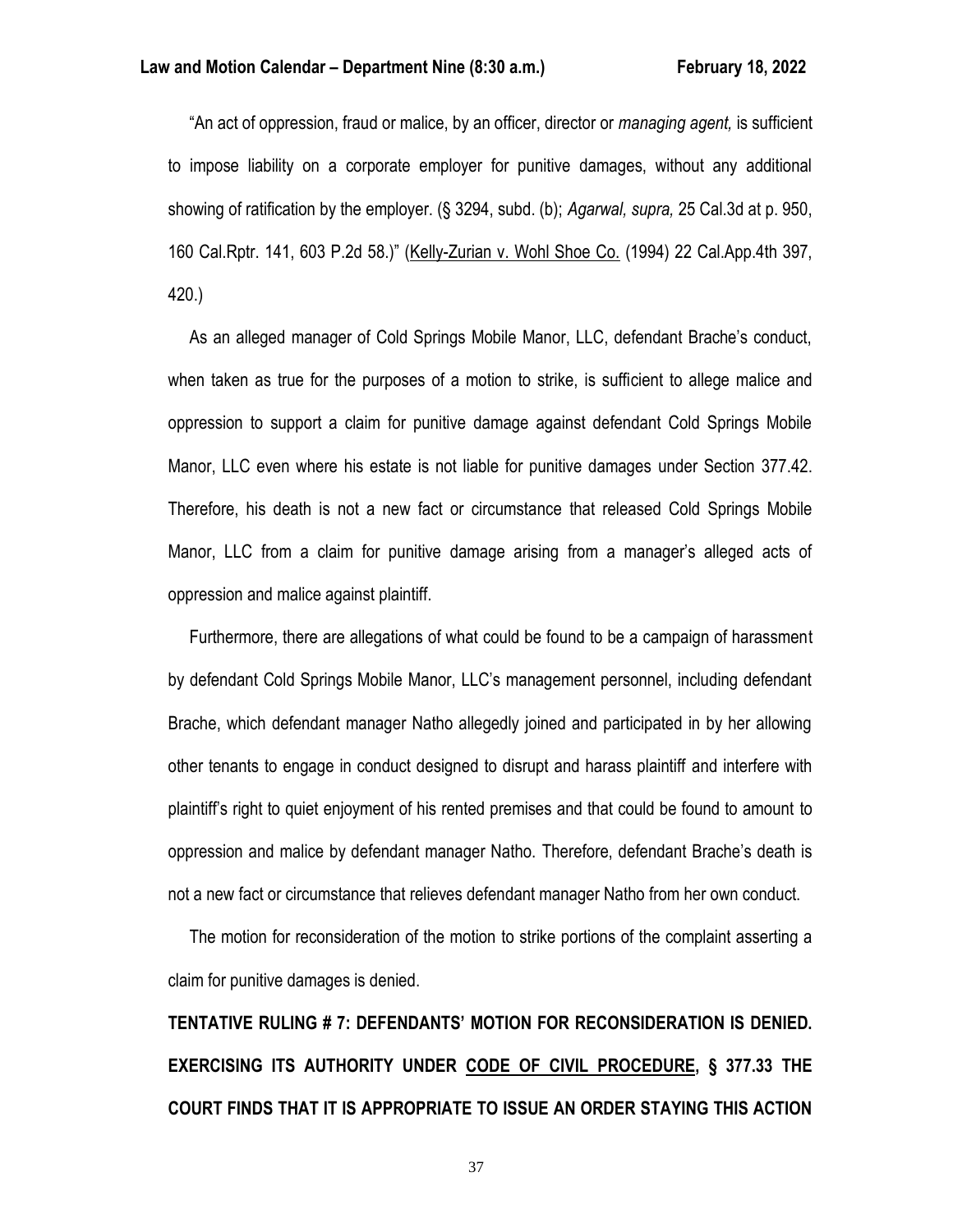"An act of oppression, fraud or malice, by an officer, director or *managing agent,* is sufficient to impose liability on a corporate employer for punitive damages, without any additional showing of ratification by the employer. (§ 3294, subd. (b); *Agarwal, supra,* 25 Cal.3d at p. 950, 160 Cal.Rptr. 141, 603 P.2d 58.)" (Kelly-Zurian v. Wohl Shoe Co. (1994) 22 Cal.App.4th 397, 420.)

As an alleged manager of Cold Springs Mobile Manor, LLC, defendant Brache's conduct, when taken as true for the purposes of a motion to strike, is sufficient to allege malice and oppression to support a claim for punitive damage against defendant Cold Springs Mobile Manor, LLC even where his estate is not liable for punitive damages under Section 377.42. Therefore, his death is not a new fact or circumstance that released Cold Springs Mobile Manor, LLC from a claim for punitive damage arising from a manager's alleged acts of oppression and malice against plaintiff.

Furthermore, there are allegations of what could be found to be a campaign of harassment by defendant Cold Springs Mobile Manor, LLC's management personnel, including defendant Brache, which defendant manager Natho allegedly joined and participated in by her allowing other tenants to engage in conduct designed to disrupt and harass plaintiff and interfere with plaintiff's right to quiet enjoyment of his rented premises and that could be found to amount to oppression and malice by defendant manager Natho. Therefore, defendant Brache's death is not a new fact or circumstance that relieves defendant manager Natho from her own conduct.

The motion for reconsideration of the motion to strike portions of the complaint asserting a claim for punitive damages is denied.

**TENTATIVE RULING # 7: DEFENDANTS' MOTION FOR RECONSIDERATION IS DENIED. EXERCISING ITS AUTHORITY UNDER CODE OF CIVIL PROCEDURE, § 377.33 THE COURT FINDS THAT IT IS APPROPRIATE TO ISSUE AN ORDER STAYING THIS ACTION**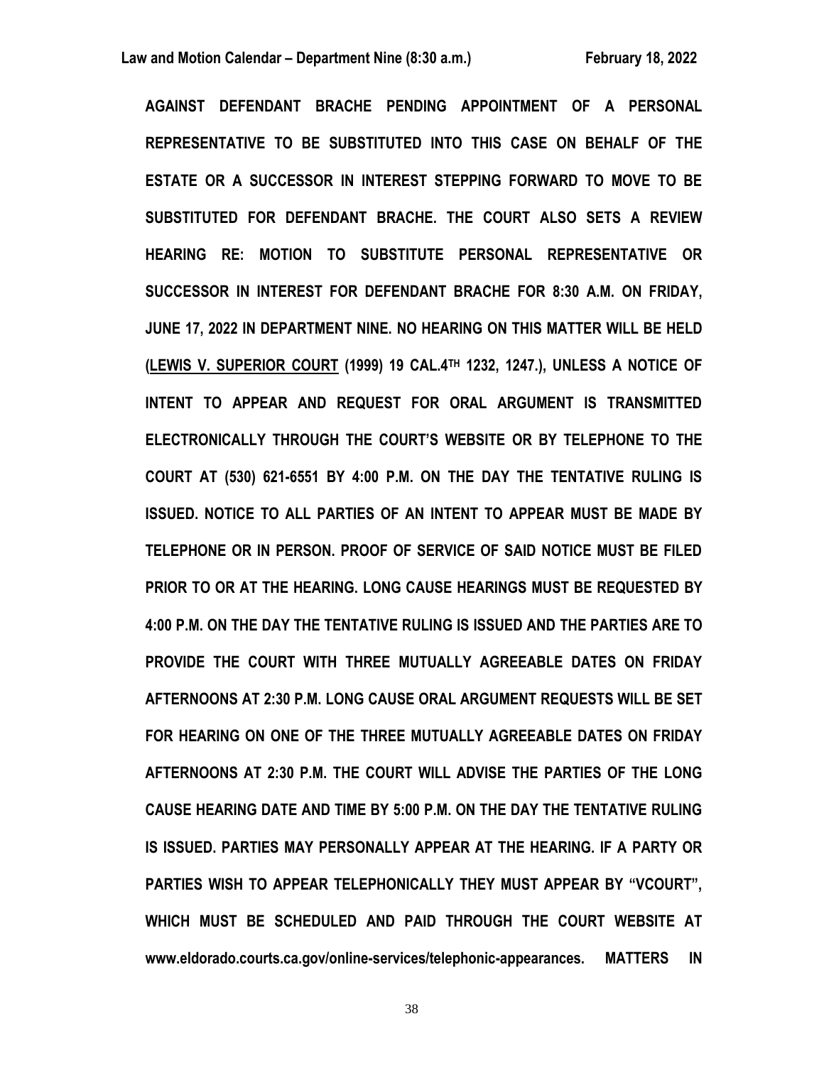**AGAINST DEFENDANT BRACHE PENDING APPOINTMENT OF A PERSONAL REPRESENTATIVE TO BE SUBSTITUTED INTO THIS CASE ON BEHALF OF THE ESTATE OR A SUCCESSOR IN INTEREST STEPPING FORWARD TO MOVE TO BE SUBSTITUTED FOR DEFENDANT BRACHE. THE COURT ALSO SETS A REVIEW HEARING RE: MOTION TO SUBSTITUTE PERSONAL REPRESENTATIVE OR SUCCESSOR IN INTEREST FOR DEFENDANT BRACHE FOR 8:30 A.M. ON FRIDAY, JUNE 17, 2022 IN DEPARTMENT NINE. NO HEARING ON THIS MATTER WILL BE HELD (LEWIS V. SUPERIOR COURT (1999) 19 CAL.4TH 1232, 1247.), UNLESS A NOTICE OF INTENT TO APPEAR AND REQUEST FOR ORAL ARGUMENT IS TRANSMITTED ELECTRONICALLY THROUGH THE COURT'S WEBSITE OR BY TELEPHONE TO THE COURT AT (530) 621-6551 BY 4:00 P.M. ON THE DAY THE TENTATIVE RULING IS ISSUED. NOTICE TO ALL PARTIES OF AN INTENT TO APPEAR MUST BE MADE BY TELEPHONE OR IN PERSON. PROOF OF SERVICE OF SAID NOTICE MUST BE FILED PRIOR TO OR AT THE HEARING. LONG CAUSE HEARINGS MUST BE REQUESTED BY 4:00 P.M. ON THE DAY THE TENTATIVE RULING IS ISSUED AND THE PARTIES ARE TO PROVIDE THE COURT WITH THREE MUTUALLY AGREEABLE DATES ON FRIDAY AFTERNOONS AT 2:30 P.M. LONG CAUSE ORAL ARGUMENT REQUESTS WILL BE SET FOR HEARING ON ONE OF THE THREE MUTUALLY AGREEABLE DATES ON FRIDAY AFTERNOONS AT 2:30 P.M. THE COURT WILL ADVISE THE PARTIES OF THE LONG CAUSE HEARING DATE AND TIME BY 5:00 P.M. ON THE DAY THE TENTATIVE RULING IS ISSUED. PARTIES MAY PERSONALLY APPEAR AT THE HEARING. IF A PARTY OR PARTIES WISH TO APPEAR TELEPHONICALLY THEY MUST APPEAR BY "VCOURT", WHICH MUST BE SCHEDULED AND PAID THROUGH THE COURT WEBSITE AT www.eldorado.courts.ca.gov/online-services/telephonic-appearances. MATTERS IN**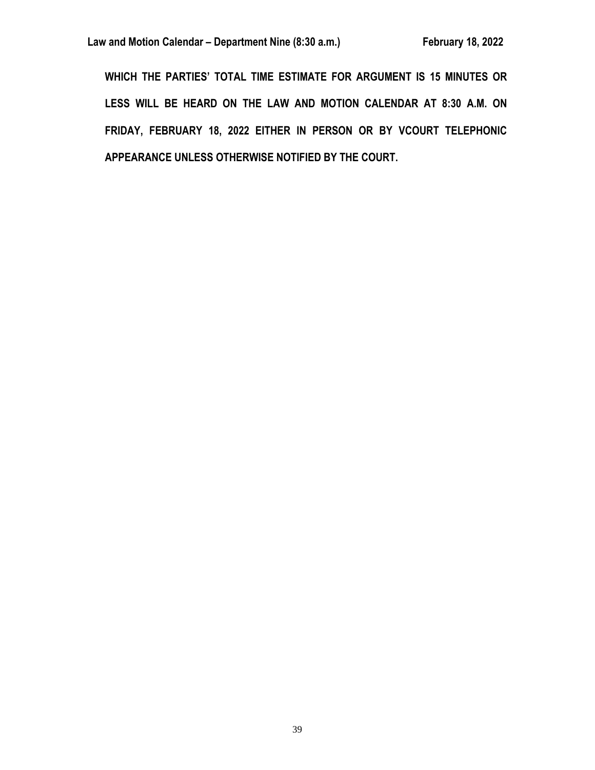**WHICH THE PARTIES' TOTAL TIME ESTIMATE FOR ARGUMENT IS 15 MINUTES OR LESS WILL BE HEARD ON THE LAW AND MOTION CALENDAR AT 8:30 A.M. ON FRIDAY, FEBRUARY 18, 2022 EITHER IN PERSON OR BY VCOURT TELEPHONIC APPEARANCE UNLESS OTHERWISE NOTIFIED BY THE COURT.**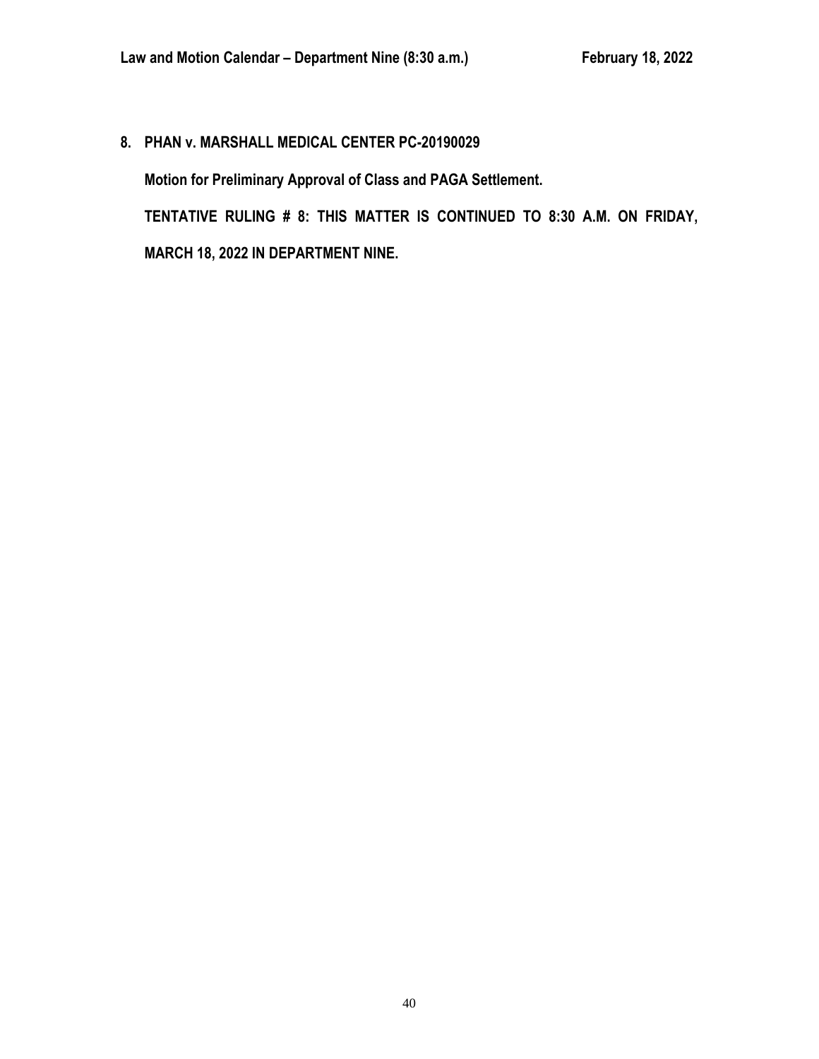**8. PHAN v. MARSHALL MEDICAL CENTER PC-20190029**

**Motion for Preliminary Approval of Class and PAGA Settlement.**

**TENTATIVE RULING # 8: THIS MATTER IS CONTINUED TO 8:30 A.M. ON FRIDAY, MARCH 18, 2022 IN DEPARTMENT NINE.**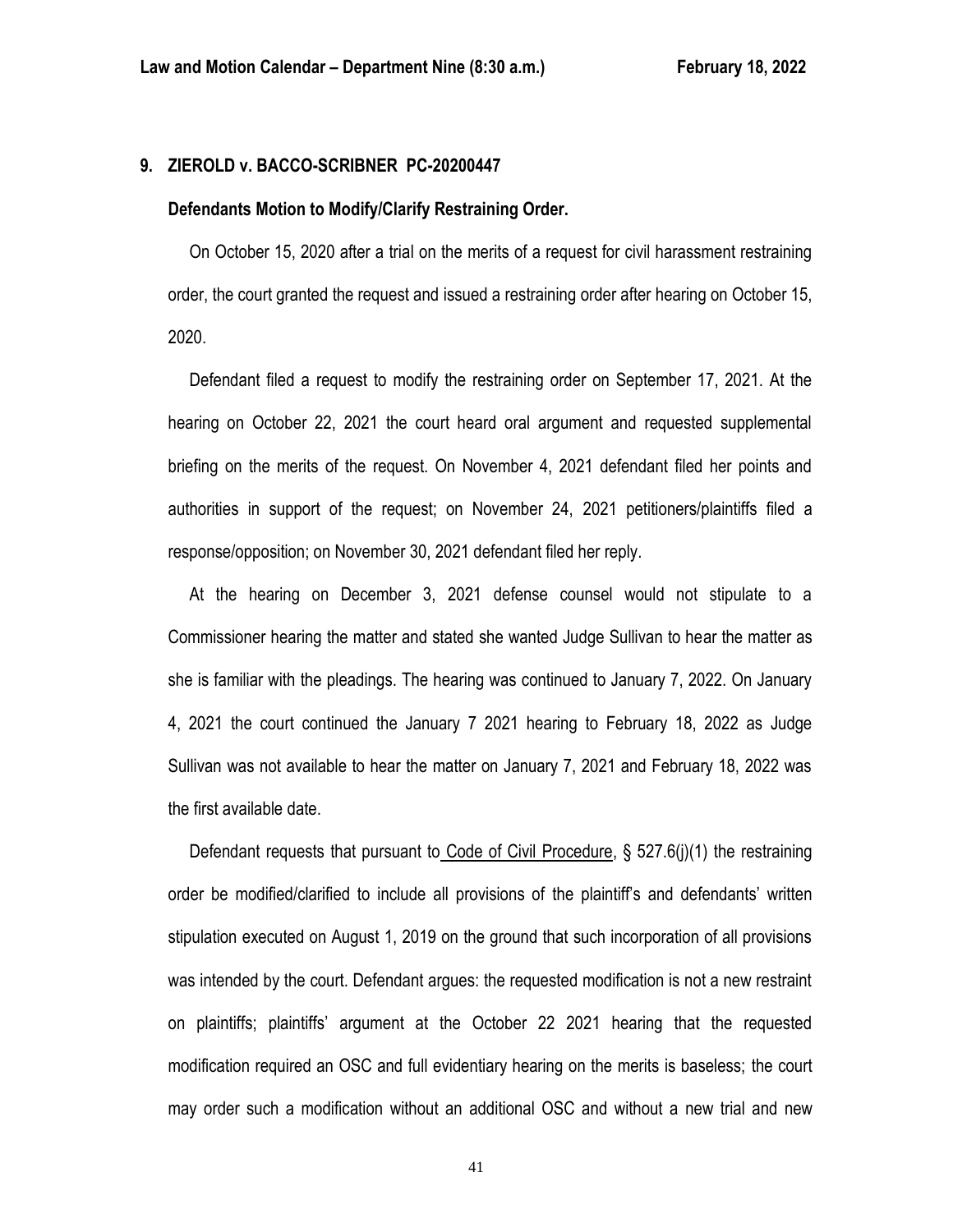**9. ZIEROLD v. BACCO-SCRIBNER PC-20200447**

**Defendants Motion to Modify/Clarify Restraining Order.**

On October 15, 2020 after a trial on the merits of a request for civil harassment restraining order, the court granted the request and issued a restraining order after hearing on October 15, 2020.

Defendant filed a request to modify the restraining order on September 17, 2021. At the hearing on October 22, 2021 the court heard oral argument and requested supplemental briefing on the merits of the request. On November 4, 2021 defendant filed her points and authorities in support of the request; on November 24, 2021 petitioners/plaintiffs filed a response/opposition; on November 30, 2021 defendant filed her reply.

At the hearing on December 3, 2021 defense counsel would not stipulate to a Commissioner hearing the matter and stated she wanted Judge Sullivan to hear the matter as she is familiar with the pleadings. The hearing was continued to January 7, 2022. On January 4, 2021 the court continued the January 7 2021 hearing to February 18, 2022 as Judge Sullivan was not available to hear the matter on January 7, 2021 and February 18, 2022 was the first available date.

Defendant requests that pursuant to Code of Civil Procedure, § 527.6(j)(1) the restraining order be modified/clarified to include all provisions of the plaintiff's and defendants' written stipulation executed on August 1, 2019 on the ground that such incorporation of all provisions was intended by the court. Defendant argues: the requested modification is not a new restraint on plaintiffs; plaintiffs' argument at the October 22 2021 hearing that the requested modification required an OSC and full evidentiary hearing on the merits is baseless; the court may order such a modification without an additional OSC and without a new trial and new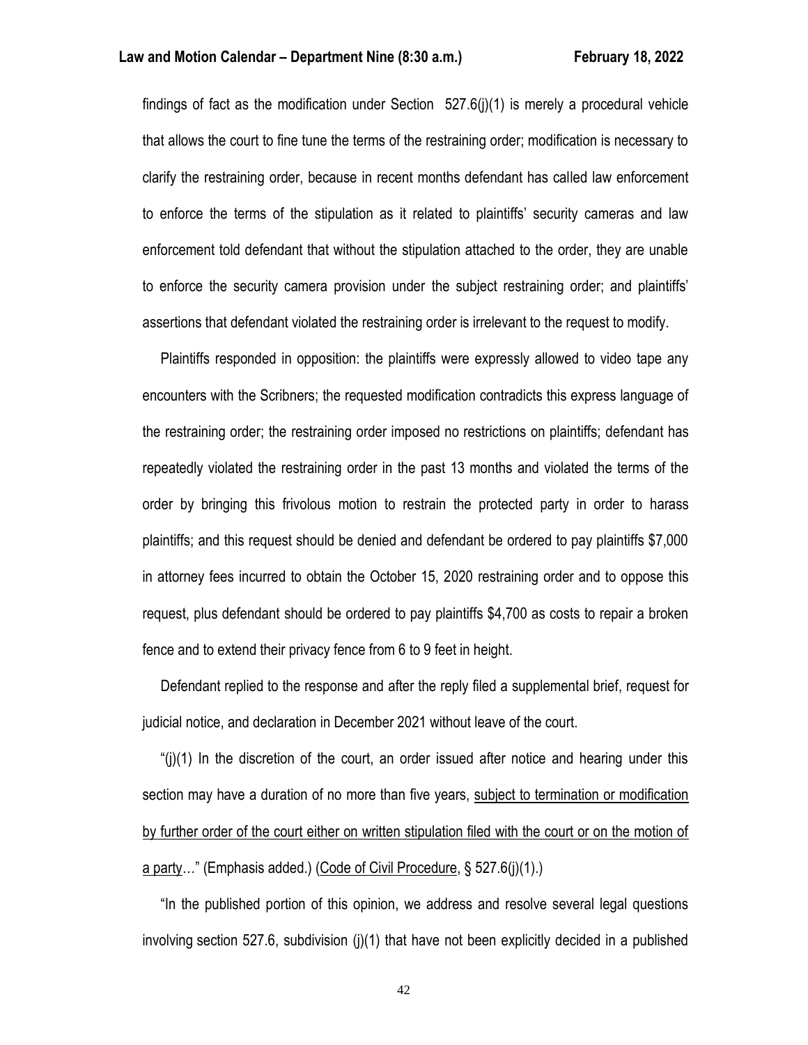findings of fact as the modification under Section 527.6(j)(1) is merely a procedural vehicle that allows the court to fine tune the terms of the restraining order; modification is necessary to clarify the restraining order, because in recent months defendant has called law enforcement to enforce the terms of the stipulation as it related to plaintiffs' security cameras and law enforcement told defendant that without the stipulation attached to the order, they are unable to enforce the security camera provision under the subject restraining order; and plaintiffs' assertions that defendant violated the restraining order is irrelevant to the request to modify.

Plaintiffs responded in opposition: the plaintiffs were expressly allowed to video tape any encounters with the Scribners; the requested modification contradicts this express language of the restraining order; the restraining order imposed no restrictions on plaintiffs; defendant has repeatedly violated the restraining order in the past 13 months and violated the terms of the order by bringing this frivolous motion to restrain the protected party in order to harass plaintiffs; and this request should be denied and defendant be ordered to pay plaintiffs $7,000 in attorney fees incurred to obtain the October 15, 2020 restraining order and to oppose this request, plus defendant should be ordered to pay plaintiffs $4,700 as costs to repair a broken fence and to extend their privacy fence from 6 to 9 feet in height.

Defendant replied to the response and after the reply filed a supplemental brief, request for judicial notice, and declaration in December 2021 without leave of the court.

"(j)(1) In the discretion of the court, an order issued after notice and hearing under this section may have a duration of no more than five years, <u>subject to termination or modification by further order of the court either on written stipulation filed with the court or on the motion of a party</u>…" (Emphasis added.) (<u>Code of Civil Procedure</u>, § 527.6(j)(1).)

"In the published portion of this opinion, we address and resolve several legal questions involving section 527.6, subdivision (j)(1) that have not been explicitly decided in a published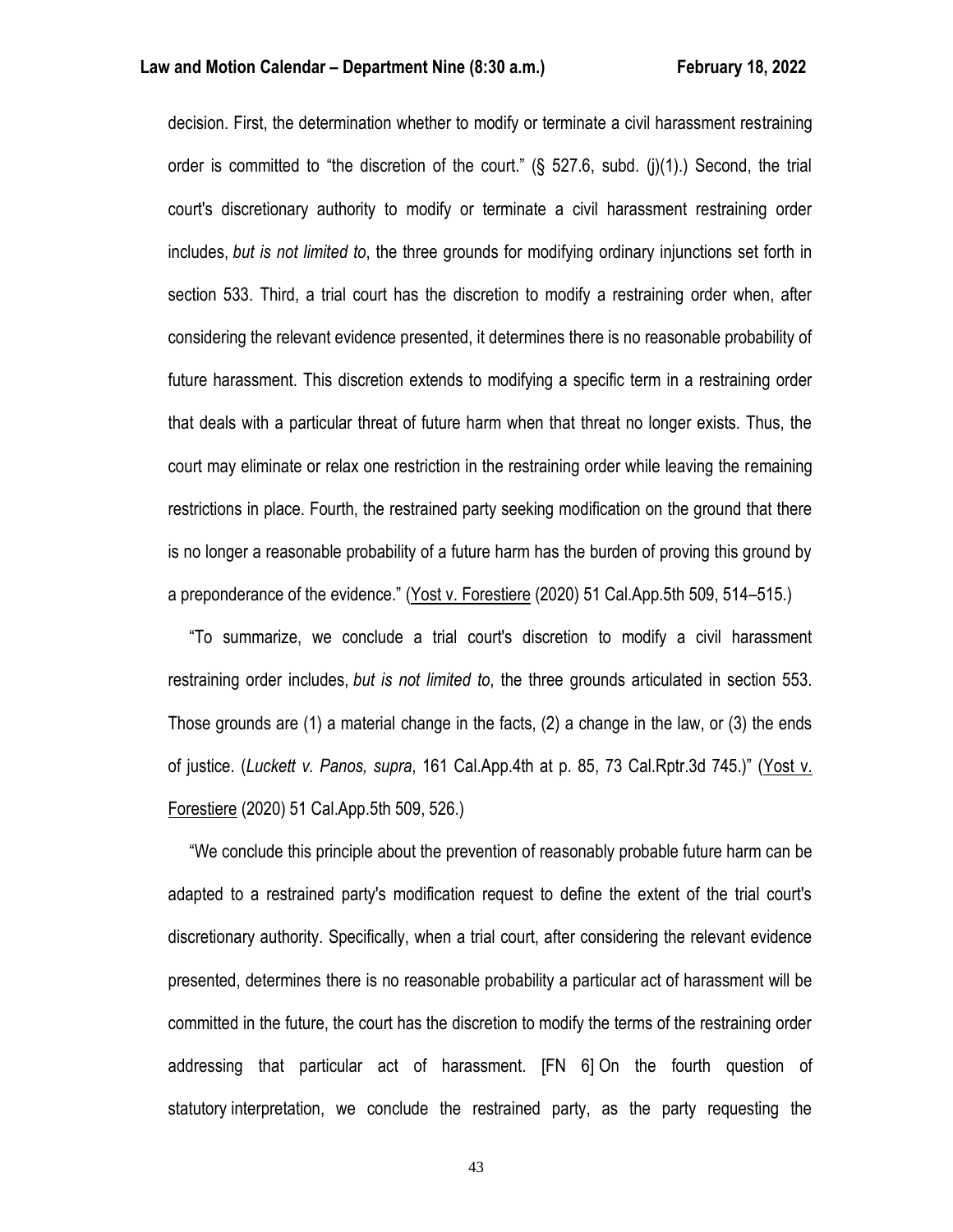decision. First, the determination whether to modify or terminate a civil harassment restraining order is committed to "the discretion of the court." (§ 527.6, subd. (j)(1).) Second, the trial court's discretionary authority to modify or terminate a civil harassment restraining order includes, *but is not limited to*, the three grounds for modifying ordinary injunctions set forth in section 533. Third, a trial court has the discretion to modify a restraining order when, after considering the relevant evidence presented, it determines there is no reasonable probability of future harassment. This discretion extends to modifying a specific term in a restraining order that deals with a particular threat of future harm when that threat no longer exists. Thus, the court may eliminate or relax one restriction in the restraining order while leaving the remaining restrictions in place. Fourth, the restrained party seeking modification on the ground that there is no longer a reasonable probability of a future harm has the burden of proving this ground by a preponderance of the evidence." (Yost v. Forestiere (2020) 51 Cal.App.5th 509, 514–515.)

"To summarize, we conclude a trial court's discretion to modify a civil harassment restraining order includes, *but is not limited to*, the three grounds articulated in section 553. Those grounds are (1) a material change in the facts, (2) a change in the law, or (3) the ends of justice. (*Luckett v. Panos, supra*, 161 Cal.App.4th at p. 85, 73 Cal.Rptr.3d 745.)" (Yost v. Forestiere (2020) 51 Cal.App.5th 509, 526.)

"We conclude this principle about the prevention of reasonably probable future harm can be adapted to a restrained party's modification request to define the extent of the trial court's discretionary authority. Specifically, when a trial court, after considering the relevant evidence presented, determines there is no reasonable probability a particular act of harassment will be committed in the future, the court has the discretion to modify the terms of the restraining order addressing that particular act of harassment. [FN 6] On the fourth question of statutory interpretation, we conclude the restrained party, as the party requesting the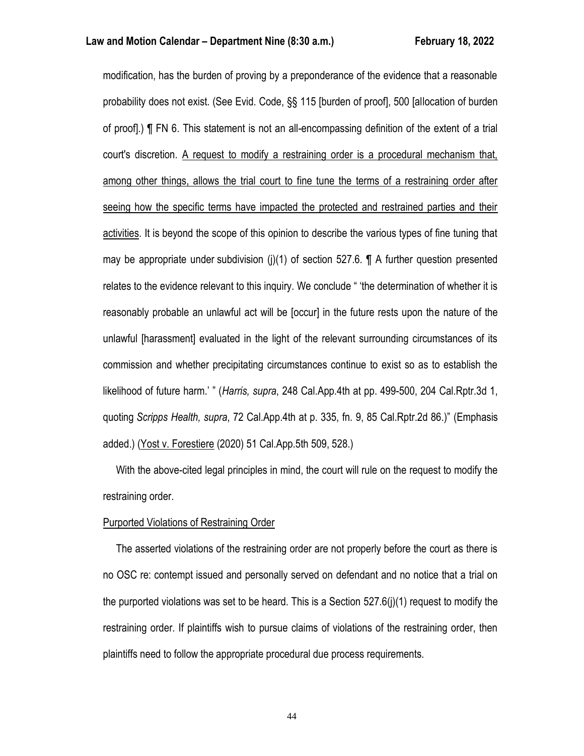modification, has the burden of proving by a preponderance of the evidence that a reasonable probability does not exist. (See Evid. Code, §§ 115 [burden of proof], 500 [allocation of burden of proof].) ¶ FN 6. This statement is not an all-encompassing definition of the extent of a trial court's discretion. <u>A request to modify a restraining order is a procedural mechanism that, among other things, allows the trial court to fine tune the terms of a restraining order after seeing how the specific terms have impacted the protected and restrained parties and their activities</u>. It is beyond the scope of this opinion to describe the various types of fine tuning that may be appropriate under subdivision (j)(1) of section 527.6. ¶ A further question presented relates to the evidence relevant to this inquiry. We conclude " 'the determination of whether it is reasonably probable an unlawful act will be [occur] in the future rests upon the nature of the unlawful [harassment] evaluated in the light of the relevant surrounding circumstances of its commission and whether precipitating circumstances continue to exist so as to establish the likelihood of future harm.' " (*Harris, supra*, 248 Cal.App.4th at pp. 499-500, 204 Cal.Rptr.3d 1, quoting *Scripps Health, supra*, 72 Cal.App.4th at p. 335, fn. 9, 85 Cal.Rptr.2d 86.)" (Emphasis added.) (<u>Yost v. Forestiere</u> (2020) 51 Cal.App.5th 509, 528.)

With the above-cited legal principles in mind, the court will rule on the request to modify the restraining order.

<u>Purported Violations of Restraining Order</u>

The asserted violations of the restraining order are not properly before the court as there is no OSC re: contempt issued and personally served on defendant and no notice that a trial on the purported violations was set to be heard. This is a Section 527.6(j)(1) request to modify the restraining order. If plaintiffs wish to pursue claims of violations of the restraining order, then plaintiffs need to follow the appropriate procedural due process requirements.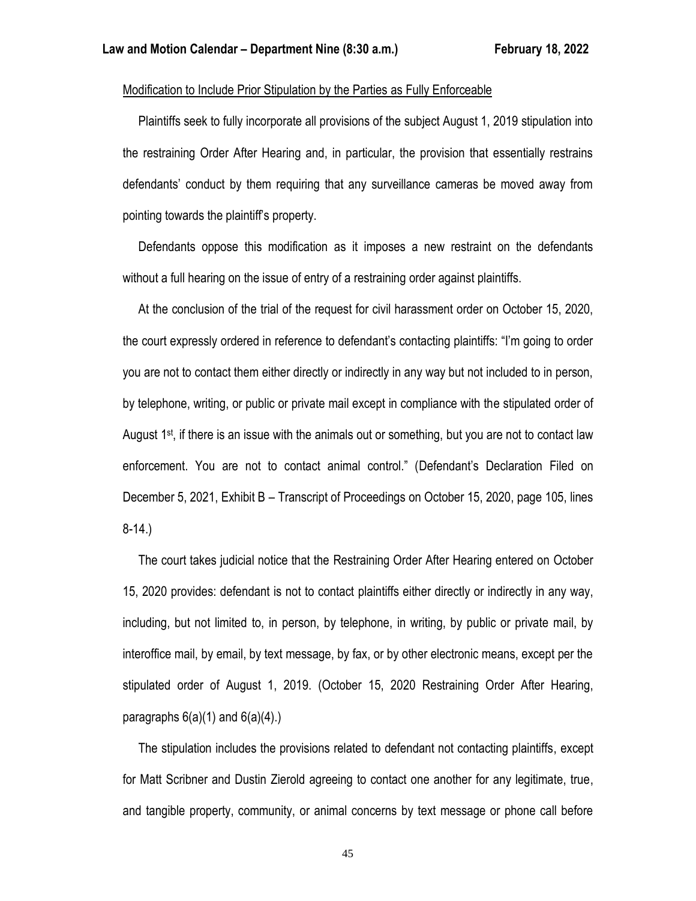Modification to Include Prior Stipulation by the Parties as Fully Enforceable

Plaintiffs seek to fully incorporate all provisions of the subject August 1, 2019 stipulation into the restraining Order After Hearing and, in particular, the provision that essentially restrains defendants' conduct by them requiring that any surveillance cameras be moved away from pointing towards the plaintiff's property.

Defendants oppose this modification as it imposes a new restraint on the defendants without a full hearing on the issue of entry of a restraining order against plaintiffs.

At the conclusion of the trial of the request for civil harassment order on October 15, 2020, the court expressly ordered in reference to defendant's contacting plaintiffs: "I'm going to order you are not to contact them either directly or indirectly in any way but not included to in person, by telephone, writing, or public or private mail except in compliance with the stipulated order of August 1st, if there is an issue with the animals out or something, but you are not to contact law enforcement. You are not to contact animal control." (Defendant's Declaration Filed on December 5, 2021, Exhibit B – Transcript of Proceedings on October 15, 2020, page 105, lines 8-14.)

The court takes judicial notice that the Restraining Order After Hearing entered on October 15, 2020 provides: defendant is not to contact plaintiffs either directly or indirectly in any way, including, but not limited to, in person, by telephone, in writing, by public or private mail, by interoffice mail, by email, by text message, by fax, or by other electronic means, except per the stipulated order of August 1, 2019. (October 15, 2020 Restraining Order After Hearing, paragraphs 6(a)(1) and 6(a)(4).)

The stipulation includes the provisions related to defendant not contacting plaintiffs, except for Matt Scribner and Dustin Zierold agreeing to contact one another for any legitimate, true, and tangible property, community, or animal concerns by text message or phone call before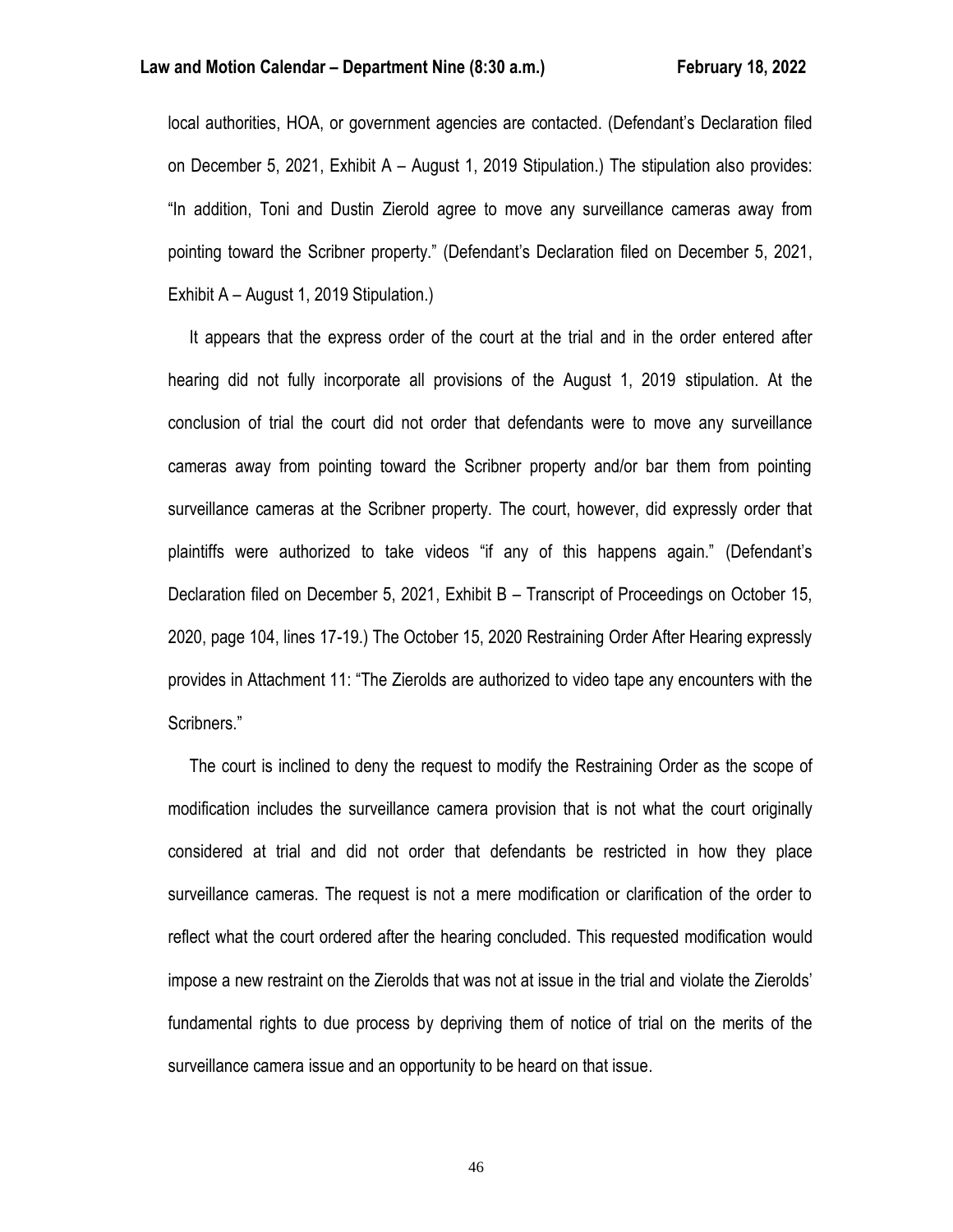local authorities, HOA, or government agencies are contacted. (Defendant's Declaration filed on December 5, 2021, Exhibit A – August 1, 2019 Stipulation.) The stipulation also provides: "In addition, Toni and Dustin Zierold agree to move any surveillance cameras away from pointing toward the Scribner property." (Defendant's Declaration filed on December 5, 2021, Exhibit A – August 1, 2019 Stipulation.)

It appears that the express order of the court at the trial and in the order entered after hearing did not fully incorporate all provisions of the August 1, 2019 stipulation. At the conclusion of trial the court did not order that defendants were to move any surveillance cameras away from pointing toward the Scribner property and/or bar them from pointing surveillance cameras at the Scribner property. The court, however, did expressly order that plaintiffs were authorized to take videos "if any of this happens again." (Defendant's Declaration filed on December 5, 2021, Exhibit B – Transcript of Proceedings on October 15, 2020, page 104, lines 17-19.) The October 15, 2020 Restraining Order After Hearing expressly provides in Attachment 11: "The Zierolds are authorized to video tape any encounters with the Scribners."

The court is inclined to deny the request to modify the Restraining Order as the scope of modification includes the surveillance camera provision that is not what the court originally considered at trial and did not order that defendants be restricted in how they place surveillance cameras. The request is not a mere modification or clarification of the order to reflect what the court ordered after the hearing concluded. This requested modification would impose a new restraint on the Zierolds that was not at issue in the trial and violate the Zierolds' fundamental rights to due process by depriving them of notice of trial on the merits of the surveillance camera issue and an opportunity to be heard on that issue.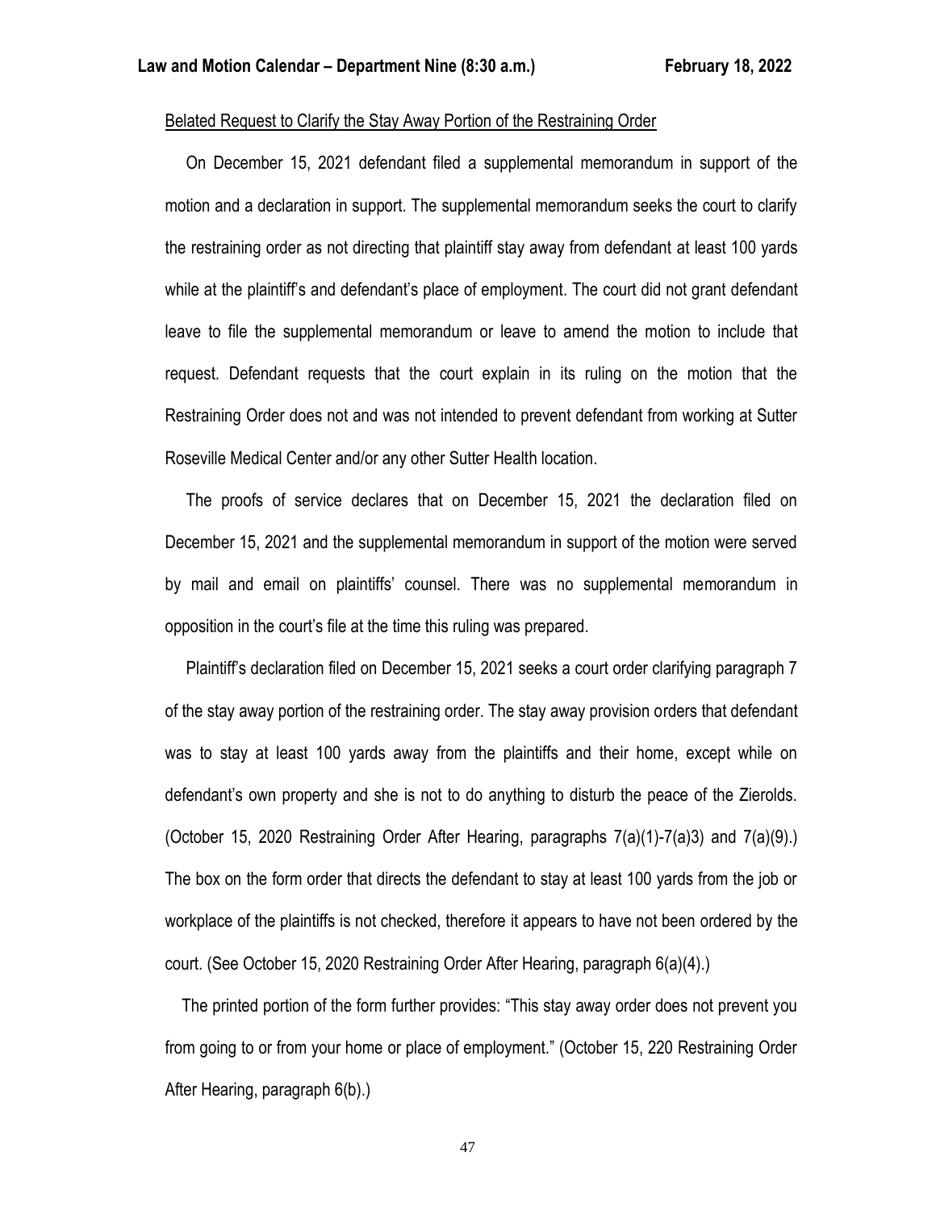Belated Request to Clarify the Stay Away Portion of the Restraining Order

On December 15, 2021 defendant filed a supplemental memorandum in support of the motion and a declaration in support. The supplemental memorandum seeks the court to clarify the restraining order as not directing that plaintiff stay away from defendant at least 100 yards while at the plaintiff's and defendant's place of employment. The court did not grant defendant leave to file the supplemental memorandum or leave to amend the motion to include that request. Defendant requests that the court explain in its ruling on the motion that the Restraining Order does not and was not intended to prevent defendant from working at Sutter Roseville Medical Center and/or any other Sutter Health location.

The proofs of service declares that on December 15, 2021 the declaration filed on December 15, 2021 and the supplemental memorandum in support of the motion were served by mail and email on plaintiffs' counsel. There was no supplemental memorandum in opposition in the court's file at the time this ruling was prepared.

Plaintiff's declaration filed on December 15, 2021 seeks a court order clarifying paragraph 7 of the stay away portion of the restraining order. The stay away provision orders that defendant was to stay at least 100 yards away from the plaintiffs and their home, except while on defendant's own property and she is not to do anything to disturb the peace of the Zierolds. (October 15, 2020 Restraining Order After Hearing, paragraphs 7(a)(1)-7(a)3) and 7(a)(9).) The box on the form order that directs the defendant to stay at least 100 yards from the job or workplace of the plaintiffs is not checked, therefore it appears to have not been ordered by the court. (See October 15, 2020 Restraining Order After Hearing, paragraph 6(a)(4).)

The printed portion of the form further provides: "This stay away order does not prevent you from going to or from your home or place of employment." (October 15, 220 Restraining Order After Hearing, paragraph 6(b).)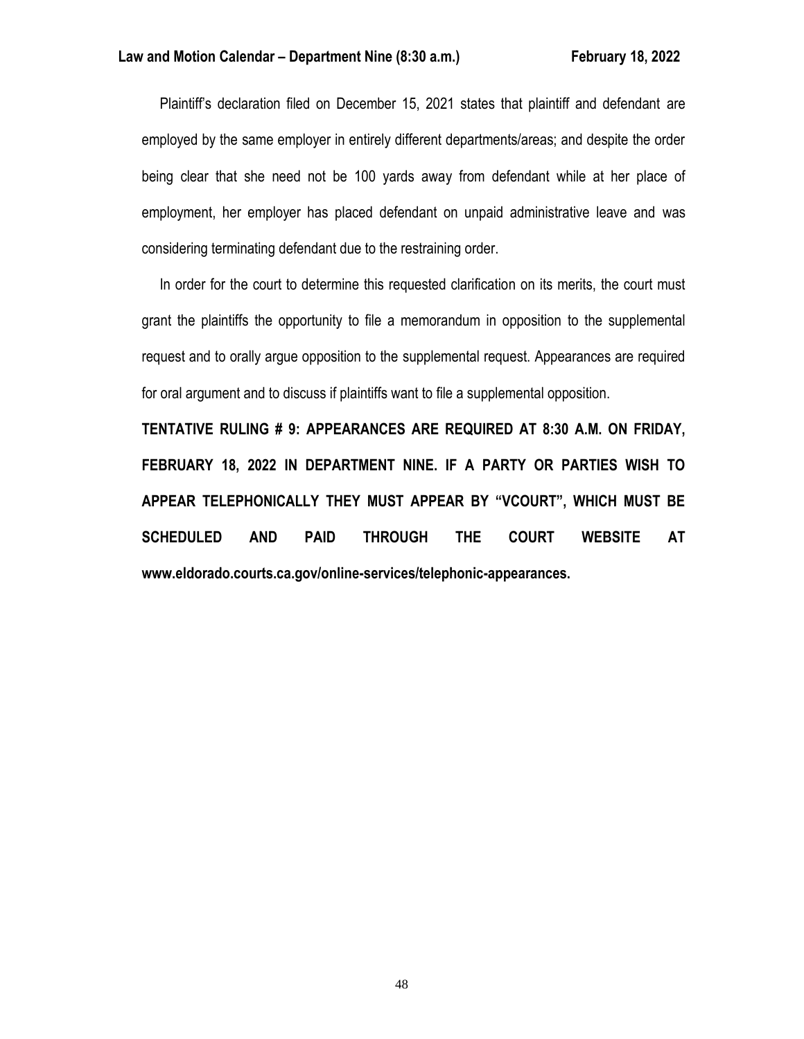Plaintiff's declaration filed on December 15, 2021 states that plaintiff and defendant are employed by the same employer in entirely different departments/areas; and despite the order being clear that she need not be 100 yards away from defendant while at her place of employment, her employer has placed defendant on unpaid administrative leave and was considering terminating defendant due to the restraining order.

In order for the court to determine this requested clarification on its merits, the court must grant the plaintiffs the opportunity to file a memorandum in opposition to the supplemental request and to orally argue opposition to the supplemental request. Appearances are required for oral argument and to discuss if plaintiffs want to file a supplemental opposition.

**TENTATIVE RULING # 9: APPEARANCES ARE REQUIRED AT 8:30 A.M. ON FRIDAY, FEBRUARY 18, 2022 IN DEPARTMENT NINE. IF A PARTY OR PARTIES WISH TO APPEAR TELEPHONICALLY THEY MUST APPEAR BY "VCOURT", WHICH MUST BE SCHEDULED AND PAID THROUGH THE COURT WEBSITE AT www.eldorado.courts.ca.gov/online-services/telephonic-appearances.**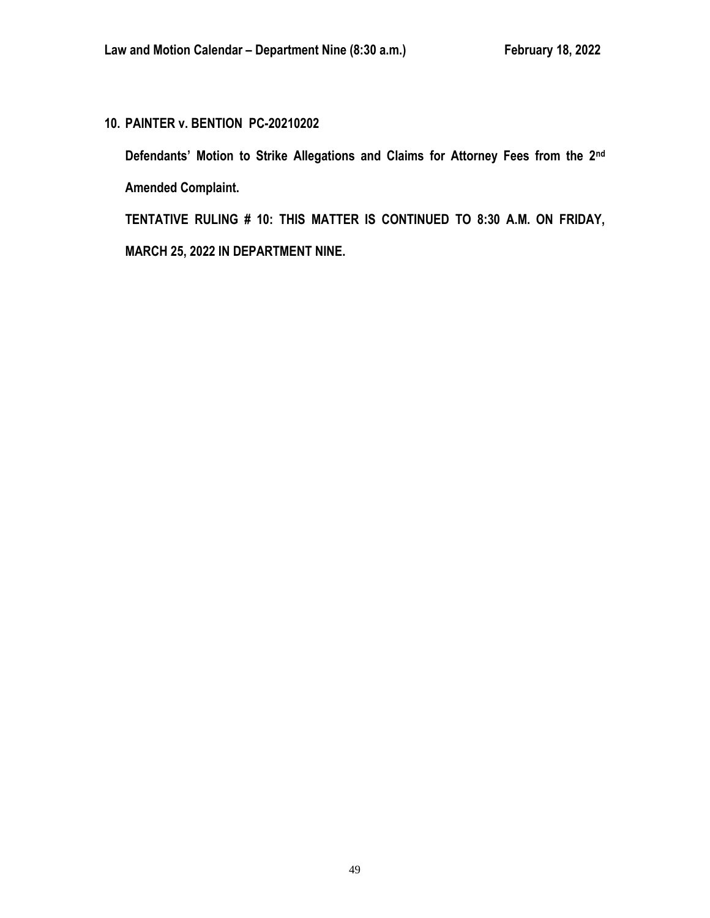**10. PAINTER v. BENTION PC-20210202**

**Defendants' Motion to Strike Allegations and Claims for Attorney Fees from the 2nd Amended Complaint.**

**TENTATIVE RULING # 10: THIS MATTER IS CONTINUED TO 8:30 A.M. ON FRIDAY, MARCH 25, 2022 IN DEPARTMENT NINE.**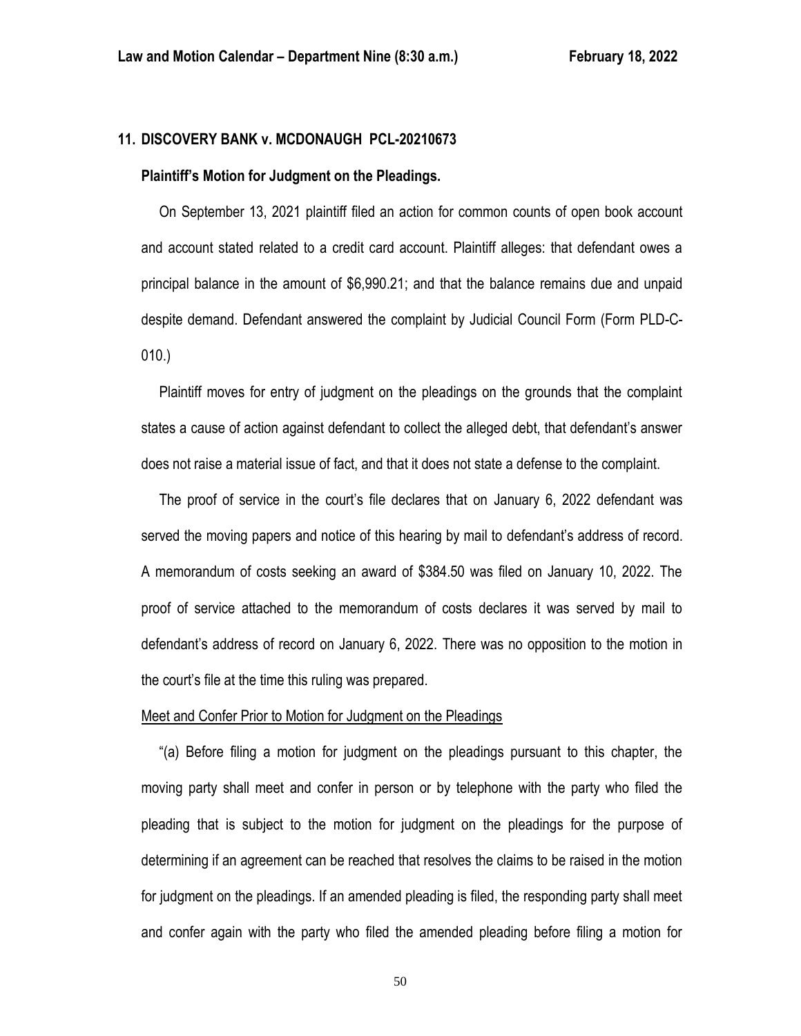**11. DISCOVERY BANK v. MCDONAUGH PCL-20210673**

**Plaintiff's Motion for Judgment on the Pleadings.**

On September 13, 2021 plaintiff filed an action for common counts of open book account and account stated related to a credit card account. Plaintiff alleges: that defendant owes a principal balance in the amount of $6,990.21; and that the balance remains due and unpaid despite demand. Defendant answered the complaint by Judicial Council Form (Form PLD-C-010.)

Plaintiff moves for entry of judgment on the pleadings on the grounds that the complaint states a cause of action against defendant to collect the alleged debt, that defendant's answer does not raise a material issue of fact, and that it does not state a defense to the complaint.

The proof of service in the court's file declares that on January 6, 2022 defendant was served the moving papers and notice of this hearing by mail to defendant's address of record. A memorandum of costs seeking an award of $384.50 was filed on January 10, 2022. The proof of service attached to the memorandum of costs declares it was served by mail to defendant's address of record on January 6, 2022. There was no opposition to the motion in the court's file at the time this ruling was prepared.

Meet and Confer Prior to Motion for Judgment on the Pleadings

"(a) Before filing a motion for judgment on the pleadings pursuant to this chapter, the moving party shall meet and confer in person or by telephone with the party who filed the pleading that is subject to the motion for judgment on the pleadings for the purpose of determining if an agreement can be reached that resolves the claims to be raised in the motion for judgment on the pleadings. If an amended pleading is filed, the responding party shall meet and confer again with the party who filed the amended pleading before filing a motion for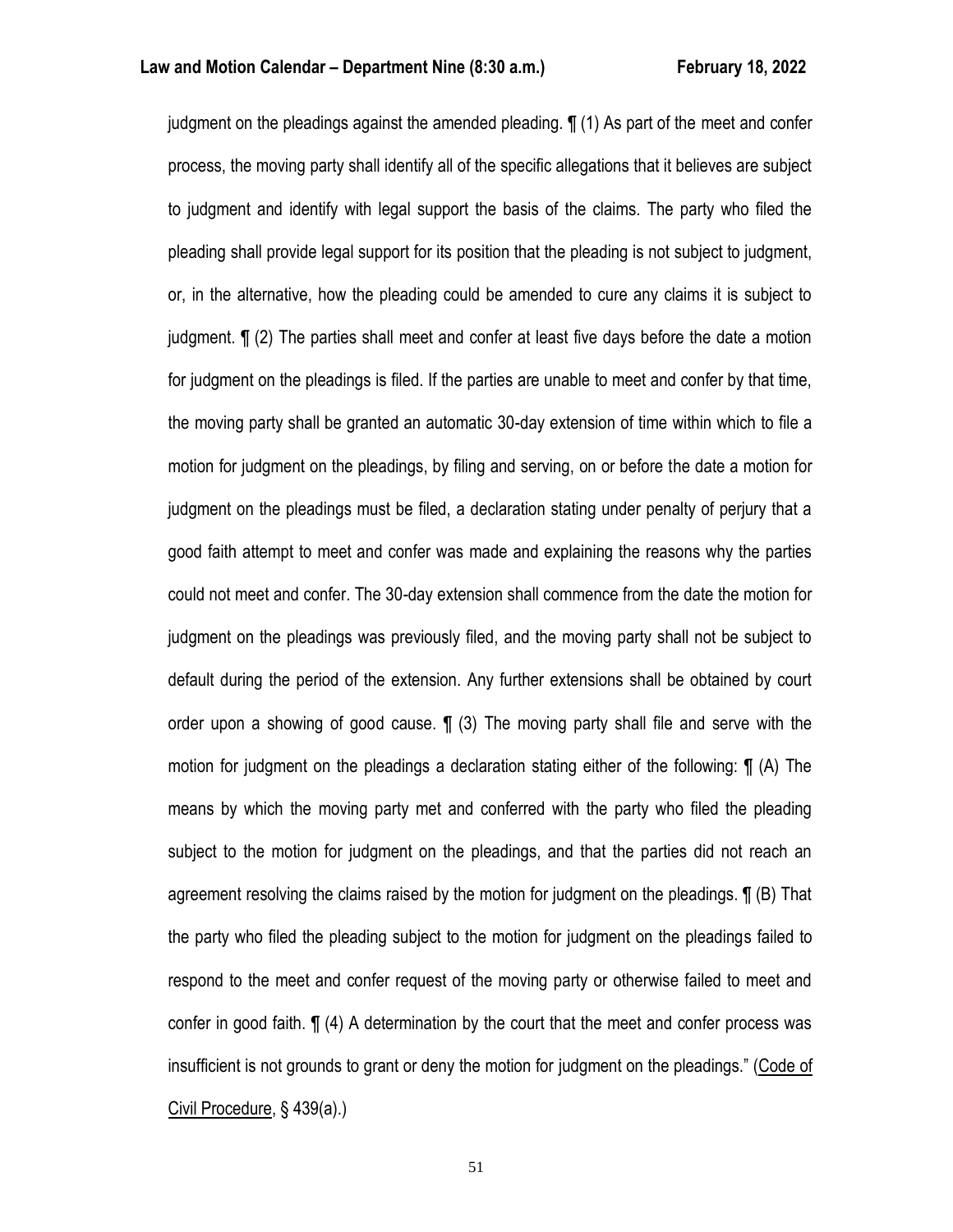judgment on the pleadings against the amended pleading. ¶ (1) As part of the meet and confer process, the moving party shall identify all of the specific allegations that it believes are subject to judgment and identify with legal support the basis of the claims. The party who filed the pleading shall provide legal support for its position that the pleading is not subject to judgment, or, in the alternative, how the pleading could be amended to cure any claims it is subject to judgment. ¶ (2) The parties shall meet and confer at least five days before the date a motion for judgment on the pleadings is filed. If the parties are unable to meet and confer by that time, the moving party shall be granted an automatic 30-day extension of time within which to file a motion for judgment on the pleadings, by filing and serving, on or before the date a motion for judgment on the pleadings must be filed, a declaration stating under penalty of perjury that a good faith attempt to meet and confer was made and explaining the reasons why the parties could not meet and confer. The 30-day extension shall commence from the date the motion for judgment on the pleadings was previously filed, and the moving party shall not be subject to default during the period of the extension. Any further extensions shall be obtained by court order upon a showing of good cause. ¶ (3) The moving party shall file and serve with the motion for judgment on the pleadings a declaration stating either of the following: ¶ (A) The means by which the moving party met and conferred with the party who filed the pleading subject to the motion for judgment on the pleadings, and that the parties did not reach an agreement resolving the claims raised by the motion for judgment on the pleadings. ¶ (B) That the party who filed the pleading subject to the motion for judgment on the pleadings failed to respond to the meet and confer request of the moving party or otherwise failed to meet and confer in good faith. ¶ (4) A determination by the court that the meet and confer process was insufficient is not grounds to grant or deny the motion for judgment on the pleadings." (Code of Civil Procedure, § 439(a).)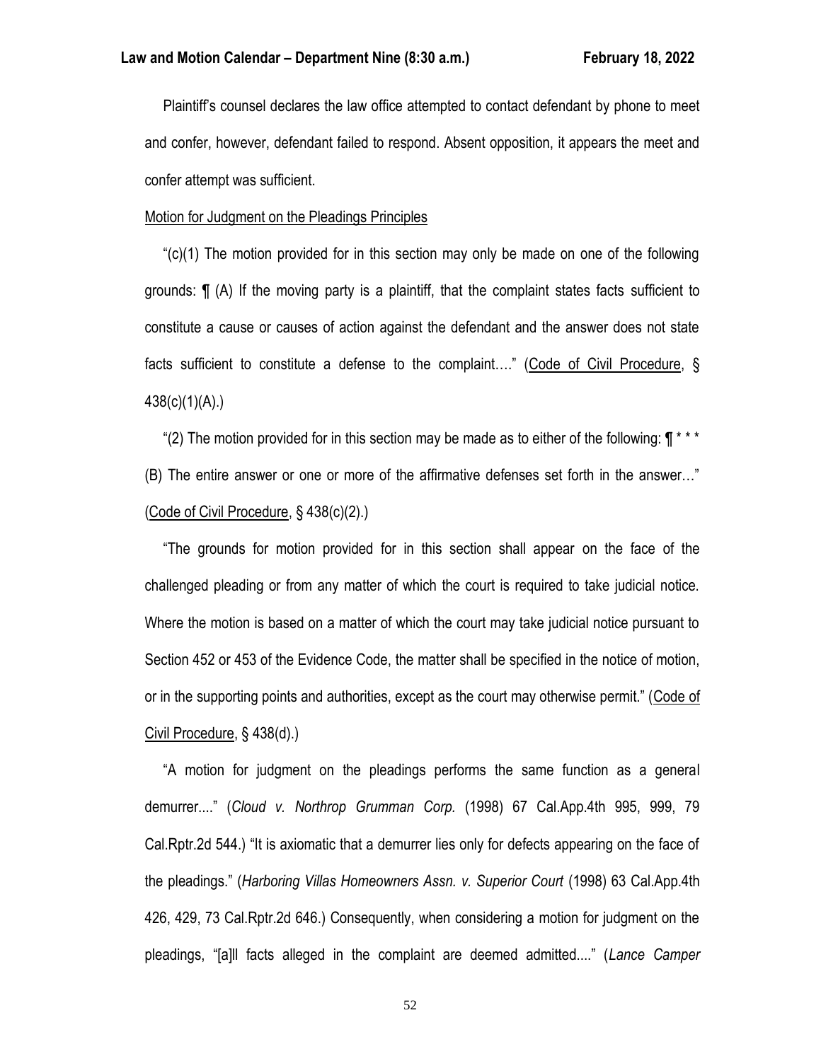Plaintiff's counsel declares the law office attempted to contact defendant by phone to meet and confer, however, defendant failed to respond. Absent opposition, it appears the meet and confer attempt was sufficient.

<u>Motion for Judgment on the Pleadings Principles</u>

"(c)(1) The motion provided for in this section may only be made on one of the following grounds: ¶ (A) If the moving party is a plaintiff, that the complaint states facts sufficient to constitute a cause or causes of action against the defendant and the answer does not state facts sufficient to constitute a defense to the complaint…." (<u>Code of Civil Procedure</u>, § 438(c)(1)(A).)

"(2) The motion provided for in this section may be made as to either of the following: ¶ * * * (B) The entire answer or one or more of the affirmative defenses set forth in the answer…" (<u>Code of Civil Procedure</u>, § 438(c)(2).)

"The grounds for motion provided for in this section shall appear on the face of the challenged pleading or from any matter of which the court is required to take judicial notice. Where the motion is based on a matter of which the court may take judicial notice pursuant to Section 452 or 453 of the Evidence Code, the matter shall be specified in the notice of motion, or in the supporting points and authorities, except as the court may otherwise permit." (<u>Code of Civil Procedure</u>, § 438(d).)

"A motion for judgment on the pleadings performs the same function as a general demurrer...." (*Cloud v. Northrop Grumman Corp.* (1998) 67 Cal.App.4th 995, 999, 79 Cal.Rptr.2d 544.) "It is axiomatic that a demurrer lies only for defects appearing on the face of the pleadings." (*Harboring Villas Homeowners Assn. v. Superior Court* (1998) 63 Cal.App.4th 426, 429, 73 Cal.Rptr.2d 646.) Consequently, when considering a motion for judgment on the pleadings, "[a]ll facts alleged in the complaint are deemed admitted...." (*Lance Camper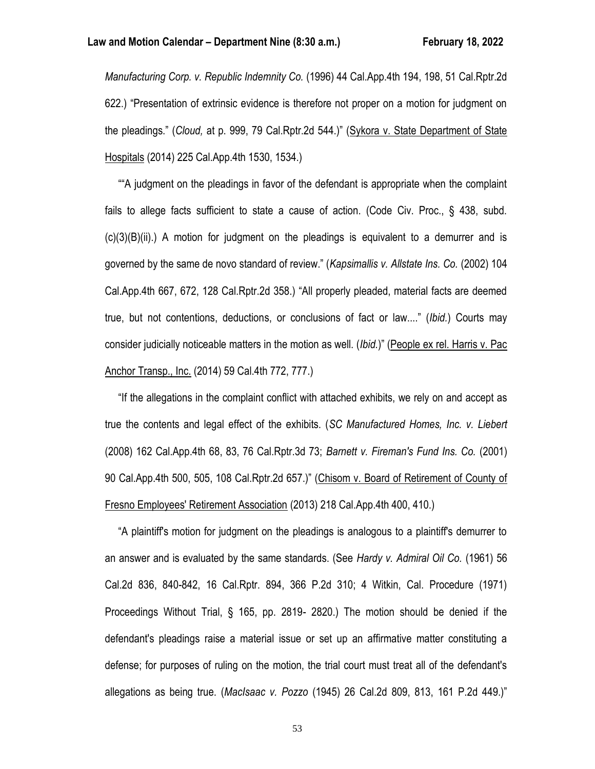*Manufacturing Corp. v. Republic Indemnity Co.* (1996) 44 Cal.App.4th 194, 198, 51 Cal.Rptr.2d 622.) "Presentation of extrinsic evidence is therefore not proper on a motion for judgment on the pleadings." (*Cloud,* at p. 999, 79 Cal.Rptr.2d 544.)" (Sykora v. State Department of State Hospitals (2014) 225 Cal.App.4th 1530, 1534.)

""A judgment on the pleadings in favor of the defendant is appropriate when the complaint fails to allege facts sufficient to state a cause of action. (Code Civ. Proc., § 438, subd. (c)(3)(B)(ii).) A motion for judgment on the pleadings is equivalent to a demurrer and is governed by the same de novo standard of review." (*Kapsimallis v. Allstate Ins. Co.* (2002) 104 Cal.App.4th 667, 672, 128 Cal.Rptr.2d 358.) "All properly pleaded, material facts are deemed true, but not contentions, deductions, or conclusions of fact or law...." (*Ibid.*) Courts may consider judicially noticeable matters in the motion as well. (*Ibid.*)" (People ex rel. Harris v. Pac Anchor Transp., Inc. (2014) 59 Cal.4th 772, 777.)

"If the allegations in the complaint conflict with attached exhibits, we rely on and accept as true the contents and legal effect of the exhibits. (*SC Manufactured Homes, Inc. v. Liebert* (2008) 162 Cal.App.4th 68, 83, 76 Cal.Rptr.3d 73; *Barnett v. Fireman's Fund Ins. Co.* (2001) 90 Cal.App.4th 500, 505, 108 Cal.Rptr.2d 657.)" (Chisom v. Board of Retirement of County of Fresno Employees' Retirement Association (2013) 218 Cal.App.4th 400, 410.)

"A plaintiff's motion for judgment on the pleadings is analogous to a plaintiff's demurrer to an answer and is evaluated by the same standards. (See *Hardy v. Admiral Oil Co.* (1961) 56 Cal.2d 836, 840-842, 16 Cal.Rptr. 894, 366 P.2d 310; 4 Witkin, Cal. Procedure (1971) Proceedings Without Trial, § 165, pp. 2819- 2820.) The motion should be denied if the defendant's pleadings raise a material issue or set up an affirmative matter constituting a defense; for purposes of ruling on the motion, the trial court must treat all of the defendant's allegations as being true. (*MacIsaac v. Pozzo* (1945) 26 Cal.2d 809, 813, 161 P.2d 449.)"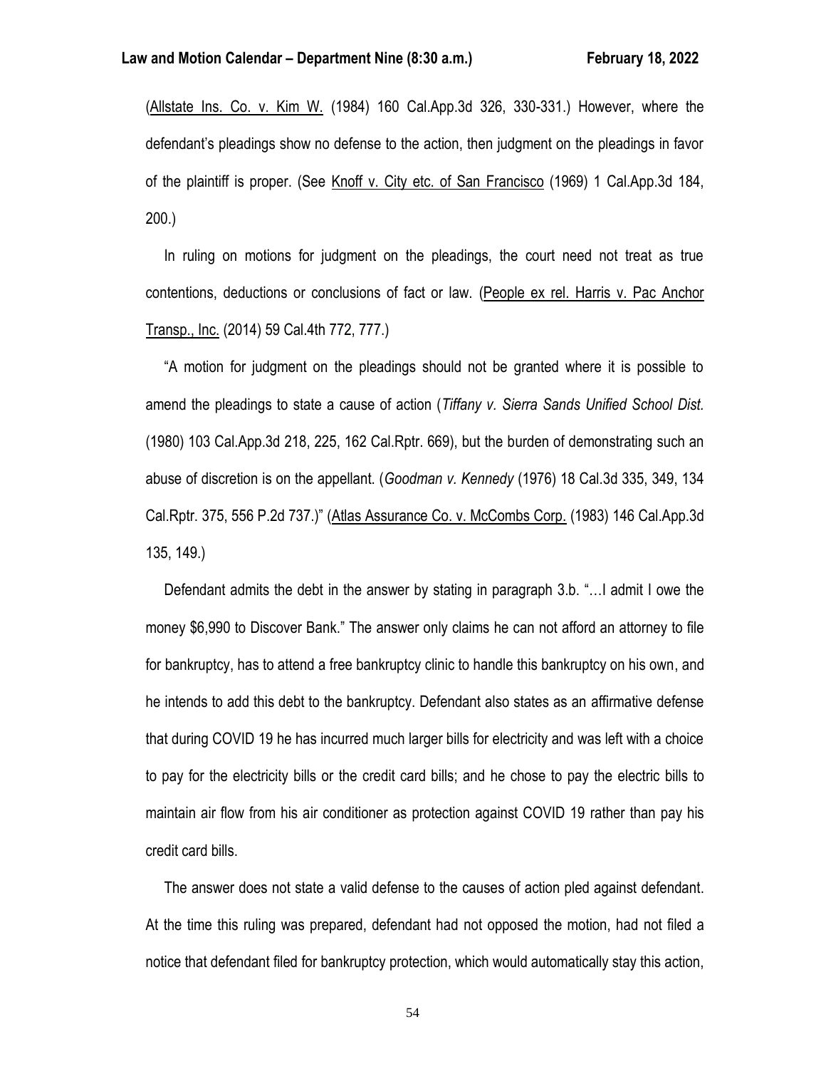(Allstate Ins. Co. v. Kim W. (1984) 160 Cal.App.3d 326, 330-331.) However, where the defendant's pleadings show no defense to the action, then judgment on the pleadings in favor of the plaintiff is proper. (See Knoff v. City etc. of San Francisco (1969) 1 Cal.App.3d 184, 200.)

In ruling on motions for judgment on the pleadings, the court need not treat as true contentions, deductions or conclusions of fact or law. (People ex rel. Harris v. Pac Anchor Transp., Inc. (2014) 59 Cal.4th 772, 777.)

"A motion for judgment on the pleadings should not be granted where it is possible to amend the pleadings to state a cause of action (*Tiffany v. Sierra Sands Unified School Dist.* (1980) 103 Cal.App.3d 218, 225, 162 Cal.Rptr. 669), but the burden of demonstrating such an abuse of discretion is on the appellant. (*Goodman v. Kennedy* (1976) 18 Cal.3d 335, 349, 134 Cal.Rptr. 375, 556 P.2d 737.)" (Atlas Assurance Co. v. McCombs Corp. (1983) 146 Cal.App.3d 135, 149.)

Defendant admits the debt in the answer by stating in paragraph 3.b. "…I admit I owe the money $6,990 to Discover Bank." The answer only claims he can not afford an attorney to file for bankruptcy, has to attend a free bankruptcy clinic to handle this bankruptcy on his own, and he intends to add this debt to the bankruptcy. Defendant also states as an affirmative defense that during COVID 19 he has incurred much larger bills for electricity and was left with a choice to pay for the electricity bills or the credit card bills; and he chose to pay the electric bills to maintain air flow from his air conditioner as protection against COVID 19 rather than pay his credit card bills.

The answer does not state a valid defense to the causes of action pled against defendant. At the time this ruling was prepared, defendant had not opposed the motion, had not filed a notice that defendant filed for bankruptcy protection, which would automatically stay this action,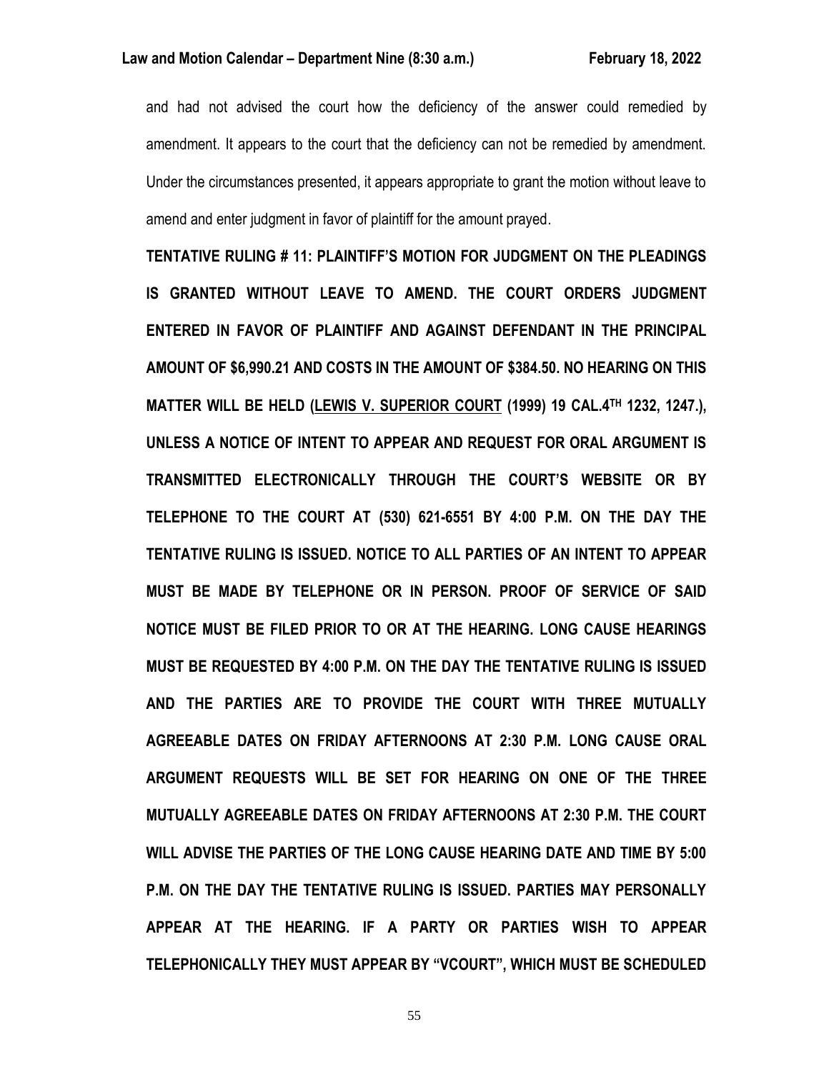and had not advised the court how the deficiency of the answer could remedied by amendment. It appears to the court that the deficiency can not be remedied by amendment. Under the circumstances presented, it appears appropriate to grant the motion without leave to amend and enter judgment in favor of plaintiff for the amount prayed.

**TENTATIVE RULING # 11: PLAINTIFF'S MOTION FOR JUDGMENT ON THE PLEADINGS IS GRANTED WITHOUT LEAVE TO AMEND. THE COURT ORDERS JUDGMENT ENTERED IN FAVOR OF PLAINTIFF AND AGAINST DEFENDANT IN THE PRINCIPAL AMOUNT OF $6,990.21 AND COSTS IN THE AMOUNT OF $384.50. NO HEARING ON THIS MATTER WILL BE HELD (LEWIS V. SUPERIOR COURT (1999) 19 CAL.4TH 1232, 1247.), UNLESS A NOTICE OF INTENT TO APPEAR AND REQUEST FOR ORAL ARGUMENT IS TRANSMITTED ELECTRONICALLY THROUGH THE COURT'S WEBSITE OR BY TELEPHONE TO THE COURT AT (530) 621-6551 BY 4:00 P.M. ON THE DAY THE TENTATIVE RULING IS ISSUED. NOTICE TO ALL PARTIES OF AN INTENT TO APPEAR MUST BE MADE BY TELEPHONE OR IN PERSON. PROOF OF SERVICE OF SAID NOTICE MUST BE FILED PRIOR TO OR AT THE HEARING. LONG CAUSE HEARINGS MUST BE REQUESTED BY 4:00 P.M. ON THE DAY THE TENTATIVE RULING IS ISSUED AND THE PARTIES ARE TO PROVIDE THE COURT WITH THREE MUTUALLY AGREEABLE DATES ON FRIDAY AFTERNOONS AT 2:30 P.M. LONG CAUSE ORAL ARGUMENT REQUESTS WILL BE SET FOR HEARING ON ONE OF THE THREE MUTUALLY AGREEABLE DATES ON FRIDAY AFTERNOONS AT 2:30 P.M. THE COURT WILL ADVISE THE PARTIES OF THE LONG CAUSE HEARING DATE AND TIME BY 5:00 P.M. ON THE DAY THE TENTATIVE RULING IS ISSUED. PARTIES MAY PERSONALLY APPEAR AT THE HEARING. IF A PARTY OR PARTIES WISH TO APPEAR TELEPHONICALLY THEY MUST APPEAR BY "VCOURT", WHICH MUST BE SCHEDULED**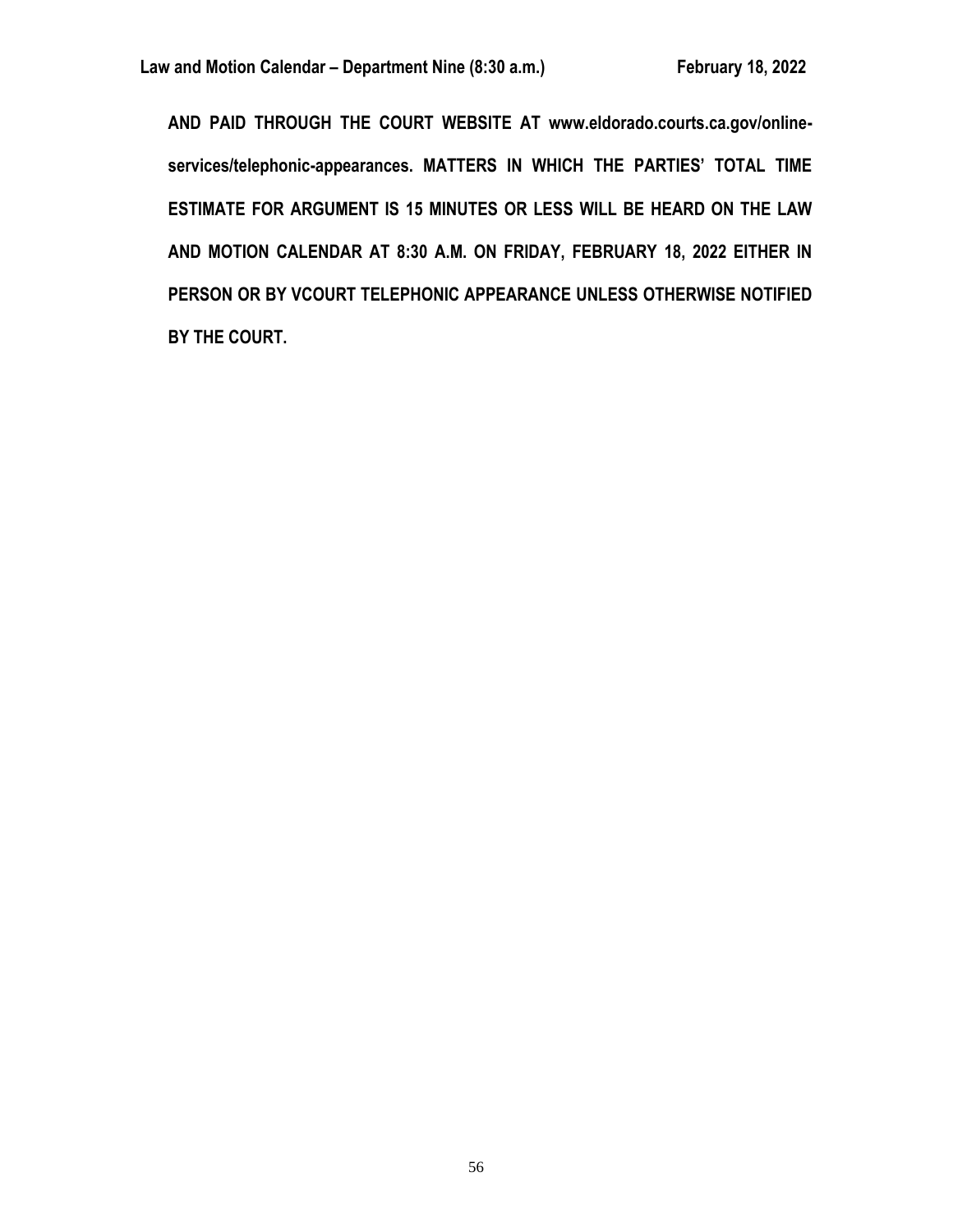**AND PAID THROUGH THE COURT WEBSITE AT www.eldorado.courts.ca.gov/online-services/telephonic-appearances. MATTERS IN WHICH THE PARTIES' TOTAL TIME ESTIMATE FOR ARGUMENT IS 15 MINUTES OR LESS WILL BE HEARD ON THE LAW AND MOTION CALENDAR AT 8:30 A.M. ON FRIDAY, FEBRUARY 18, 2022 EITHER IN PERSON OR BY VCOURT TELEPHONIC APPEARANCE UNLESS OTHERWISE NOTIFIED BY THE COURT.**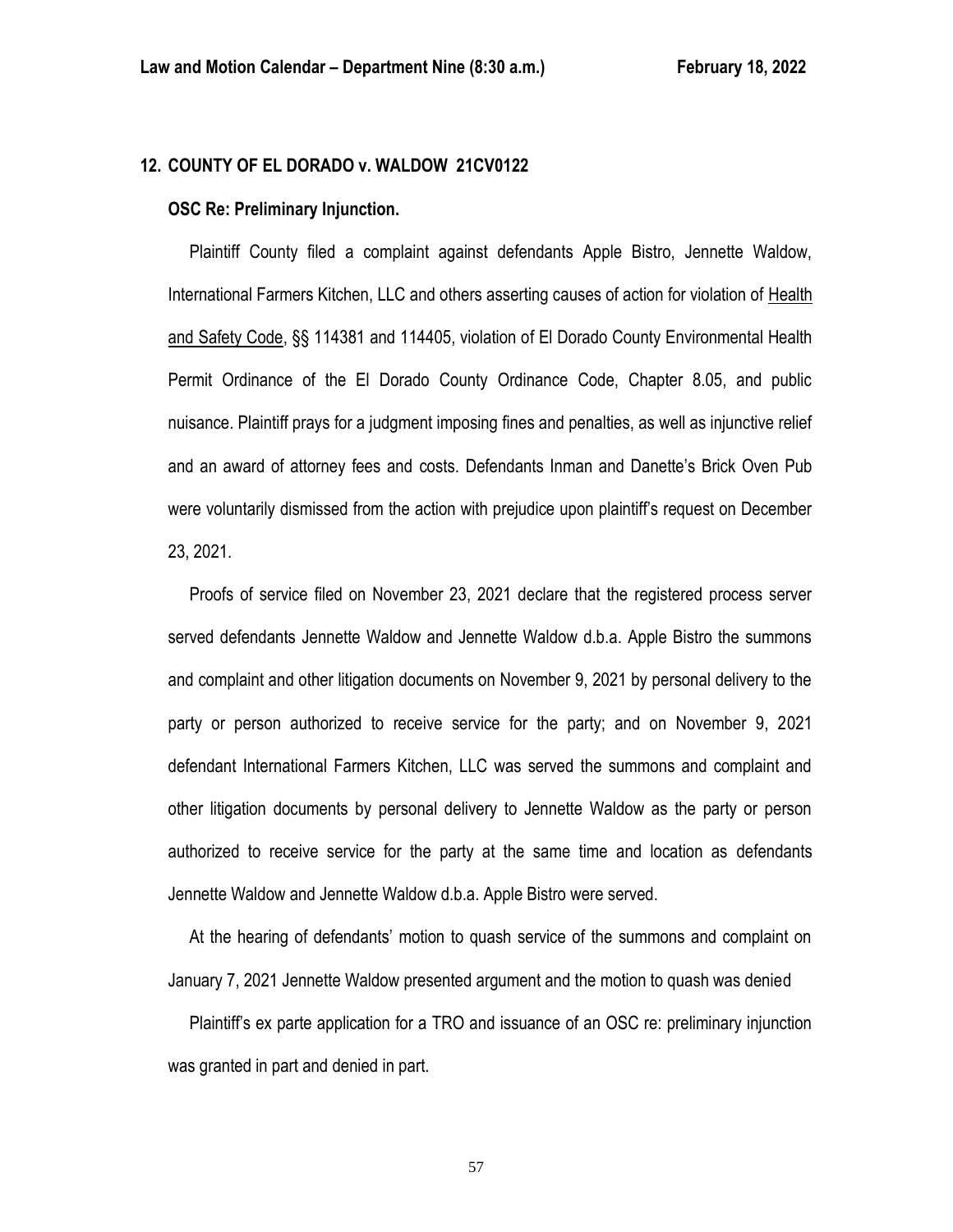## 12. COUNTY OF EL DORADO v. WALDOW 21CV0122

### OSC Re: Preliminary Injunction.

Plaintiff County filed a complaint against defendants Apple Bistro, Jennette Waldow, International Farmers Kitchen, LLC and others asserting causes of action for violation of Health and Safety Code, §§ 114381 and 114405, violation of El Dorado County Environmental Health Permit Ordinance of the El Dorado County Ordinance Code, Chapter 8.05, and public nuisance. Plaintiff prays for a judgment imposing fines and penalties, as well as injunctive relief and an award of attorney fees and costs. Defendants Inman and Danette's Brick Oven Pub were voluntarily dismissed from the action with prejudice upon plaintiff's request on December 23, 2021.

Proofs of service filed on November 23, 2021 declare that the registered process server served defendants Jennette Waldow and Jennette Waldow d.b.a. Apple Bistro the summons and complaint and other litigation documents on November 9, 2021 by personal delivery to the party or person authorized to receive service for the party; and on November 9, 2021 defendant International Farmers Kitchen, LLC was served the summons and complaint and other litigation documents by personal delivery to Jennette Waldow as the party or person authorized to receive service for the party at the same time and location as defendants Jennette Waldow and Jennette Waldow d.b.a. Apple Bistro were served.

At the hearing of defendants' motion to quash service of the summons and complaint on January 7, 2021 Jennette Waldow presented argument and the motion to quash was denied

Plaintiff's ex parte application for a TRO and issuance of an OSC re: preliminary injunction was granted in part and denied in part.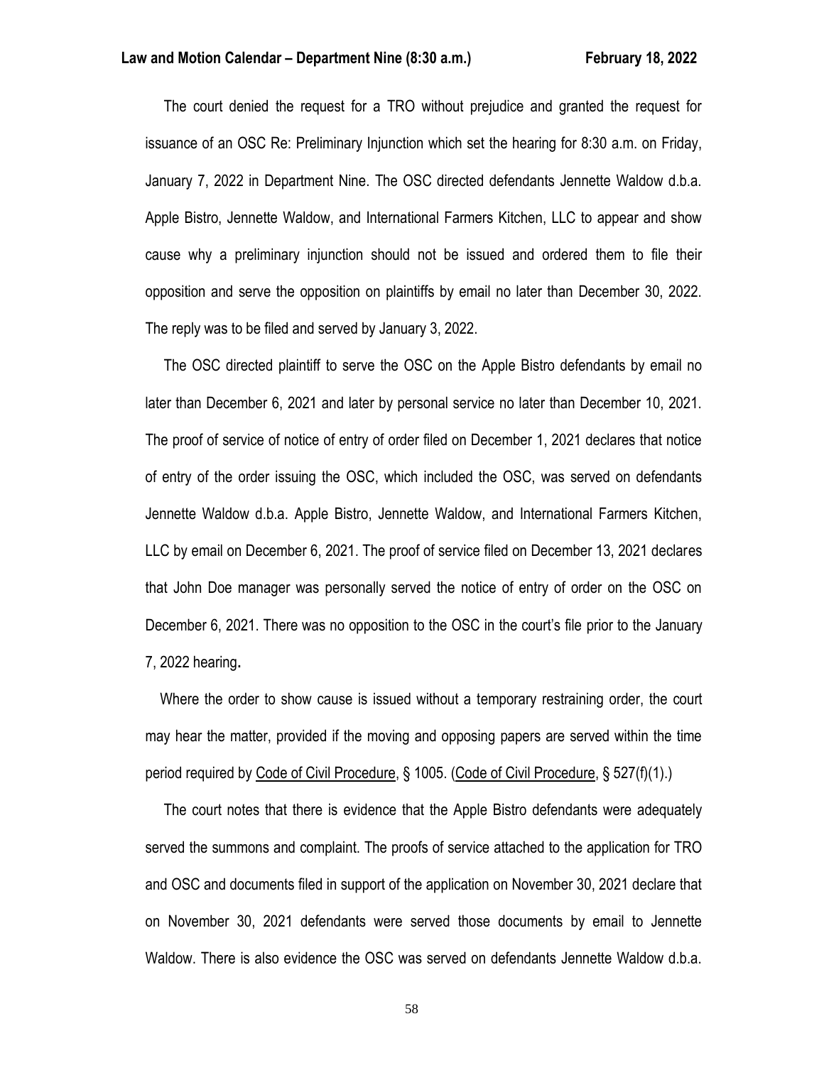The court denied the request for a TRO without prejudice and granted the request for issuance of an OSC Re: Preliminary Injunction which set the hearing for 8:30 a.m. on Friday, January 7, 2022 in Department Nine. The OSC directed defendants Jennette Waldow d.b.a. Apple Bistro, Jennette Waldow, and International Farmers Kitchen, LLC to appear and show cause why a preliminary injunction should not be issued and ordered them to file their opposition and serve the opposition on plaintiffs by email no later than December 30, 2022. The reply was to be filed and served by January 3, 2022.

The OSC directed plaintiff to serve the OSC on the Apple Bistro defendants by email no later than December 6, 2021 and later by personal service no later than December 10, 2021. The proof of service of notice of entry of order filed on December 1, 2021 declares that notice of entry of the order issuing the OSC, which included the OSC, was served on defendants Jennette Waldow d.b.a. Apple Bistro, Jennette Waldow, and International Farmers Kitchen, LLC by email on December 6, 2021. The proof of service filed on December 13, 2021 declares that John Doe manager was personally served the notice of entry of order on the OSC on December 6, 2021. There was no opposition to the OSC in the court's file prior to the January 7, 2022 hearing**.**

Where the order to show cause is issued without a temporary restraining order, the court may hear the matter, provided if the moving and opposing papers are served within the time period required by Code of Civil Procedure, § 1005. (Code of Civil Procedure, § 527(f)(1).)

The court notes that there is evidence that the Apple Bistro defendants were adequately served the summons and complaint. The proofs of service attached to the application for TRO and OSC and documents filed in support of the application on November 30, 2021 declare that on November 30, 2021 defendants were served those documents by email to Jennette Waldow. There is also evidence the OSC was served on defendants Jennette Waldow d.b.a.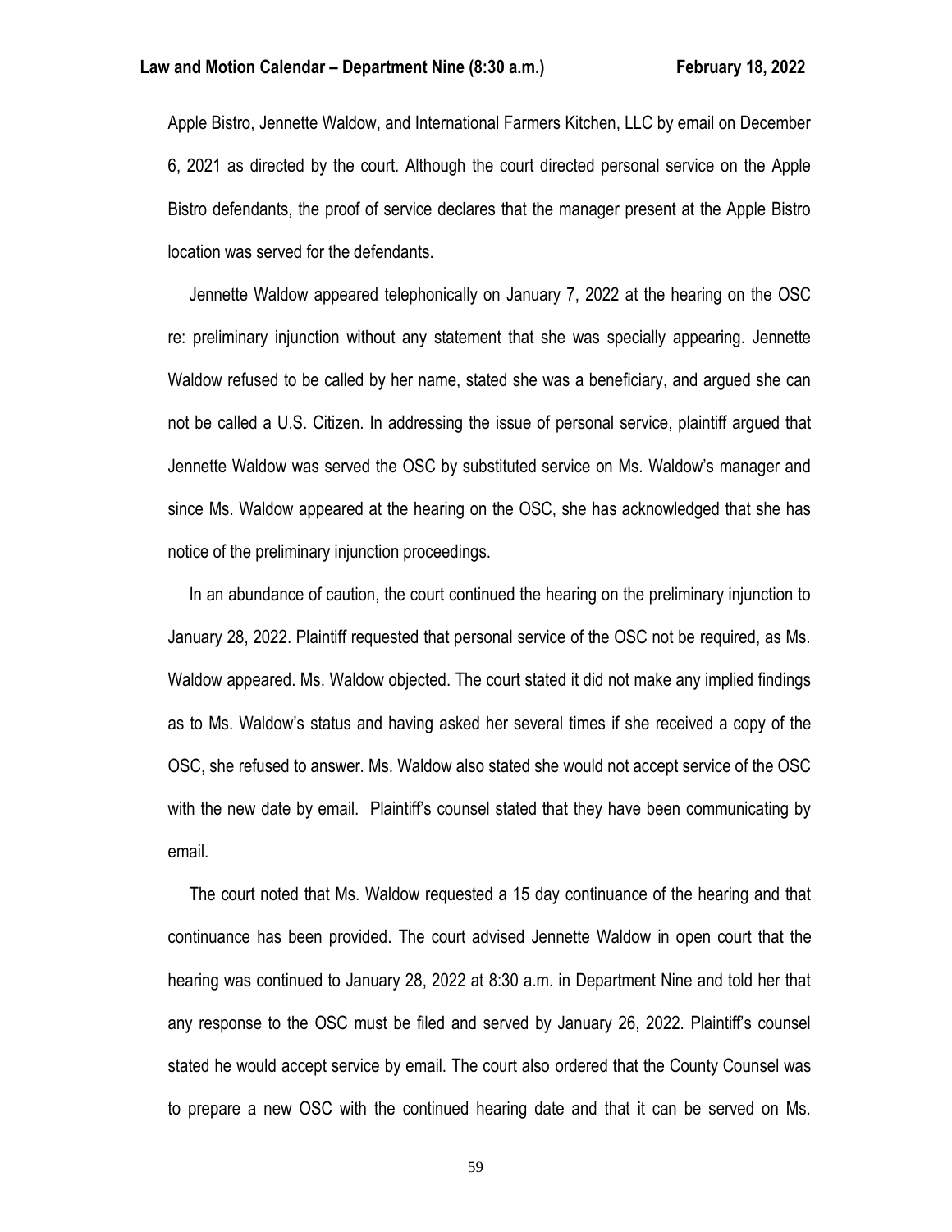Apple Bistro, Jennette Waldow, and International Farmers Kitchen, LLC by email on December 6, 2021 as directed by the court. Although the court directed personal service on the Apple Bistro defendants, the proof of service declares that the manager present at the Apple Bistro location was served for the defendants.

Jennette Waldow appeared telephonically on January 7, 2022 at the hearing on the OSC re: preliminary injunction without any statement that she was specially appearing. Jennette Waldow refused to be called by her name, stated she was a beneficiary, and argued she can not be called a U.S. Citizen. In addressing the issue of personal service, plaintiff argued that Jennette Waldow was served the OSC by substituted service on Ms. Waldow's manager and since Ms. Waldow appeared at the hearing on the OSC, she has acknowledged that she has notice of the preliminary injunction proceedings.

In an abundance of caution, the court continued the hearing on the preliminary injunction to January 28, 2022. Plaintiff requested that personal service of the OSC not be required, as Ms. Waldow appeared. Ms. Waldow objected. The court stated it did not make any implied findings as to Ms. Waldow's status and having asked her several times if she received a copy of the OSC, she refused to answer. Ms. Waldow also stated she would not accept service of the OSC with the new date by email. Plaintiff's counsel stated that they have been communicating by email.

The court noted that Ms. Waldow requested a 15 day continuance of the hearing and that continuance has been provided. The court advised Jennette Waldow in open court that the hearing was continued to January 28, 2022 at 8:30 a.m. in Department Nine and told her that any response to the OSC must be filed and served by January 26, 2022. Plaintiff's counsel stated he would accept service by email. The court also ordered that the County Counsel was to prepare a new OSC with the continued hearing date and that it can be served on Ms.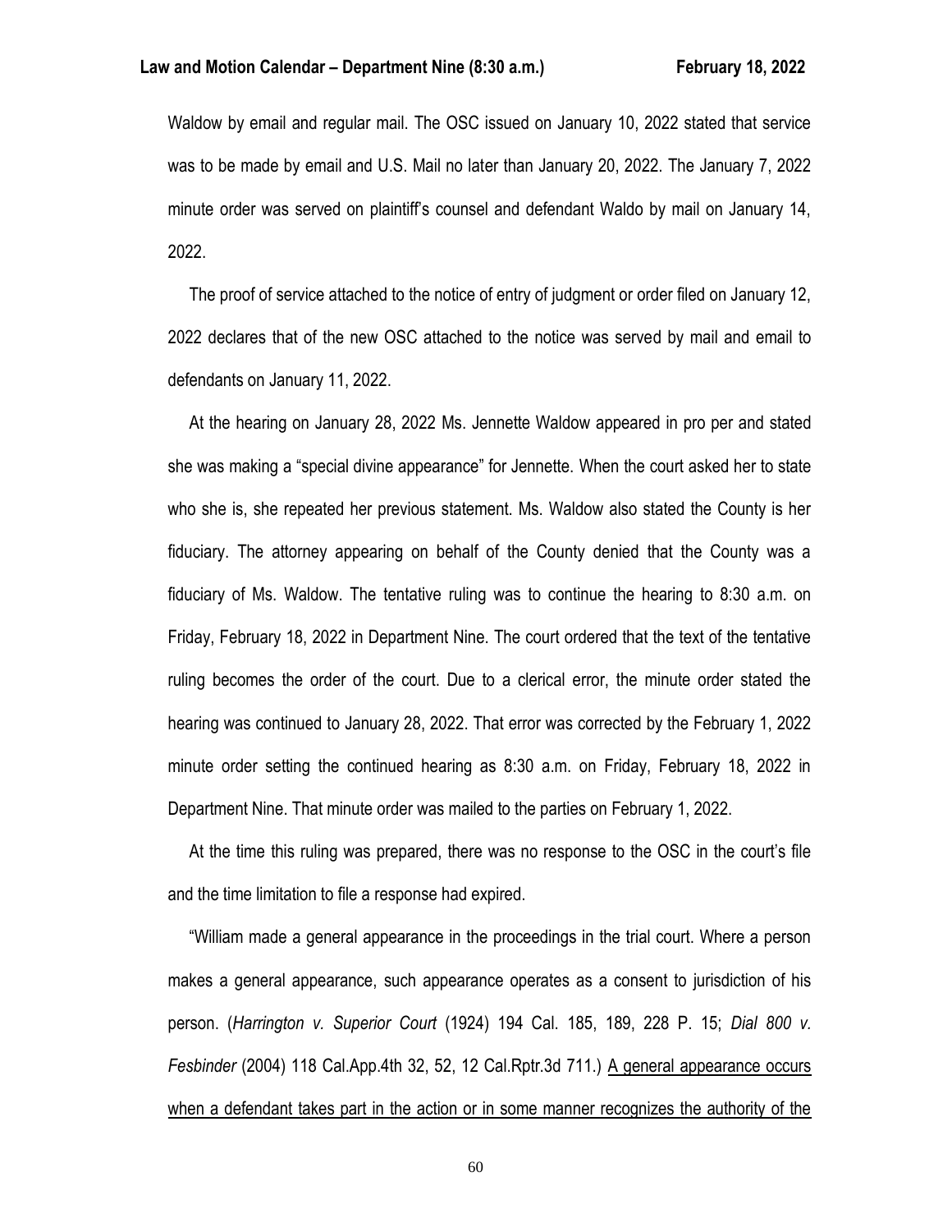Waldow by email and regular mail. The OSC issued on January 10, 2022 stated that service was to be made by email and U.S. Mail no later than January 20, 2022. The January 7, 2022 minute order was served on plaintiff's counsel and defendant Waldo by mail on January 14, 2022.

The proof of service attached to the notice of entry of judgment or order filed on January 12, 2022 declares that of the new OSC attached to the notice was served by mail and email to defendants on January 11, 2022.

At the hearing on January 28, 2022 Ms. Jennette Waldow appeared in pro per and stated she was making a "special divine appearance" for Jennette. When the court asked her to state who she is, she repeated her previous statement. Ms. Waldow also stated the County is her fiduciary. The attorney appearing on behalf of the County denied that the County was a fiduciary of Ms. Waldow. The tentative ruling was to continue the hearing to 8:30 a.m. on Friday, February 18, 2022 in Department Nine. The court ordered that the text of the tentative ruling becomes the order of the court. Due to a clerical error, the minute order stated the hearing was continued to January 28, 2022. That error was corrected by the February 1, 2022 minute order setting the continued hearing as 8:30 a.m. on Friday, February 18, 2022 in Department Nine. That minute order was mailed to the parties on February 1, 2022.

At the time this ruling was prepared, there was no response to the OSC in the court's file and the time limitation to file a response had expired.

"William made a general appearance in the proceedings in the trial court. Where a person makes a general appearance, such appearance operates as a consent to jurisdiction of his person. (*Harrington v. Superior Court* (1924) 194 Cal. 185, 189, 228 P. 15; *Dial 800 v. Fesbinder* (2004) 118 Cal.App.4th 32, 52, 12 Cal.Rptr.3d 711.) <u>A general appearance occurs when a defendant takes part in the action or in some manner recognizes the authority of the</u>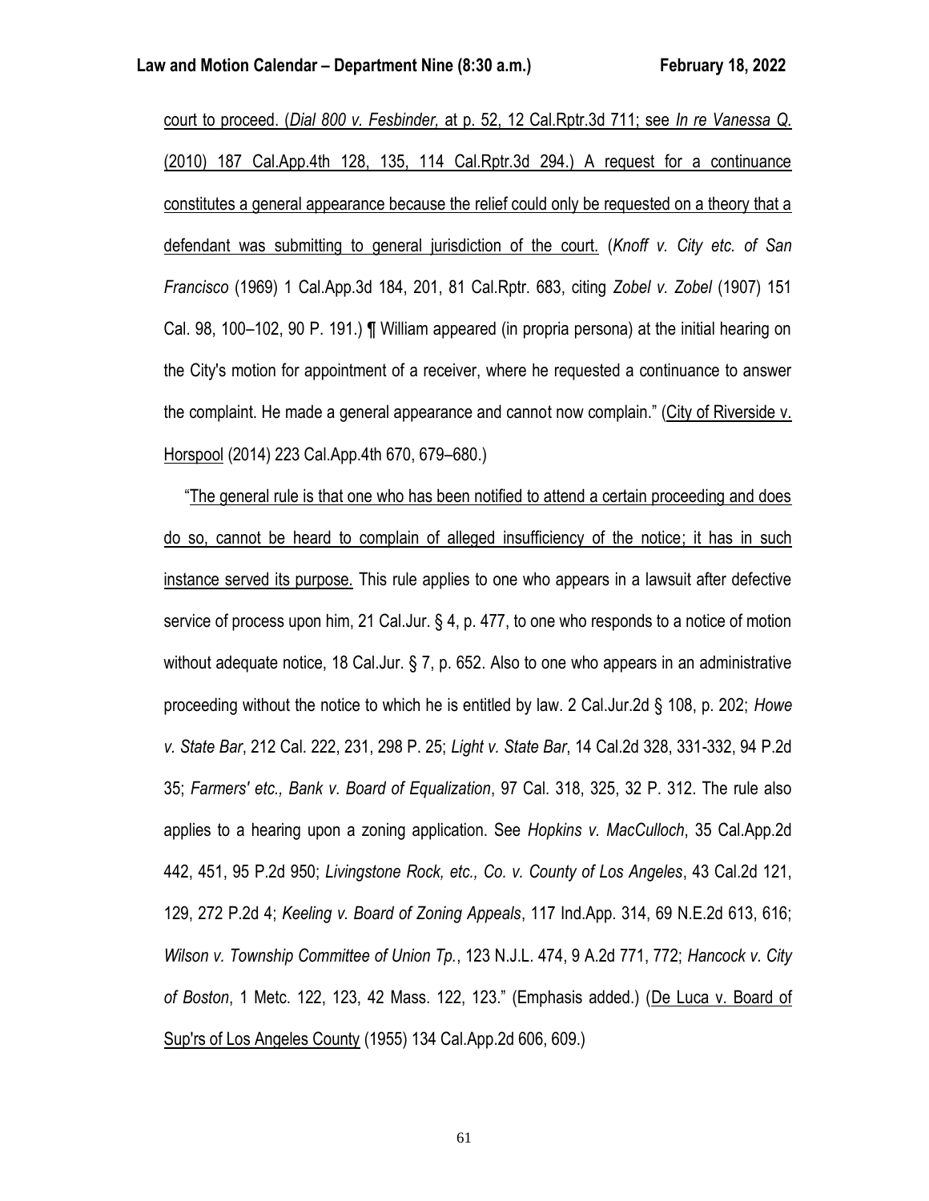court to proceed. (*Dial 800 v. Fesbinder,* at p. 52, 12 Cal.Rptr.3d 711; see *In re Vanessa Q.* (2010) 187 Cal.App.4th 128, 135, 114 Cal.Rptr.3d 294.) A request for a continuance constitutes a general appearance because the relief could only be requested on a theory that a defendant was submitting to general jurisdiction of the court. (*Knoff v. City etc. of San Francisco* (1969) 1 Cal.App.3d 184, 201, 81 Cal.Rptr. 683, citing *Zobel v. Zobel* (1907) 151 Cal. 98, 100–102, 90 P. 191.) ¶ William appeared (in propria persona) at the initial hearing on the City's motion for appointment of a receiver, where he requested a continuance to answer the complaint. He made a general appearance and cannot now complain." (City of Riverside v. Horspool (2014) 223 Cal.App.4th 670, 679–680.)

"The general rule is that one who has been notified to attend a certain proceeding and does do so, cannot be heard to complain of alleged insufficiency of the notice; it has in such instance served its purpose. This rule applies to one who appears in a lawsuit after defective service of process upon him, 21 Cal.Jur. § 4, p. 477, to one who responds to a notice of motion without adequate notice, 18 Cal.Jur. § 7, p. 652. Also to one who appears in an administrative proceeding without the notice to which he is entitled by law. 2 Cal.Jur.2d § 108, p. 202; *Howe v. State Bar*, 212 Cal. 222, 231, 298 P. 25; *Light v. State Bar*, 14 Cal.2d 328, 331-332, 94 P.2d 35; *Farmers' etc., Bank v. Board of Equalization*, 97 Cal. 318, 325, 32 P. 312. The rule also applies to a hearing upon a zoning application. See *Hopkins v. MacCulloch*, 35 Cal.App.2d 442, 451, 95 P.2d 950; *Livingstone Rock, etc., Co. v. County of Los Angeles*, 43 Cal.2d 121, 129, 272 P.2d 4; *Keeling v. Board of Zoning Appeals*, 117 Ind.App. 314, 69 N.E.2d 613, 616; *Wilson v. Township Committee of Union Tp.*, 123 N.J.L. 474, 9 A.2d 771, 772; *Hancock v. City of Boston*, 1 Metc. 122, 123, 42 Mass. 122, 123." (Emphasis added.) (De Luca v. Board of Sup'rs of Los Angeles County (1955) 134 Cal.App.2d 606, 609.)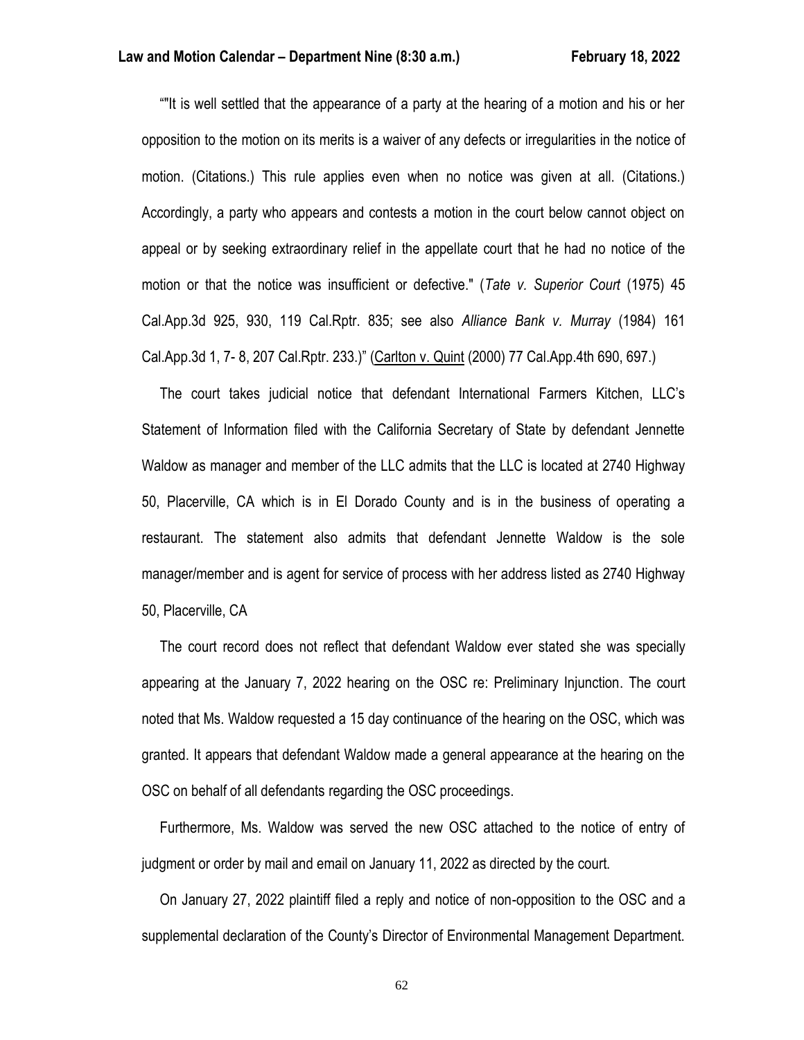""It is well settled that the appearance of a party at the hearing of a motion and his or her opposition to the motion on its merits is a waiver of any defects or irregularities in the notice of motion. (Citations.) This rule applies even when no notice was given at all. (Citations.) Accordingly, a party who appears and contests a motion in the court below cannot object on appeal or by seeking extraordinary relief in the appellate court that he had no notice of the motion or that the notice was insufficient or defective." (*Tate v. Superior Court* (1975) 45 Cal.App.3d 925, 930, 119 Cal.Rptr. 835; see also *Alliance Bank v. Murray* (1984) 161 Cal.App.3d 1, 7- 8, 207 Cal.Rptr. 233.)" (Carlton v. Quint (2000) 77 Cal.App.4th 690, 697.)

The court takes judicial notice that defendant International Farmers Kitchen, LLC's Statement of Information filed with the California Secretary of State by defendant Jennette Waldow as manager and member of the LLC admits that the LLC is located at 2740 Highway 50, Placerville, CA which is in El Dorado County and is in the business of operating a restaurant. The statement also admits that defendant Jennette Waldow is the sole manager/member and is agent for service of process with her address listed as 2740 Highway 50, Placerville, CA

The court record does not reflect that defendant Waldow ever stated she was specially appearing at the January 7, 2022 hearing on the OSC re: Preliminary Injunction. The court noted that Ms. Waldow requested a 15 day continuance of the hearing on the OSC, which was granted. It appears that defendant Waldow made a general appearance at the hearing on the OSC on behalf of all defendants regarding the OSC proceedings.

Furthermore, Ms. Waldow was served the new OSC attached to the notice of entry of judgment or order by mail and email on January 11, 2022 as directed by the court.

On January 27, 2022 plaintiff filed a reply and notice of non-opposition to the OSC and a supplemental declaration of the County's Director of Environmental Management Department.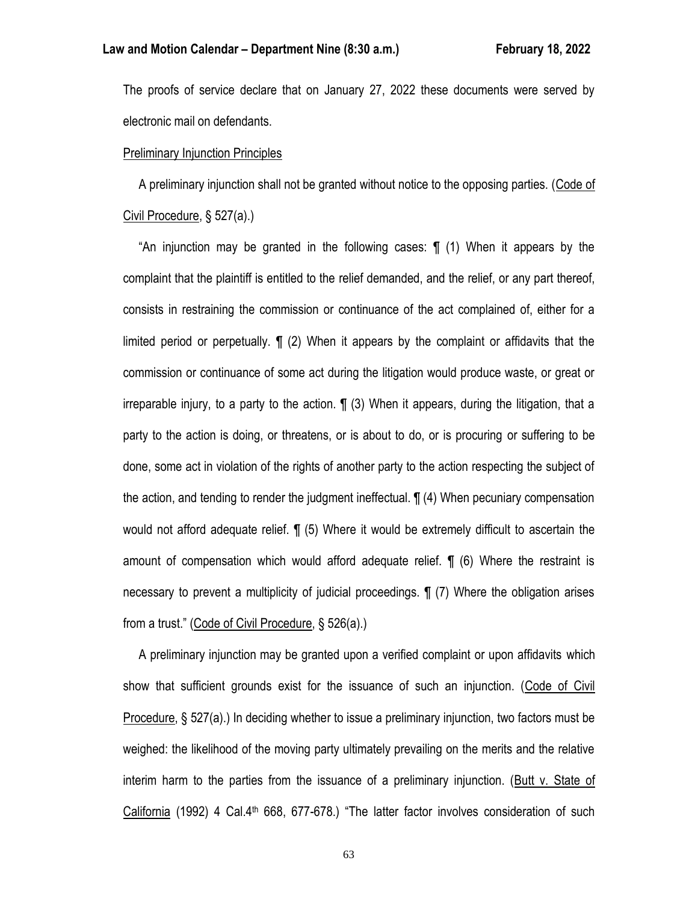The proofs of service declare that on January 27, 2022 these documents were served by electronic mail on defendants.

Preliminary Injunction Principles

A preliminary injunction shall not be granted without notice to the opposing parties. (Code of Civil Procedure, § 527(a).)

"An injunction may be granted in the following cases: ¶ (1) When it appears by the complaint that the plaintiff is entitled to the relief demanded, and the relief, or any part thereof, consists in restraining the commission or continuance of the act complained of, either for a limited period or perpetually. ¶ (2) When it appears by the complaint or affidavits that the commission or continuance of some act during the litigation would produce waste, or great or irreparable injury, to a party to the action. ¶ (3) When it appears, during the litigation, that a party to the action is doing, or threatens, or is about to do, or is procuring or suffering to be done, some act in violation of the rights of another party to the action respecting the subject of the action, and tending to render the judgment ineffectual. ¶ (4) When pecuniary compensation would not afford adequate relief. ¶ (5) Where it would be extremely difficult to ascertain the amount of compensation which would afford adequate relief. ¶ (6) Where the restraint is necessary to prevent a multiplicity of judicial proceedings. ¶ (7) Where the obligation arises from a trust." (Code of Civil Procedure, § 526(a).)

A preliminary injunction may be granted upon a verified complaint or upon affidavits which show that sufficient grounds exist for the issuance of such an injunction. (Code of Civil Procedure, § 527(a).) In deciding whether to issue a preliminary injunction, two factors must be weighed: the likelihood of the moving party ultimately prevailing on the merits and the relative interim harm to the parties from the issuance of a preliminary injunction. (Butt v. State of California (1992) 4 Cal.4th 668, 677-678.) "The latter factor involves consideration of such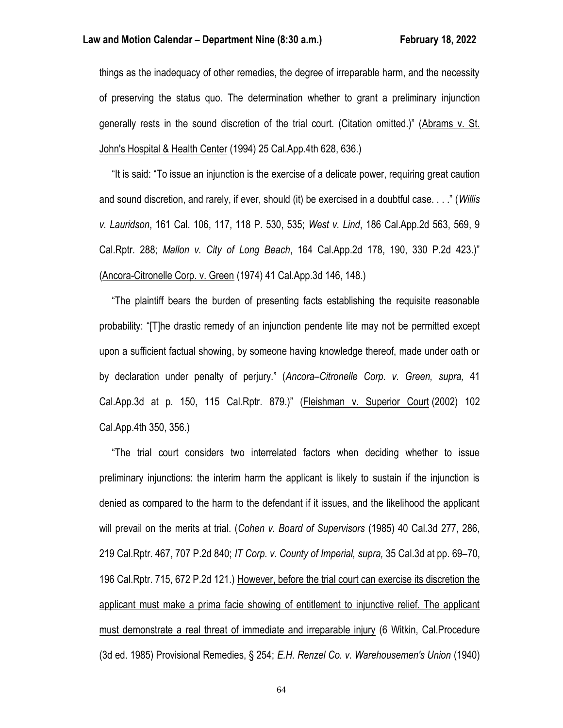things as the inadequacy of other remedies, the degree of irreparable harm, and the necessity of preserving the status quo. The determination whether to grant a preliminary injunction generally rests in the sound discretion of the trial court. (Citation omitted.)" (<u>Abrams v. St. John's Hospital & Health Center</u> (1994) 25 Cal.App.4th 628, 636.)

"It is said: "To issue an injunction is the exercise of a delicate power, requiring great caution and sound discretion, and rarely, if ever, should (it) be exercised in a doubtful case. . . ." (*Willis v. Lauridson*, 161 Cal. 106, 117, 118 P. 530, 535; *West v. Lind*, 186 Cal.App.2d 563, 569, 9 Cal.Rptr. 288; *Mallon v. City of Long Beach*, 164 Cal.App.2d 178, 190, 330 P.2d 423.)" (<u>Ancora-Citronelle Corp. v. Green</u> (1974) 41 Cal.App.3d 146, 148.)

"The plaintiff bears the burden of presenting facts establishing the requisite reasonable probability: "[T]he drastic remedy of an injunction pendente lite may not be permitted except upon a sufficient factual showing, by someone having knowledge thereof, made under oath or by declaration under penalty of perjury." (*Ancora–Citronelle Corp. v. Green, supra,* 41 Cal.App.3d at p. 150, 115 Cal.Rptr. 879.)" (<u>Fleishman v. Superior Court</u> (2002) 102 Cal.App.4th 350, 356.)

"The trial court considers two interrelated factors when deciding whether to issue preliminary injunctions: the interim harm the applicant is likely to sustain if the injunction is denied as compared to the harm to the defendant if it issues, and the likelihood the applicant will prevail on the merits at trial. (*Cohen v. Board of Supervisors* (1985) 40 Cal.3d 277, 286, 219 Cal.Rptr. 467, 707 P.2d 840; *IT Corp. v. County of Imperial, supra,* 35 Cal.3d at pp. 69–70, 196 Cal.Rptr. 715, 672 P.2d 121.) <u>However, before the trial court can exercise its discretion the applicant must make a prima facie showing of entitlement to injunctive relief. The applicant must demonstrate a real threat of immediate and irreparable injury</u> (6 Witkin, Cal.Procedure (3d ed. 1985) Provisional Remedies, § 254; *E.H. Renzel Co. v. Warehousemen's Union* (1940)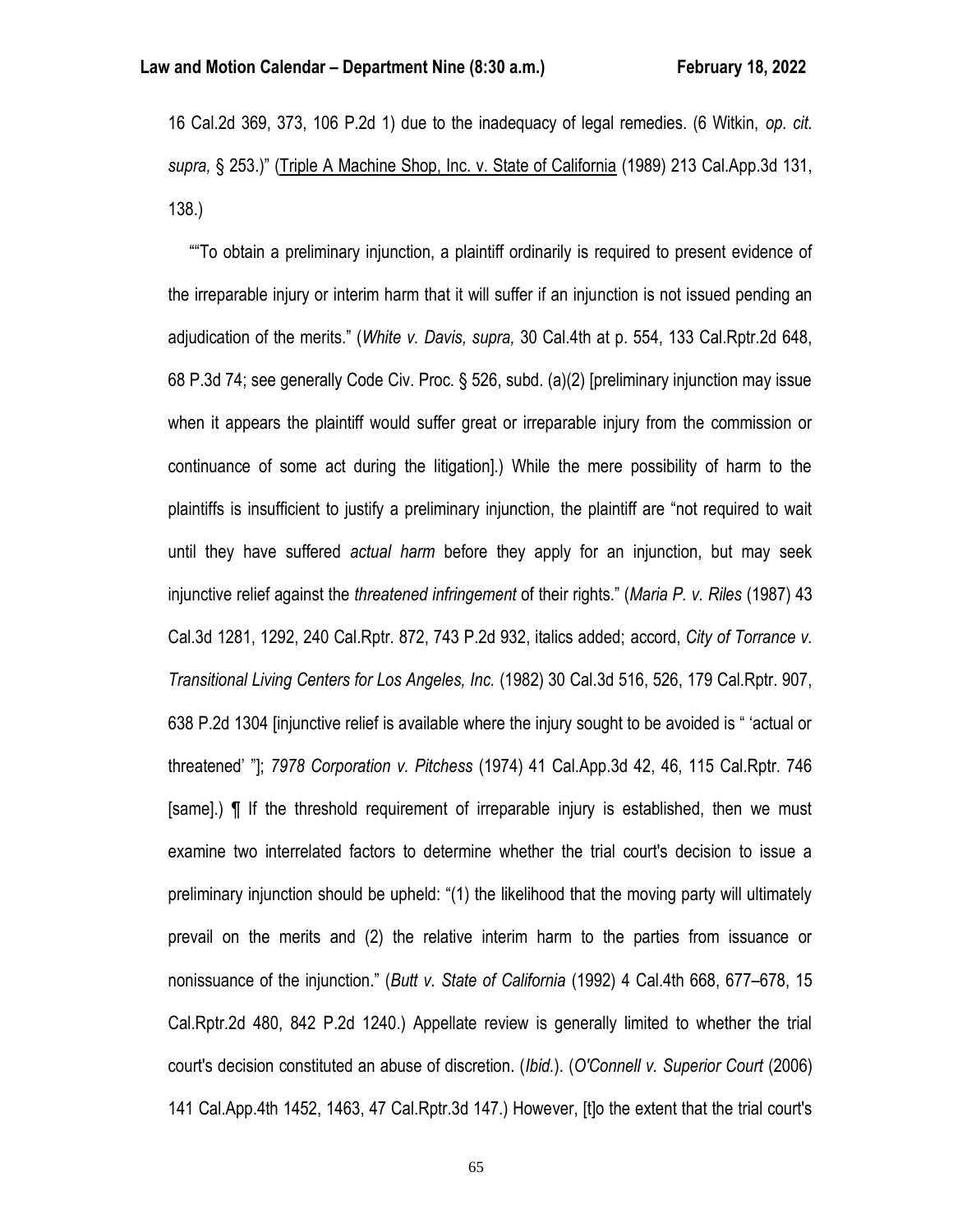16 Cal.2d 369, 373, 106 P.2d 1) due to the inadequacy of legal remedies. (6 Witkin, *op. cit. supra,* § 253.)" (Triple A Machine Shop, Inc. v. State of California (1989) 213 Cal.App.3d 131, 138.)

""To obtain a preliminary injunction, a plaintiff ordinarily is required to present evidence of the irreparable injury or interim harm that it will suffer if an injunction is not issued pending an adjudication of the merits." (*White v. Davis, supra,* 30 Cal.4th at p. 554, 133 Cal.Rptr.2d 648, 68 P.3d 74; see generally Code Civ. Proc. § 526, subd. (a)(2) [preliminary injunction may issue when it appears the plaintiff would suffer great or irreparable injury from the commission or continuance of some act during the litigation].) While the mere possibility of harm to the plaintiffs is insufficient to justify a preliminary injunction, the plaintiff are "not required to wait until they have suffered *actual harm* before they apply for an injunction, but may seek injunctive relief against the *threatened infringement* of their rights." (*Maria P. v. Riles* (1987) 43 Cal.3d 1281, 1292, 240 Cal.Rptr. 872, 743 P.2d 932, italics added; accord, *City of Torrance v. Transitional Living Centers for Los Angeles, Inc.* (1982) 30 Cal.3d 516, 526, 179 Cal.Rptr. 907, 638 P.2d 1304 [injunctive relief is available where the injury sought to be avoided is " 'actual or threatened' "]; *7978 Corporation v. Pitchess* (1974) 41 Cal.App.3d 42, 46, 115 Cal.Rptr. 746 [same].) ¶ If the threshold requirement of irreparable injury is established, then we must examine two interrelated factors to determine whether the trial court's decision to issue a preliminary injunction should be upheld: "(1) the likelihood that the moving party will ultimately prevail on the merits and (2) the relative interim harm to the parties from issuance or nonissuance of the injunction." (*Butt v. State of California* (1992) 4 Cal.4th 668, 677–678, 15 Cal.Rptr.2d 480, 842 P.2d 1240.) Appellate review is generally limited to whether the trial court's decision constituted an abuse of discretion. (*Ibid.*). (*O'Connell v. Superior Court* (2006) 141 Cal.App.4th 1452, 1463, 47 Cal.Rptr.3d 147.) However, [t]o the extent that the trial court's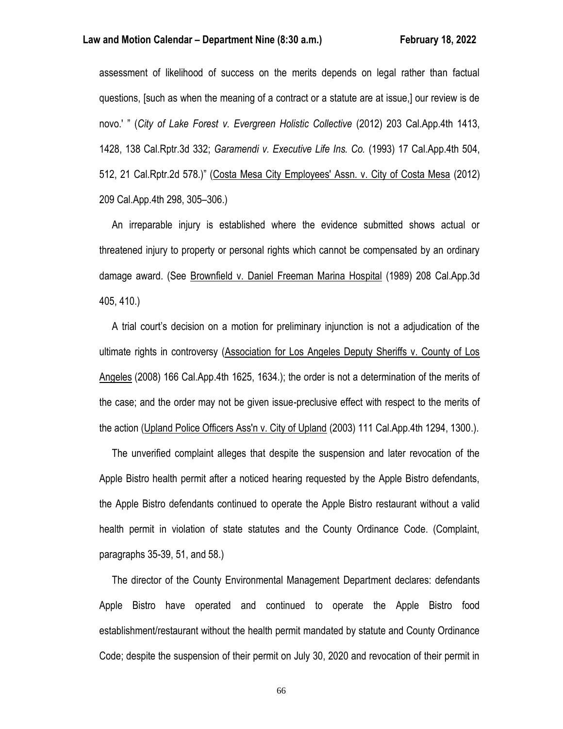assessment of likelihood of success on the merits depends on legal rather than factual questions, [such as when the meaning of a contract or a statute are at issue,] our review is de novo.' " (*City of Lake Forest v. Evergreen Holistic Collective* (2012) 203 Cal.App.4th 1413, 1428, 138 Cal.Rptr.3d 332; *Garamendi v. Executive Life Ins. Co.* (1993) 17 Cal.App.4th 504, 512, 21 Cal.Rptr.2d 578.)" (Costa Mesa City Employees' Assn. v. City of Costa Mesa (2012) 209 Cal.App.4th 298, 305–306.)

An irreparable injury is established where the evidence submitted shows actual or threatened injury to property or personal rights which cannot be compensated by an ordinary damage award. (See Brownfield v. Daniel Freeman Marina Hospital (1989) 208 Cal.App.3d 405, 410.)

A trial court's decision on a motion for preliminary injunction is not a adjudication of the ultimate rights in controversy (Association for Los Angeles Deputy Sheriffs v. County of Los Angeles (2008) 166 Cal.App.4th 1625, 1634.); the order is not a determination of the merits of the case; and the order may not be given issue-preclusive effect with respect to the merits of the action (Upland Police Officers Ass'n v. City of Upland (2003) 111 Cal.App.4th 1294, 1300.).

The unverified complaint alleges that despite the suspension and later revocation of the Apple Bistro health permit after a noticed hearing requested by the Apple Bistro defendants, the Apple Bistro defendants continued to operate the Apple Bistro restaurant without a valid health permit in violation of state statutes and the County Ordinance Code. (Complaint, paragraphs 35-39, 51, and 58.)

The director of the County Environmental Management Department declares: defendants Apple Bistro have operated and continued to operate the Apple Bistro food establishment/restaurant without the health permit mandated by statute and County Ordinance Code; despite the suspension of their permit on July 30, 2020 and revocation of their permit in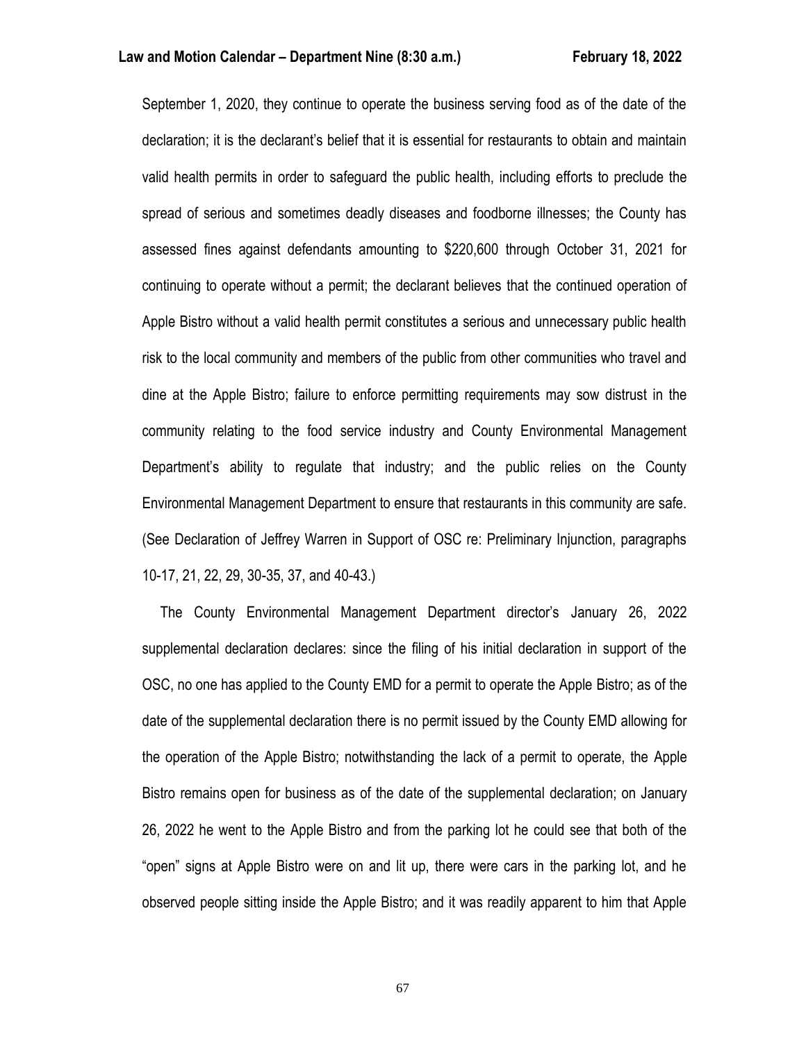September 1, 2020, they continue to operate the business serving food as of the date of the declaration; it is the declarant's belief that it is essential for restaurants to obtain and maintain valid health permits in order to safeguard the public health, including efforts to preclude the spread of serious and sometimes deadly diseases and foodborne illnesses; the County has assessed fines against defendants amounting to $220,600 through October 31, 2021 for continuing to operate without a permit; the declarant believes that the continued operation of Apple Bistro without a valid health permit constitutes a serious and unnecessary public health risk to the local community and members of the public from other communities who travel and dine at the Apple Bistro; failure to enforce permitting requirements may sow distrust in the community relating to the food service industry and County Environmental Management Department's ability to regulate that industry; and the public relies on the County Environmental Management Department to ensure that restaurants in this community are safe. (See Declaration of Jeffrey Warren in Support of OSC re: Preliminary Injunction, paragraphs 10-17, 21, 22, 29, 30-35, 37, and 40-43.)

The County Environmental Management Department director's January 26, 2022 supplemental declaration declares: since the filing of his initial declaration in support of the OSC, no one has applied to the County EMD for a permit to operate the Apple Bistro; as of the date of the supplemental declaration there is no permit issued by the County EMD allowing for the operation of the Apple Bistro; notwithstanding the lack of a permit to operate, the Apple Bistro remains open for business as of the date of the supplemental declaration; on January 26, 2022 he went to the Apple Bistro and from the parking lot he could see that both of the "open" signs at Apple Bistro were on and lit up, there were cars in the parking lot, and he observed people sitting inside the Apple Bistro; and it was readily apparent to him that Apple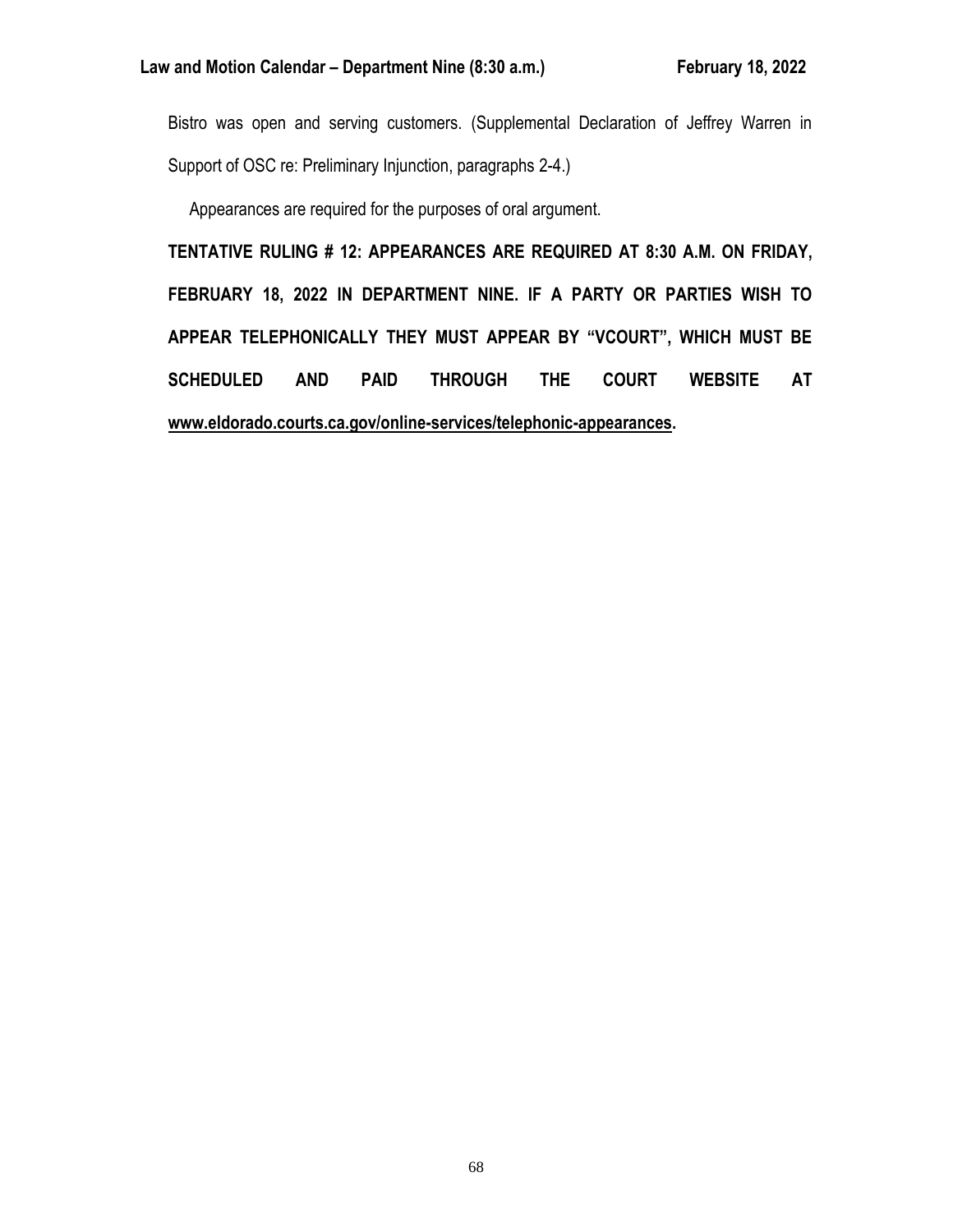Bistro was open and serving customers. (Supplemental Declaration of Jeffrey Warren in Support of OSC re: Preliminary Injunction, paragraphs 2-4.)

Appearances are required for the purposes of oral argument.

**TENTATIVE RULING # 12: APPEARANCES ARE REQUIRED AT 8:30 A.M. ON FRIDAY, FEBRUARY 18, 2022 IN DEPARTMENT NINE. IF A PARTY OR PARTIES WISH TO APPEAR TELEPHONICALLY THEY MUST APPEAR BY "VCOURT", WHICH MUST BE SCHEDULED AND PAID THROUGH THE COURT WEBSITE AT www.eldorado.courts.ca.gov/online-services/telephonic-appearances.**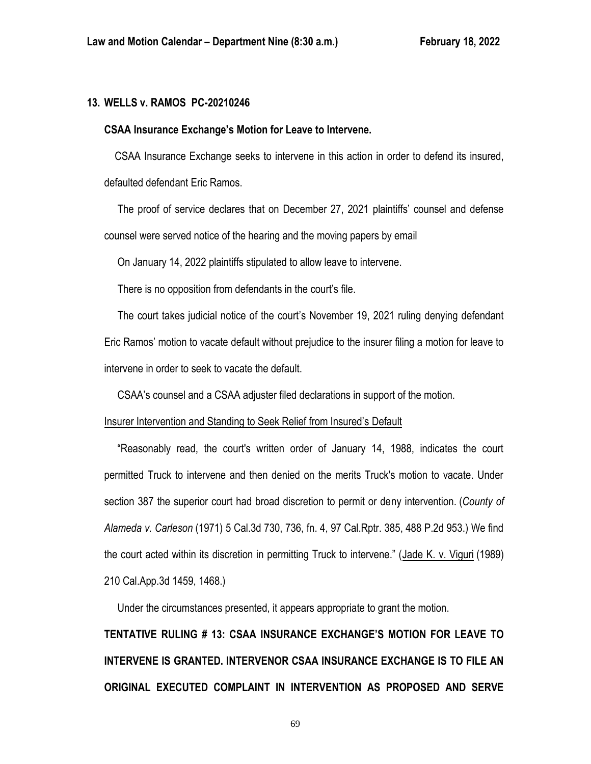## 13. WELLS v. RAMOS PC-20210246

**CSAA Insurance Exchange's Motion for Leave to Intervene.**

CSAA Insurance Exchange seeks to intervene in this action in order to defend its insured, defaulted defendant Eric Ramos.

The proof of service declares that on December 27, 2021 plaintiffs' counsel and defense counsel were served notice of the hearing and the moving papers by email

On January 14, 2022 plaintiffs stipulated to allow leave to intervene.

There is no opposition from defendants in the court's file.

The court takes judicial notice of the court's November 19, 2021 ruling denying defendant Eric Ramos' motion to vacate default without prejudice to the insurer filing a motion for leave to intervene in order to seek to vacate the default.

CSAA's counsel and a CSAA adjuster filed declarations in support of the motion.

Insurer Intervention and Standing to Seek Relief from Insured's Default

"Reasonably read, the court's written order of January 14, 1988, indicates the court permitted Truck to intervene and then denied on the merits Truck's motion to vacate. Under section 387 the superior court had broad discretion to permit or deny intervention. (*County of Alameda v. Carleson* (1971) 5 Cal.3d 730, 736, fn. 4, 97 Cal.Rptr. 385, 488 P.2d 953.) We find the court acted within its discretion in permitting Truck to intervene." (Jade K. v. Viguri (1989) 210 Cal.App.3d 1459, 1468.)

Under the circumstances presented, it appears appropriate to grant the motion.

**TENTATIVE RULING # 13: CSAA INSURANCE EXCHANGE'S MOTION FOR LEAVE TO INTERVENE IS GRANTED. INTERVENOR CSAA INSURANCE EXCHANGE IS TO FILE AN ORIGINAL EXECUTED COMPLAINT IN INTERVENTION AS PROPOSED AND SERVE**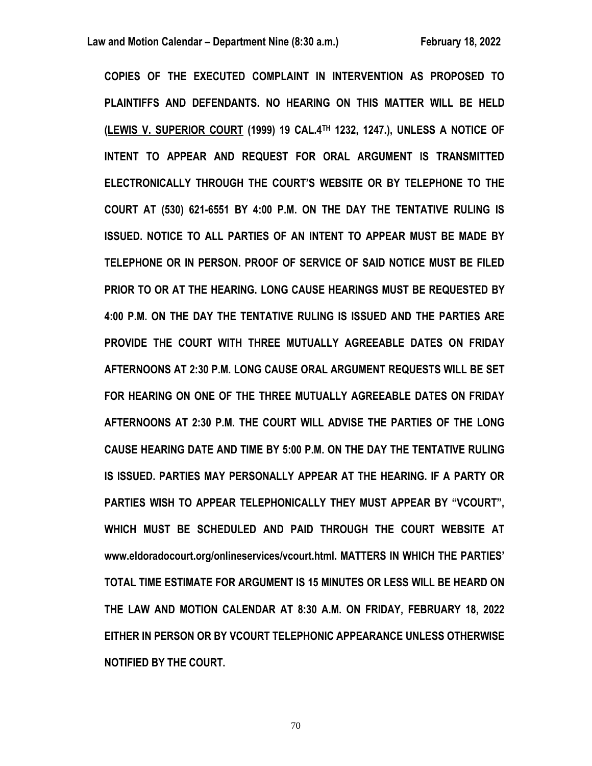**COPIES OF THE EXECUTED COMPLAINT IN INTERVENTION AS PROPOSED TO PLAINTIFFS AND DEFENDANTS. NO HEARING ON THIS MATTER WILL BE HELD (<u>LEWIS V. SUPERIOR COURT</u> (1999) 19 CAL.4TH 1232, 1247.), UNLESS A NOTICE OF INTENT TO APPEAR AND REQUEST FOR ORAL ARGUMENT IS TRANSMITTED ELECTRONICALLY THROUGH THE COURT'S WEBSITE OR BY TELEPHONE TO THE COURT AT (530) 621-6551 BY 4:00 P.M. ON THE DAY THE TENTATIVE RULING IS ISSUED. NOTICE TO ALL PARTIES OF AN INTENT TO APPEAR MUST BE MADE BY TELEPHONE OR IN PERSON. PROOF OF SERVICE OF SAID NOTICE MUST BE FILED PRIOR TO OR AT THE HEARING. LONG CAUSE HEARINGS MUST BE REQUESTED BY 4:00 P.M. ON THE DAY THE TENTATIVE RULING IS ISSUED AND THE PARTIES ARE PROVIDE THE COURT WITH THREE MUTUALLY AGREEABLE DATES ON FRIDAY AFTERNOONS AT 2:30 P.M. LONG CAUSE ORAL ARGUMENT REQUESTS WILL BE SET FOR HEARING ON ONE OF THE THREE MUTUALLY AGREEABLE DATES ON FRIDAY AFTERNOONS AT 2:30 P.M. THE COURT WILL ADVISE THE PARTIES OF THE LONG CAUSE HEARING DATE AND TIME BY 5:00 P.M. ON THE DAY THE TENTATIVE RULING IS ISSUED. PARTIES MAY PERSONALLY APPEAR AT THE HEARING. IF A PARTY OR PARTIES WISH TO APPEAR TELEPHONICALLY THEY MUST APPEAR BY "VCOURT", WHICH MUST BE SCHEDULED AND PAID THROUGH THE COURT WEBSITE AT www.eldoradocourt.org/onlineservices/vcourt.html. MATTERS IN WHICH THE PARTIES' TOTAL TIME ESTIMATE FOR ARGUMENT IS 15 MINUTES OR LESS WILL BE HEARD ON THE LAW AND MOTION CALENDAR AT 8:30 A.M. ON FRIDAY, FEBRUARY 18, 2022 EITHER IN PERSON OR BY VCOURT TELEPHONIC APPEARANCE UNLESS OTHERWISE NOTIFIED BY THE COURT.**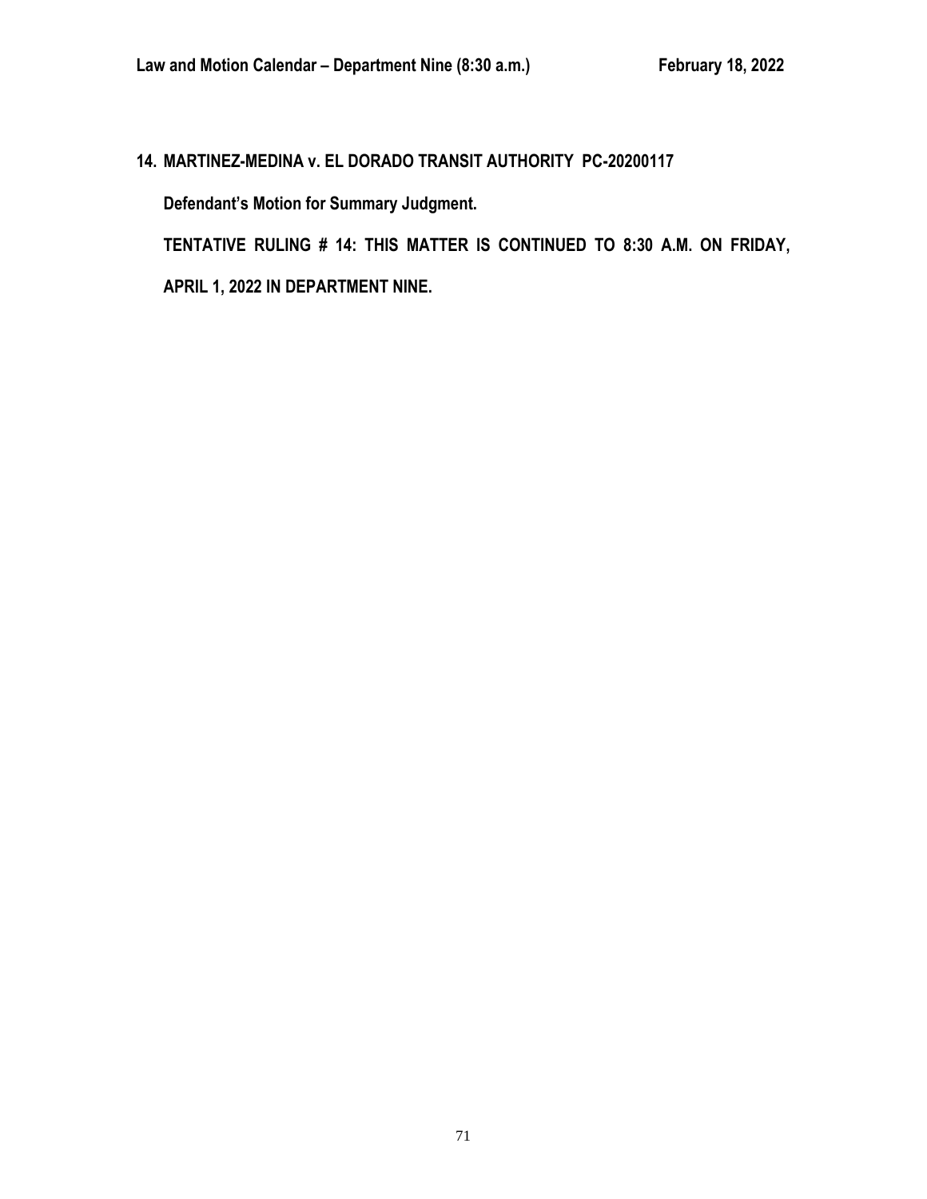**14. MARTINEZ-MEDINA v. EL DORADO TRANSIT AUTHORITY PC-20200117**

**Defendant's Motion for Summary Judgment.**

**TENTATIVE RULING # 14: THIS MATTER IS CONTINUED TO 8:30 A.M. ON FRIDAY, APRIL 1, 2022 IN DEPARTMENT NINE.**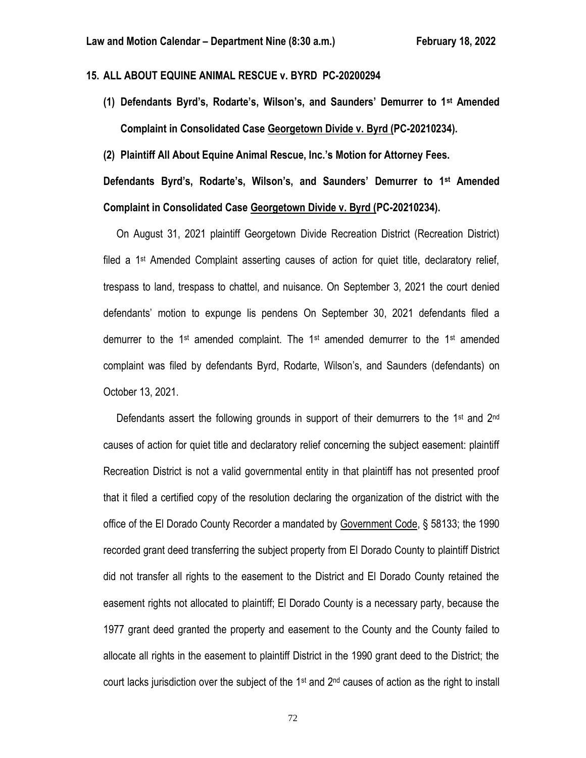## 15. ALL ABOUT EQUINE ANIMAL RESCUE v. BYRD PC-20200294

**(1) Defendants Byrd's, Rodarte's, Wilson's, and Saunders' Demurrer to 1st Amended Complaint in Consolidated Case Georgetown Divide v. Byrd (PC-20210234).**

**(2) Plaintiff All About Equine Animal Rescue, Inc.'s Motion for Attorney Fees.**

**Defendants Byrd's, Rodarte's, Wilson's, and Saunders' Demurrer to 1st Amended Complaint in Consolidated Case Georgetown Divide v. Byrd (PC-20210234).**

On August 31, 2021 plaintiff Georgetown Divide Recreation District (Recreation District) filed a 1st Amended Complaint asserting causes of action for quiet title, declaratory relief, trespass to land, trespass to chattel, and nuisance. On September 3, 2021 the court denied defendants' motion to expunge lis pendens On September 30, 2021 defendants filed a demurrer to the 1st amended complaint. The 1st amended demurrer to the 1st amended complaint was filed by defendants Byrd, Rodarte, Wilson's, and Saunders (defendants) on October 13, 2021.

Defendants assert the following grounds in support of their demurrers to the 1st and 2nd causes of action for quiet title and declaratory relief concerning the subject easement: plaintiff Recreation District is not a valid governmental entity in that plaintiff has not presented proof that it filed a certified copy of the resolution declaring the organization of the district with the office of the El Dorado County Recorder a mandated by Government Code, § 58133; the 1990 recorded grant deed transferring the subject property from El Dorado County to plaintiff District did not transfer all rights to the easement to the District and El Dorado County retained the easement rights not allocated to plaintiff; El Dorado County is a necessary party, because the 1977 grant deed granted the property and easement to the County and the County failed to allocate all rights in the easement to plaintiff District in the 1990 grant deed to the District; the court lacks jurisdiction over the subject of the 1st and 2nd causes of action as the right to install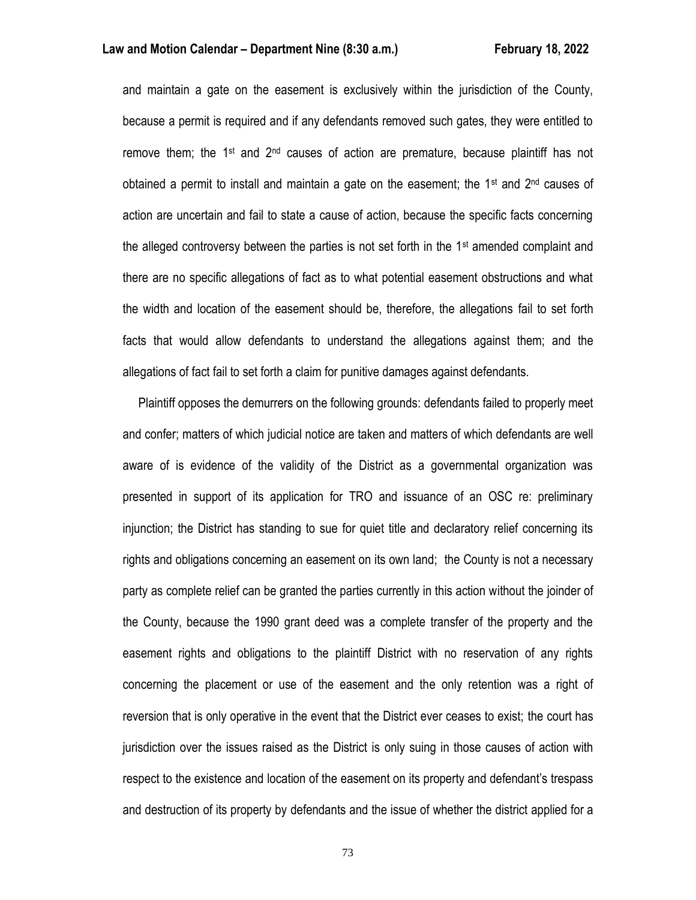and maintain a gate on the easement is exclusively within the jurisdiction of the County, because a permit is required and if any defendants removed such gates, they were entitled to remove them; the 1st and 2nd causes of action are premature, because plaintiff has not obtained a permit to install and maintain a gate on the easement; the 1st and 2nd causes of action are uncertain and fail to state a cause of action, because the specific facts concerning the alleged controversy between the parties is not set forth in the 1st amended complaint and there are no specific allegations of fact as to what potential easement obstructions and what the width and location of the easement should be, therefore, the allegations fail to set forth facts that would allow defendants to understand the allegations against them; and the allegations of fact fail to set forth a claim for punitive damages against defendants.

Plaintiff opposes the demurrers on the following grounds: defendants failed to properly meet and confer; matters of which judicial notice are taken and matters of which defendants are well aware of is evidence of the validity of the District as a governmental organization was presented in support of its application for TRO and issuance of an OSC re: preliminary injunction; the District has standing to sue for quiet title and declaratory relief concerning its rights and obligations concerning an easement on its own land; the County is not a necessary party as complete relief can be granted the parties currently in this action without the joinder of the County, because the 1990 grant deed was a complete transfer of the property and the easement rights and obligations to the plaintiff District with no reservation of any rights concerning the placement or use of the easement and the only retention was a right of reversion that is only operative in the event that the District ever ceases to exist; the court has jurisdiction over the issues raised as the District is only suing in those causes of action with respect to the existence and location of the easement on its property and defendant's trespass and destruction of its property by defendants and the issue of whether the district applied for a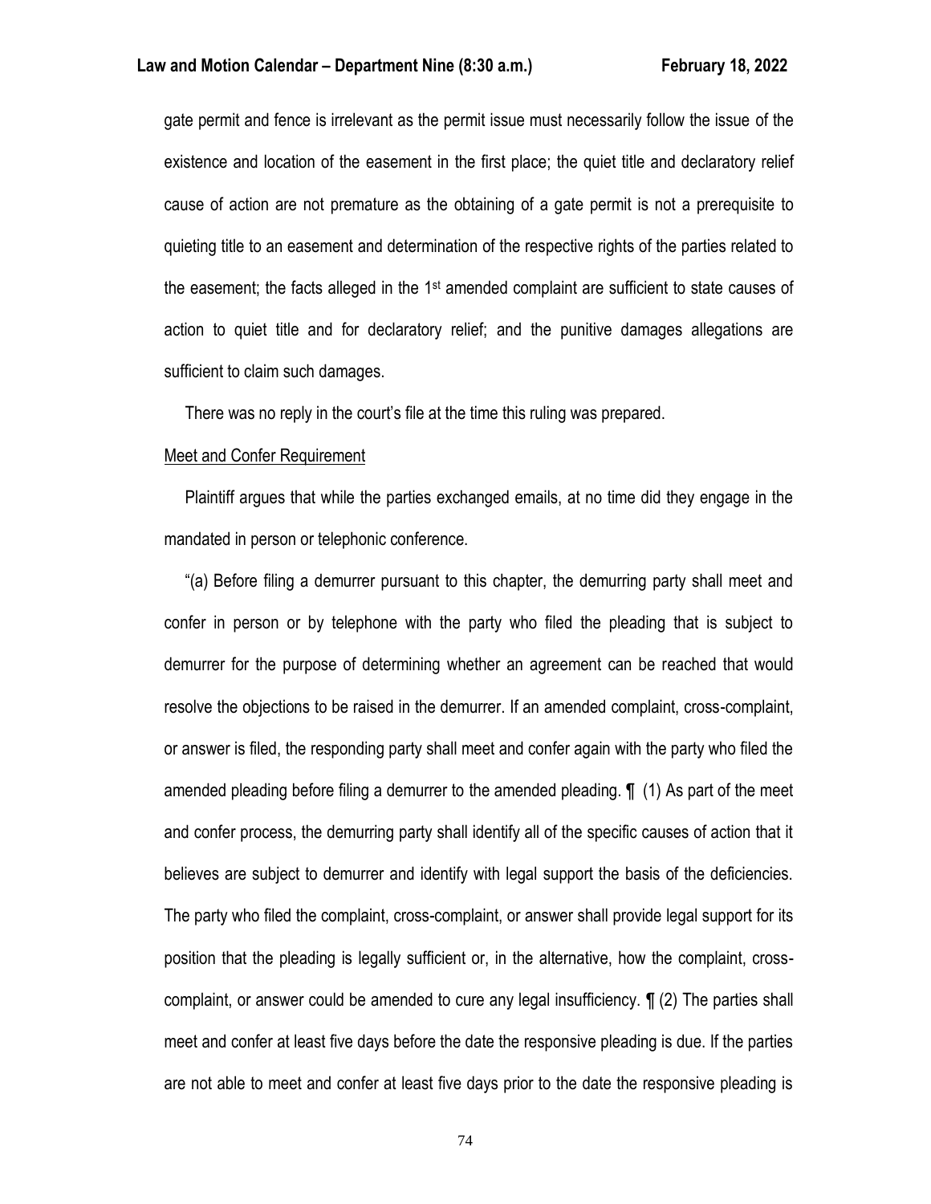gate permit and fence is irrelevant as the permit issue must necessarily follow the issue of the existence and location of the easement in the first place; the quiet title and declaratory relief cause of action are not premature as the obtaining of a gate permit is not a prerequisite to quieting title to an easement and determination of the respective rights of the parties related to the easement; the facts alleged in the 1st amended complaint are sufficient to state causes of action to quiet title and for declaratory relief; and the punitive damages allegations are sufficient to claim such damages.

There was no reply in the court's file at the time this ruling was prepared.

Meet and Confer Requirement

Plaintiff argues that while the parties exchanged emails, at no time did they engage in the mandated in person or telephonic conference.

"(a) Before filing a demurrer pursuant to this chapter, the demurring party shall meet and confer in person or by telephone with the party who filed the pleading that is subject to demurrer for the purpose of determining whether an agreement can be reached that would resolve the objections to be raised in the demurrer. If an amended complaint, cross-complaint, or answer is filed, the responding party shall meet and confer again with the party who filed the amended pleading before filing a demurrer to the amended pleading. ¶ (1) As part of the meet and confer process, the demurring party shall identify all of the specific causes of action that it believes are subject to demurrer and identify with legal support the basis of the deficiencies. The party who filed the complaint, cross-complaint, or answer shall provide legal support for its position that the pleading is legally sufficient or, in the alternative, how the complaint, cross-complaint, or answer could be amended to cure any legal insufficiency. ¶ (2) The parties shall meet and confer at least five days before the date the responsive pleading is due. If the parties are not able to meet and confer at least five days prior to the date the responsive pleading is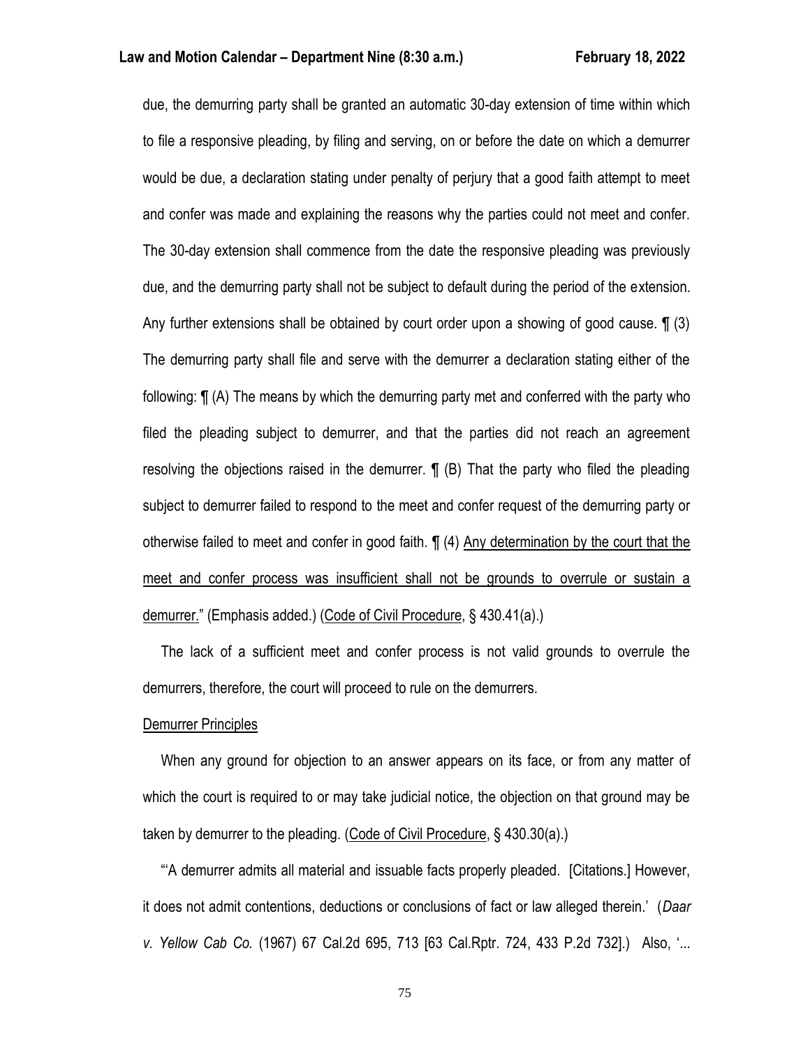due, the demurring party shall be granted an automatic 30-day extension of time within which to file a responsive pleading, by filing and serving, on or before the date on which a demurrer would be due, a declaration stating under penalty of perjury that a good faith attempt to meet and confer was made and explaining the reasons why the parties could not meet and confer. The 30-day extension shall commence from the date the responsive pleading was previously due, and the demurring party shall not be subject to default during the period of the extension. Any further extensions shall be obtained by court order upon a showing of good cause. ¶ (3) The demurring party shall file and serve with the demurrer a declaration stating either of the following: ¶ (A) The means by which the demurring party met and conferred with the party who filed the pleading subject to demurrer, and that the parties did not reach an agreement resolving the objections raised in the demurrer. ¶ (B) That the party who filed the pleading subject to demurrer failed to respond to the meet and confer request of the demurring party or otherwise failed to meet and confer in good faith. ¶ (4) <u>Any determination by the court that the meet and confer process was insufficient shall not be grounds to overrule or sustain a demurrer.</u>" (Emphasis added.) (<u>Code of Civil Procedure</u>, § 430.41(a).)

The lack of a sufficient meet and confer process is not valid grounds to overrule the demurrers, therefore, the court will proceed to rule on the demurrers.

<u>Demurrer Principles</u>

When any ground for objection to an answer appears on its face, or from any matter of which the court is required to or may take judicial notice, the objection on that ground may be taken by demurrer to the pleading. (<u>Code of Civil Procedure</u>, § 430.30(a).)

"'A demurrer admits all material and issuable facts properly pleaded. [Citations.] However, it does not admit contentions, deductions or conclusions of fact or law alleged therein.' (*Daar v. Yellow Cab Co.* (1967) 67 Cal.2d 695, 713 [63 Cal.Rptr. 724, 433 P.2d 732].) Also, '...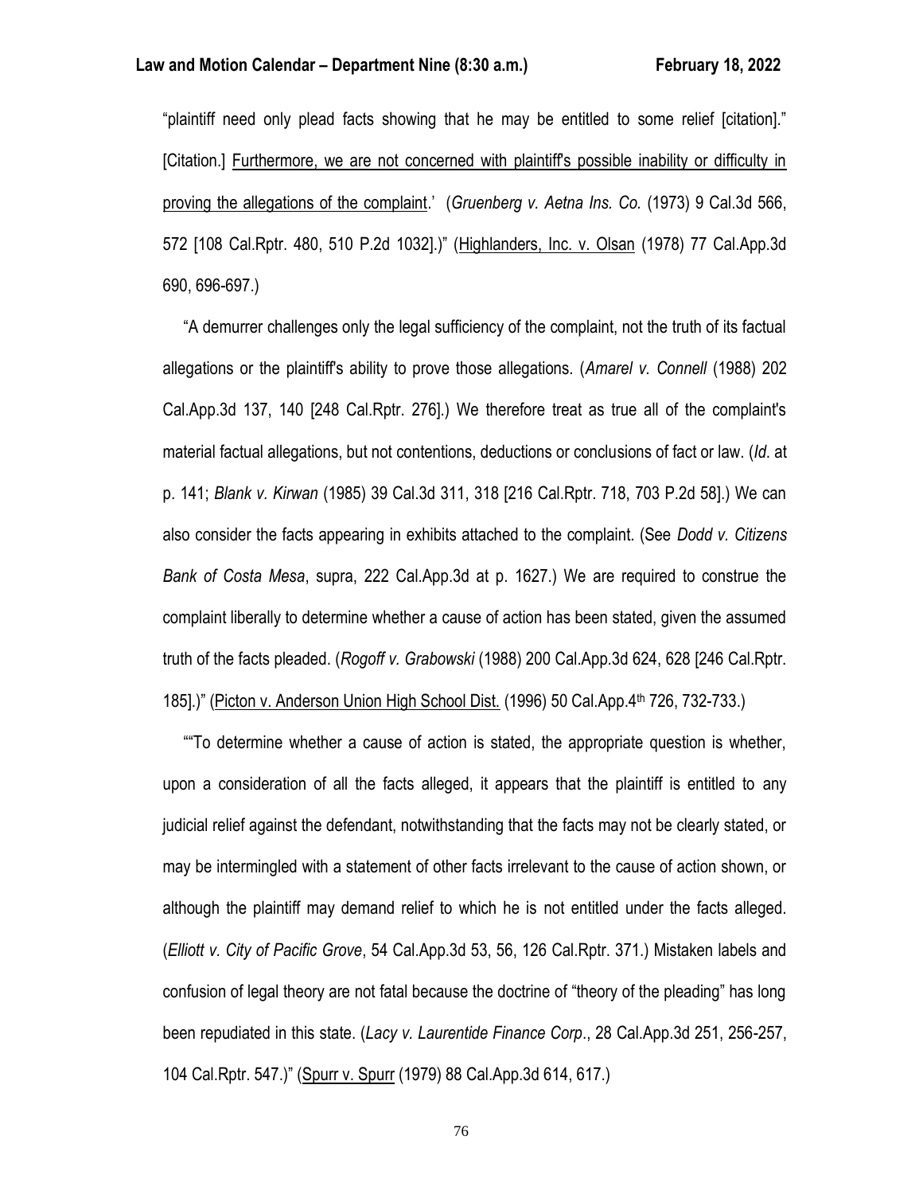"plaintiff need only plead facts showing that he may be entitled to some relief [citation]." [Citation.] Furthermore, we are not concerned with plaintiff's possible inability or difficulty in proving the allegations of the complaint.' (*Gruenberg v. Aetna Ins. Co.* (1973) 9 Cal.3d 566, 572 [108 Cal.Rptr. 480, 510 P.2d 1032].)" (Highlanders, Inc. v. Olsan (1978) 77 Cal.App.3d 690, 696-697.)

"A demurrer challenges only the legal sufficiency of the complaint, not the truth of its factual allegations or the plaintiff's ability to prove those allegations. (*Amarel v. Connell* (1988) 202 Cal.App.3d 137, 140 [248 Cal.Rptr. 276].) We therefore treat as true all of the complaint's material factual allegations, but not contentions, deductions or conclusions of fact or law. (*Id.* at p. 141; *Blank v. Kirwan* (1985) 39 Cal.3d 311, 318 [216 Cal.Rptr. 718, 703 P.2d 58].) We can also consider the facts appearing in exhibits attached to the complaint. (See *Dodd v. Citizens Bank of Costa Mesa*, supra, 222 Cal.App.3d at p. 1627.) We are required to construe the complaint liberally to determine whether a cause of action has been stated, given the assumed truth of the facts pleaded. (*Rogoff v. Grabowski* (1988) 200 Cal.App.3d 624, 628 [246 Cal.Rptr. 185].)" (Picton v. Anderson Union High School Dist. (1996) 50 Cal.App.4th 726, 732-733.)

""To determine whether a cause of action is stated, the appropriate question is whether, upon a consideration of all the facts alleged, it appears that the plaintiff is entitled to any judicial relief against the defendant, notwithstanding that the facts may not be clearly stated, or may be intermingled with a statement of other facts irrelevant to the cause of action shown, or although the plaintiff may demand relief to which he is not entitled under the facts alleged. (*Elliott v. City of Pacific Grove*, 54 Cal.App.3d 53, 56, 126 Cal.Rptr. 371.) Mistaken labels and confusion of legal theory are not fatal because the doctrine of "theory of the pleading" has long been repudiated in this state. (*Lacy v. Laurentide Finance Corp*., 28 Cal.App.3d 251, 256-257, 104 Cal.Rptr. 547.)" (Spurr v. Spurr (1979) 88 Cal.App.3d 614, 617.)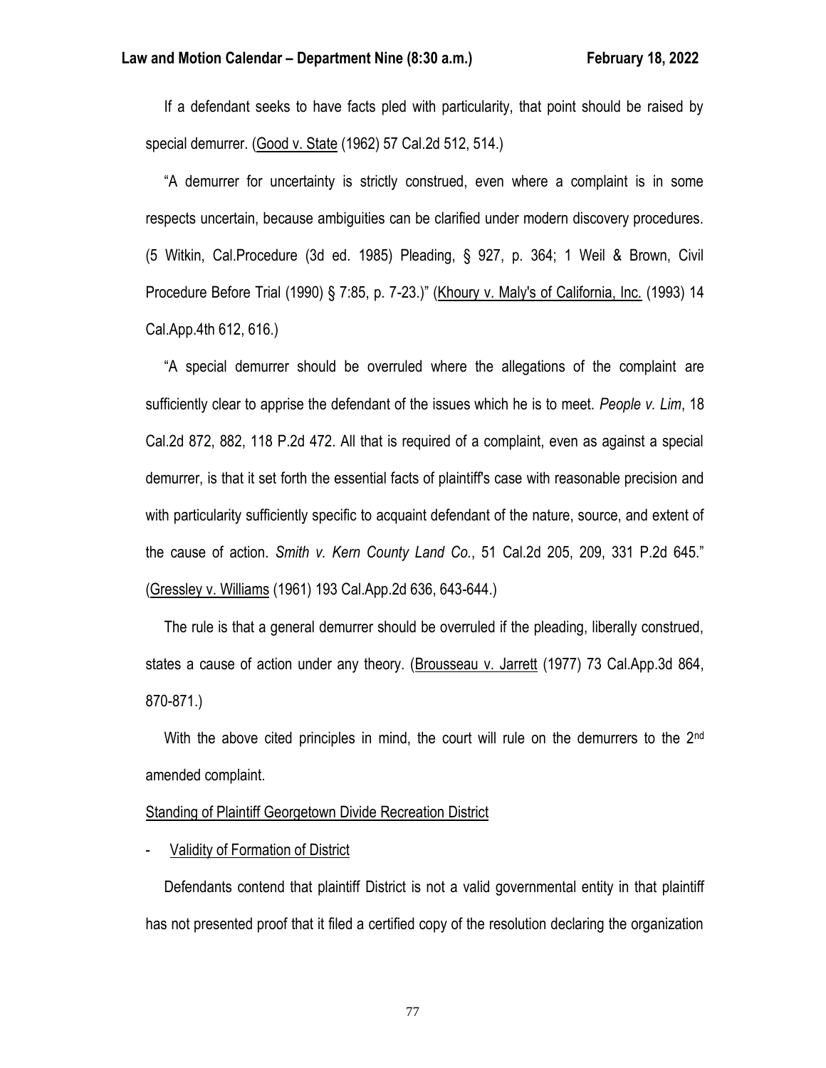If a defendant seeks to have facts pled with particularity, that point should be raised by special demurrer. (Good v. State (1962) 57 Cal.2d 512, 514.)

"A demurrer for uncertainty is strictly construed, even where a complaint is in some respects uncertain, because ambiguities can be clarified under modern discovery procedures. (5 Witkin, Cal.Procedure (3d ed. 1985) Pleading, § 927, p. 364; 1 Weil & Brown, Civil Procedure Before Trial (1990) § 7:85, p. 7-23.)" (Khoury v. Maly's of California, Inc. (1993) 14 Cal.App.4th 612, 616.)

"A special demurrer should be overruled where the allegations of the complaint are sufficiently clear to apprise the defendant of the issues which he is to meet. *People v. Lim*, 18 Cal.2d 872, 882, 118 P.2d 472. All that is required of a complaint, even as against a special demurrer, is that it set forth the essential facts of plaintiff's case with reasonable precision and with particularity sufficiently specific to acquaint defendant of the nature, source, and extent of the cause of action. *Smith v. Kern County Land Co.*, 51 Cal.2d 205, 209, 331 P.2d 645." (Gressley v. Williams (1961) 193 Cal.App.2d 636, 643-644.)

The rule is that a general demurrer should be overruled if the pleading, liberally construed, states a cause of action under any theory. (Brousseau v. Jarrett (1977) 73 Cal.App.3d 864, 870-871.)

With the above cited principles in mind, the court will rule on the demurrers to the 2nd amended complaint.

Standing of Plaintiff Georgetown Divide Recreation District

- Validity of Formation of District

Defendants contend that plaintiff District is not a valid governmental entity in that plaintiff has not presented proof that it filed a certified copy of the resolution declaring the organization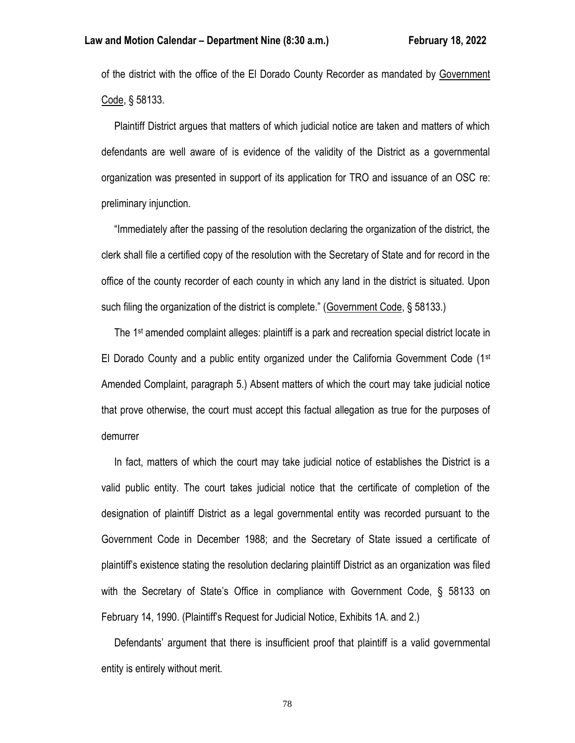of the district with the office of the El Dorado County Recorder as mandated by Government Code, § 58133.

Plaintiff District argues that matters of which judicial notice are taken and matters of which defendants are well aware of is evidence of the validity of the District as a governmental organization was presented in support of its application for TRO and issuance of an OSC re: preliminary injunction.

"Immediately after the passing of the resolution declaring the organization of the district, the clerk shall file a certified copy of the resolution with the Secretary of State and for record in the office of the county recorder of each county in which any land in the district is situated. Upon such filing the organization of the district is complete." (Government Code, § 58133.)

The 1st amended complaint alleges: plaintiff is a park and recreation special district locate in El Dorado County and a public entity organized under the California Government Code (1st Amended Complaint, paragraph 5.) Absent matters of which the court may take judicial notice that prove otherwise, the court must accept this factual allegation as true for the purposes of demurrer

In fact, matters of which the court may take judicial notice of establishes the District is a valid public entity. The court takes judicial notice that the certificate of completion of the designation of plaintiff District as a legal governmental entity was recorded pursuant to the Government Code in December 1988; and the Secretary of State issued a certificate of plaintiff's existence stating the resolution declaring plaintiff District as an organization was filed with the Secretary of State's Office in compliance with Government Code, § 58133 on February 14, 1990. (Plaintiff's Request for Judicial Notice, Exhibits 1A. and 2.)

Defendants' argument that there is insufficient proof that plaintiff is a valid governmental entity is entirely without merit.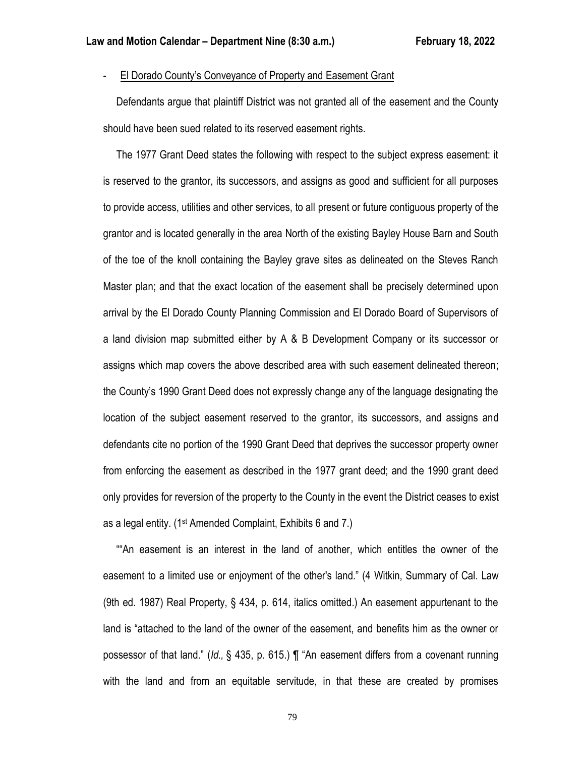- <u>El Dorado County's Conveyance of Property and Easement Grant</u>

Defendants argue that plaintiff District was not granted all of the easement and the County should have been sued related to its reserved easement rights.

The 1977 Grant Deed states the following with respect to the subject express easement: it is reserved to the grantor, its successors, and assigns as good and sufficient for all purposes to provide access, utilities and other services, to all present or future contiguous property of the grantor and is located generally in the area North of the existing Bayley House Barn and South of the toe of the knoll containing the Bayley grave sites as delineated on the Steves Ranch Master plan; and that the exact location of the easement shall be precisely determined upon arrival by the El Dorado County Planning Commission and El Dorado Board of Supervisors of a land division map submitted either by A & B Development Company or its successor or assigns which map covers the above described area with such easement delineated thereon; the County's 1990 Grant Deed does not expressly change any of the language designating the location of the subject easement reserved to the grantor, its successors, and assigns and defendants cite no portion of the 1990 Grant Deed that deprives the successor property owner from enforcing the easement as described in the 1977 grant deed; and the 1990 grant deed only provides for reversion of the property to the County in the event the District ceases to exist as a legal entity. (1st Amended Complaint, Exhibits 6 and 7.)

""An easement is an interest in the land of another, which entitles the owner of the easement to a limited use or enjoyment of the other's land." (4 Witkin, Summary of Cal. Law (9th ed. 1987) Real Property, § 434, p. 614, italics omitted.) An easement appurtenant to the land is "attached to the land of the owner of the easement, and benefits him as the owner or possessor of that land." (*Id.,* § 435, p. 615.) ¶ "An easement differs from a covenant running with the land and from an equitable servitude, in that these are created by promises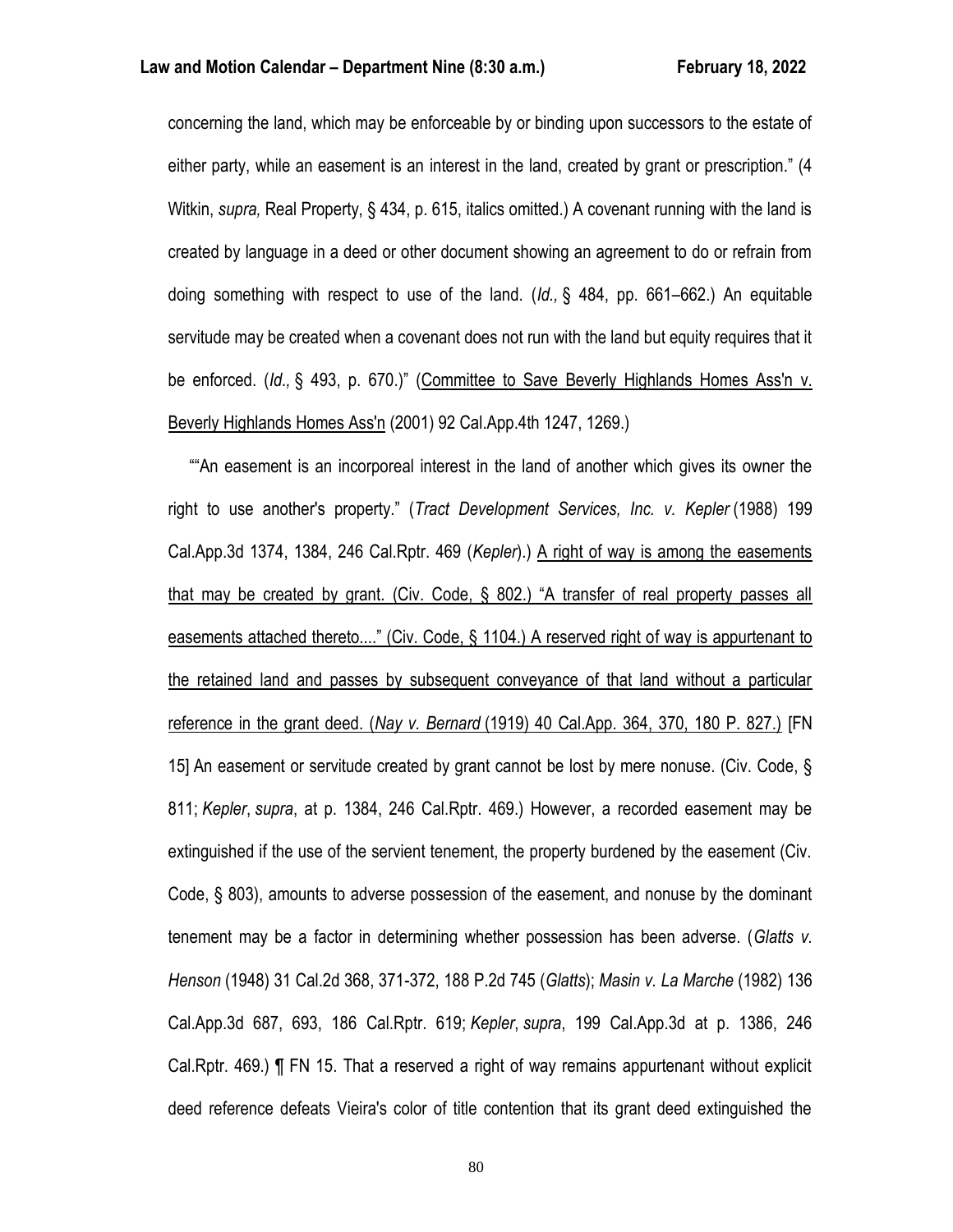concerning the land, which may be enforceable by or binding upon successors to the estate of either party, while an easement is an interest in the land, created by grant or prescription." (4 Witkin, *supra,* Real Property, § 434, p. 615, italics omitted.) A covenant running with the land is created by language in a deed or other document showing an agreement to do or refrain from doing something with respect to use of the land. (*Id.,* § 484, pp. 661–662.) An equitable servitude may be created when a covenant does not run with the land but equity requires that it be enforced. (*Id.,* § 493, p. 670.)" (Committee to Save Beverly Highlands Homes Ass'n v. Beverly Highlands Homes Ass'n (2001) 92 Cal.App.4th 1247, 1269.)

""An easement is an incorporeal interest in the land of another which gives its owner the right to use another's property." (*Tract Development Services, Inc. v. Kepler* (1988) 199 Cal.App.3d 1374, 1384, 246 Cal.Rptr. 469 (*Kepler*).) A right of way is among the easements that may be created by grant. (Civ. Code, § 802.) "A transfer of real property passes all easements attached thereto...." (Civ. Code, § 1104.) A reserved right of way is appurtenant to the retained land and passes by subsequent conveyance of that land without a particular reference in the grant deed. (*Nay v. Bernard* (1919) 40 Cal.App. 364, 370, 180 P. 827.) [FN 15] An easement or servitude created by grant cannot be lost by mere nonuse. (Civ. Code, § 811; *Kepler*, *supra*, at p. 1384, 246 Cal.Rptr. 469.) However, a recorded easement may be extinguished if the use of the servient tenement, the property burdened by the easement (Civ. Code, § 803), amounts to adverse possession of the easement, and nonuse by the dominant tenement may be a factor in determining whether possession has been adverse. (*Glatts v. Henson* (1948) 31 Cal.2d 368, 371-372, 188 P.2d 745 (*Glatts*); *Masin v. La Marche* (1982) 136 Cal.App.3d 687, 693, 186 Cal.Rptr. 619; *Kepler*, *supra*, 199 Cal.App.3d at p. 1386, 246 Cal.Rptr. 469.) ¶ FN 15. That a reserved a right of way remains appurtenant without explicit deed reference defeats Vieira's color of title contention that its grant deed extinguished the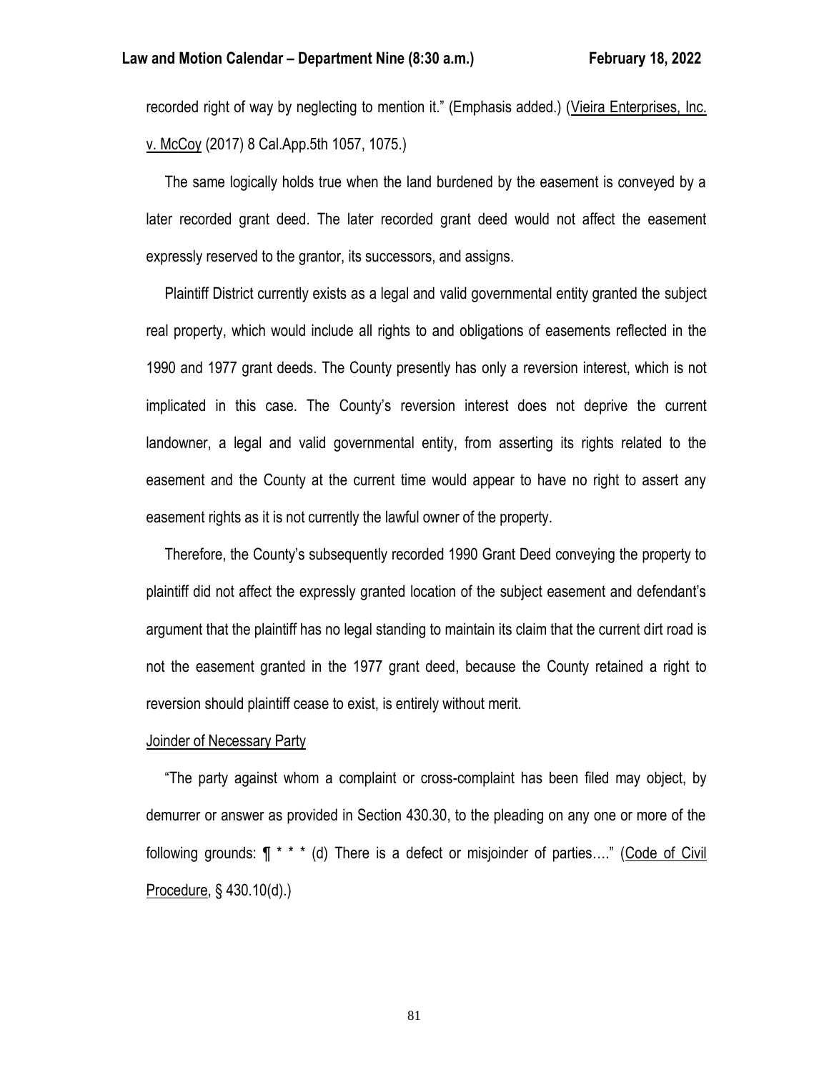recorded right of way by neglecting to mention it." (Emphasis added.) (Vieira Enterprises, Inc. v. McCoy (2017) 8 Cal.App.5th 1057, 1075.)

The same logically holds true when the land burdened by the easement is conveyed by a later recorded grant deed. The later recorded grant deed would not affect the easement expressly reserved to the grantor, its successors, and assigns.

Plaintiff District currently exists as a legal and valid governmental entity granted the subject real property, which would include all rights to and obligations of easements reflected in the 1990 and 1977 grant deeds. The County presently has only a reversion interest, which is not implicated in this case. The County's reversion interest does not deprive the current landowner, a legal and valid governmental entity, from asserting its rights related to the easement and the County at the current time would appear to have no right to assert any easement rights as it is not currently the lawful owner of the property.

Therefore, the County's subsequently recorded 1990 Grant Deed conveying the property to plaintiff did not affect the expressly granted location of the subject easement and defendant's argument that the plaintiff has no legal standing to maintain its claim that the current dirt road is not the easement granted in the 1977 grant deed, because the County retained a right to reversion should plaintiff cease to exist, is entirely without merit.

Joinder of Necessary Party

"The party against whom a complaint or cross-complaint has been filed may object, by demurrer or answer as provided in Section 430.30, to the pleading on any one or more of the following grounds: ¶ * * * (d) There is a defect or misjoinder of parties…." (Code of Civil Procedure, § 430.10(d).)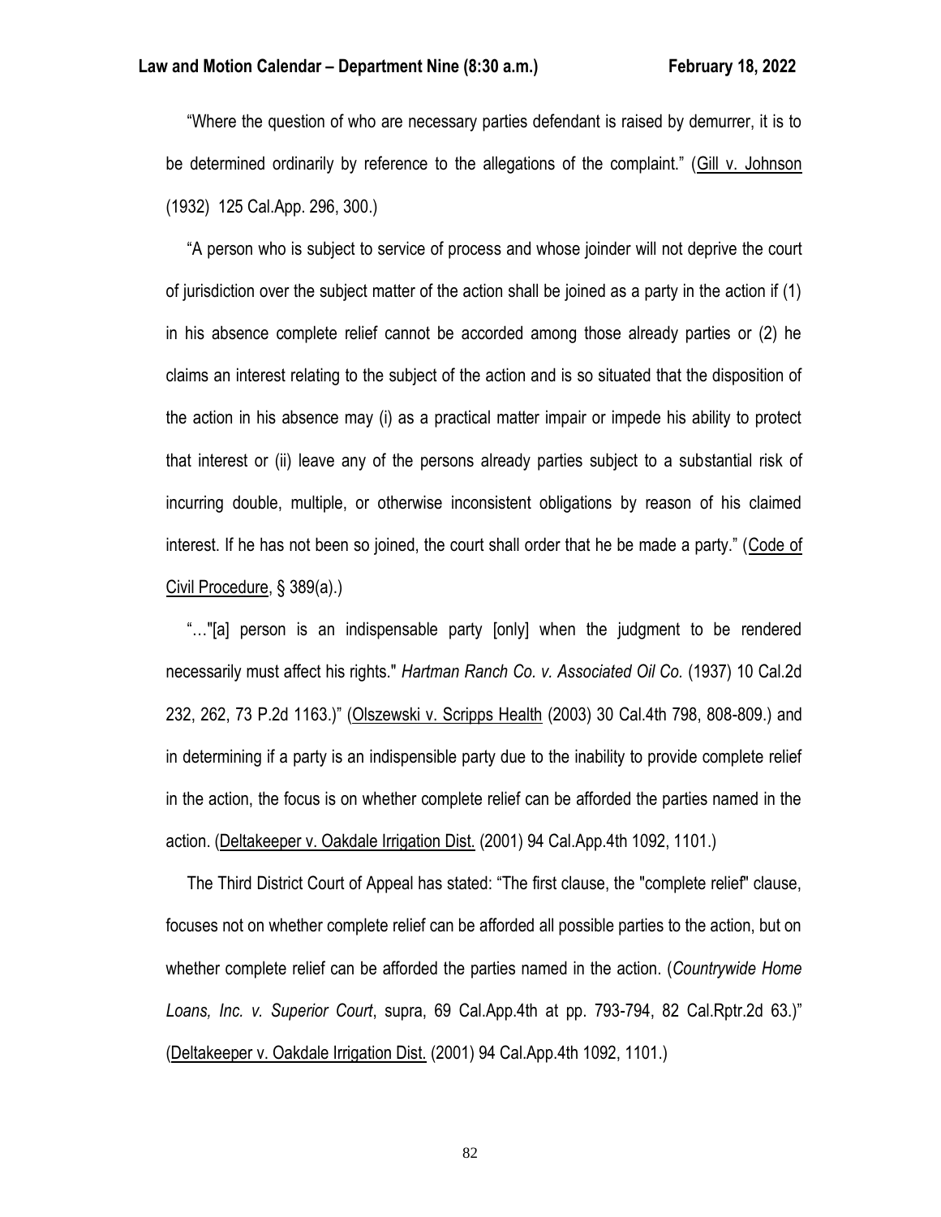"Where the question of who are necessary parties defendant is raised by demurrer, it is to be determined ordinarily by reference to the allegations of the complaint." (Gill v. Johnson (1932) 125 Cal.App. 296, 300.)

"A person who is subject to service of process and whose joinder will not deprive the court of jurisdiction over the subject matter of the action shall be joined as a party in the action if (1) in his absence complete relief cannot be accorded among those already parties or (2) he claims an interest relating to the subject of the action and is so situated that the disposition of the action in his absence may (i) as a practical matter impair or impede his ability to protect that interest or (ii) leave any of the persons already parties subject to a substantial risk of incurring double, multiple, or otherwise inconsistent obligations by reason of his claimed interest. If he has not been so joined, the court shall order that he be made a party." (Code of Civil Procedure, § 389(a).)

"…"[a] person is an indispensable party [only] when the judgment to be rendered necessarily must affect his rights." *Hartman Ranch Co. v. Associated Oil Co.* (1937) 10 Cal.2d 232, 262, 73 P.2d 1163.)" (Olszewski v. Scripps Health (2003) 30 Cal.4th 798, 808-809.) and in determining if a party is an indispensible party due to the inability to provide complete relief in the action, the focus is on whether complete relief can be afforded the parties named in the action. (Deltakeeper v. Oakdale Irrigation Dist. (2001) 94 Cal.App.4th 1092, 1101.)

The Third District Court of Appeal has stated: "The first clause, the "complete relief" clause, focuses not on whether complete relief can be afforded all possible parties to the action, but on whether complete relief can be afforded the parties named in the action. (*Countrywide Home Loans, Inc. v. Superior Court*, supra, 69 Cal.App.4th at pp. 793-794, 82 Cal.Rptr.2d 63.)" (Deltakeeper v. Oakdale Irrigation Dist. (2001) 94 Cal.App.4th 1092, 1101.)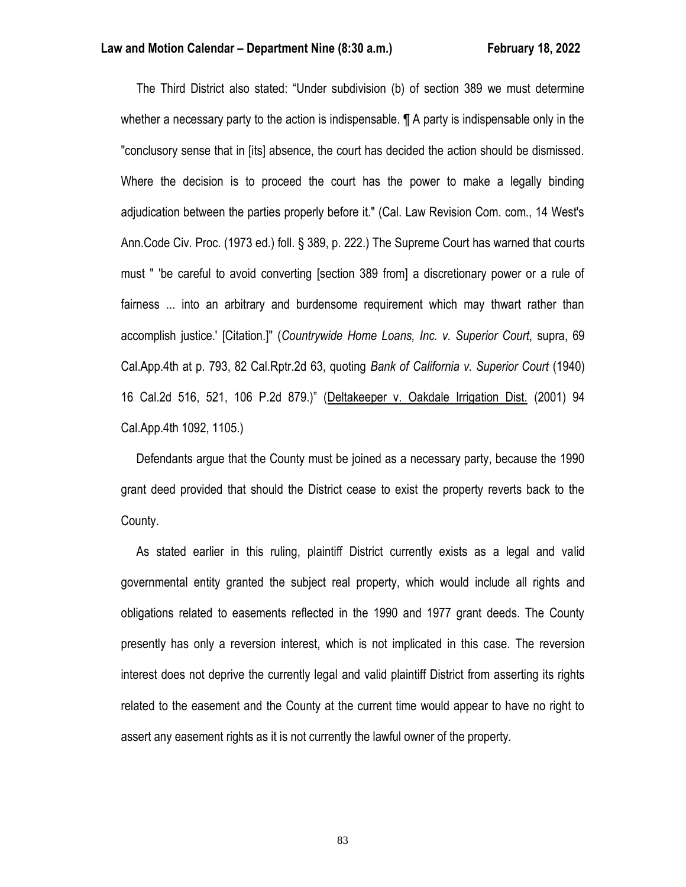The Third District also stated: "Under subdivision (b) of section 389 we must determine whether a necessary party to the action is indispensable. ¶ A party is indispensable only in the "conclusory sense that in [its] absence, the court has decided the action should be dismissed. Where the decision is to proceed the court has the power to make a legally binding adjudication between the parties properly before it." (Cal. Law Revision Com. com., 14 West's Ann.Code Civ. Proc. (1973 ed.) foll. § 389, p. 222.) The Supreme Court has warned that courts must " 'be careful to avoid converting [section 389 from] a discretionary power or a rule of fairness ... into an arbitrary and burdensome requirement which may thwart rather than accomplish justice.' [Citation.]" (*Countrywide Home Loans, Inc. v. Superior Court*, supra, 69 Cal.App.4th at p. 793, 82 Cal.Rptr.2d 63, quoting *Bank of California v. Superior Court* (1940) 16 Cal.2d 516, 521, 106 P.2d 879.)" (Deltakeeper v. Oakdale Irrigation Dist. (2001) 94 Cal.App.4th 1092, 1105.)

Defendants argue that the County must be joined as a necessary party, because the 1990 grant deed provided that should the District cease to exist the property reverts back to the County.

As stated earlier in this ruling, plaintiff District currently exists as a legal and valid governmental entity granted the subject real property, which would include all rights and obligations related to easements reflected in the 1990 and 1977 grant deeds. The County presently has only a reversion interest, which is not implicated in this case. The reversion interest does not deprive the currently legal and valid plaintiff District from asserting its rights related to the easement and the County at the current time would appear to have no right to assert any easement rights as it is not currently the lawful owner of the property.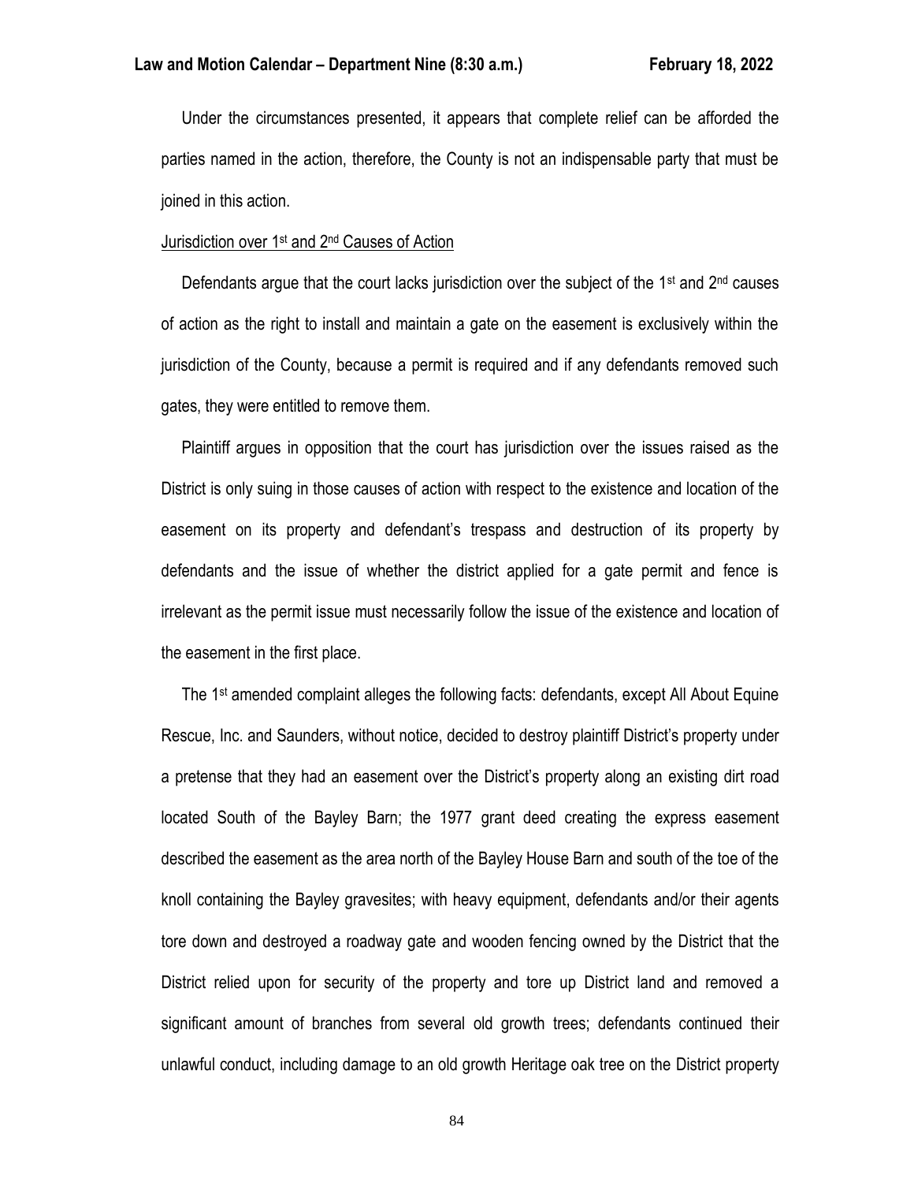Under the circumstances presented, it appears that complete relief can be afforded the parties named in the action, therefore, the County is not an indispensable party that must be joined in this action.

Jurisdiction over 1st and 2nd Causes of Action

Defendants argue that the court lacks jurisdiction over the subject of the 1st and 2nd causes of action as the right to install and maintain a gate on the easement is exclusively within the jurisdiction of the County, because a permit is required and if any defendants removed such gates, they were entitled to remove them.

Plaintiff argues in opposition that the court has jurisdiction over the issues raised as the District is only suing in those causes of action with respect to the existence and location of the easement on its property and defendant's trespass and destruction of its property by defendants and the issue of whether the district applied for a gate permit and fence is irrelevant as the permit issue must necessarily follow the issue of the existence and location of the easement in the first place.

The 1st amended complaint alleges the following facts: defendants, except All About Equine Rescue, Inc. and Saunders, without notice, decided to destroy plaintiff District's property under a pretense that they had an easement over the District's property along an existing dirt road located South of the Bayley Barn; the 1977 grant deed creating the express easement described the easement as the area north of the Bayley House Barn and south of the toe of the knoll containing the Bayley gravesites; with heavy equipment, defendants and/or their agents tore down and destroyed a roadway gate and wooden fencing owned by the District that the District relied upon for security of the property and tore up District land and removed a significant amount of branches from several old growth trees; defendants continued their unlawful conduct, including damage to an old growth Heritage oak tree on the District property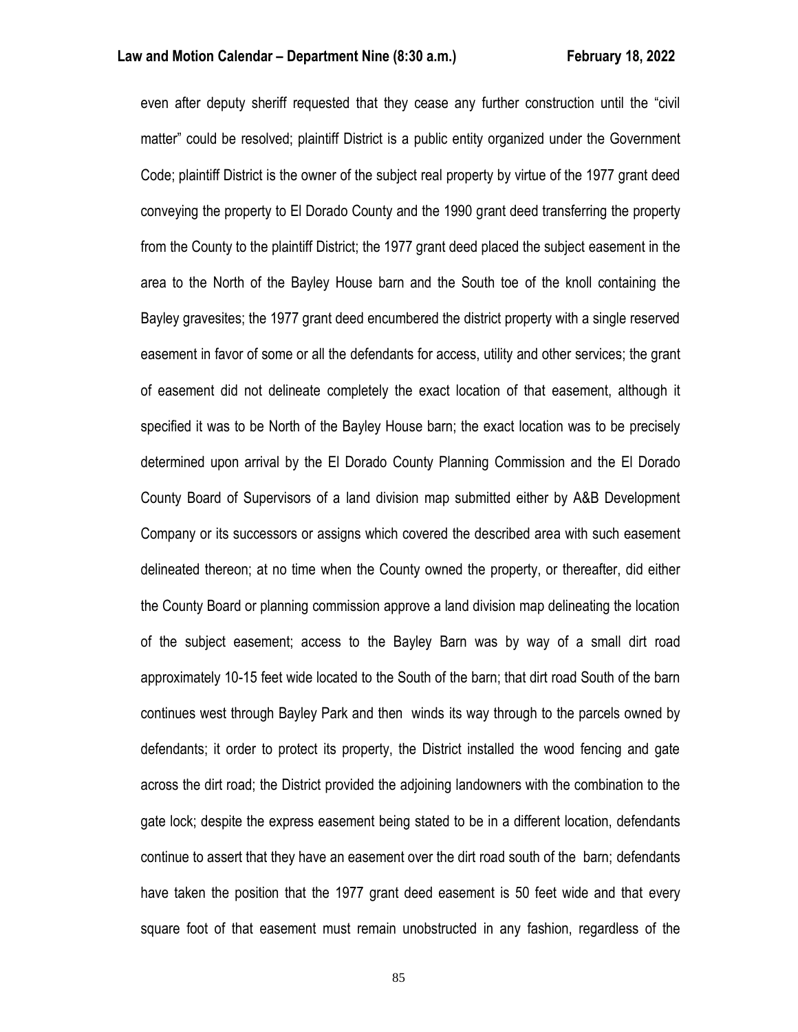even after deputy sheriff requested that they cease any further construction until the "civil matter" could be resolved; plaintiff District is a public entity organized under the Government Code; plaintiff District is the owner of the subject real property by virtue of the 1977 grant deed conveying the property to El Dorado County and the 1990 grant deed transferring the property from the County to the plaintiff District; the 1977 grant deed placed the subject easement in the area to the North of the Bayley House barn and the South toe of the knoll containing the Bayley gravesites; the 1977 grant deed encumbered the district property with a single reserved easement in favor of some or all the defendants for access, utility and other services; the grant of easement did not delineate completely the exact location of that easement, although it specified it was to be North of the Bayley House barn; the exact location was to be precisely determined upon arrival by the El Dorado County Planning Commission and the El Dorado County Board of Supervisors of a land division map submitted either by A&B Development Company or its successors or assigns which covered the described area with such easement delineated thereon; at no time when the County owned the property, or thereafter, did either the County Board or planning commission approve a land division map delineating the location of the subject easement; access to the Bayley Barn was by way of a small dirt road approximately 10-15 feet wide located to the South of the barn; that dirt road South of the barn continues west through Bayley Park and then winds its way through to the parcels owned by defendants; it order to protect its property, the District installed the wood fencing and gate across the dirt road; the District provided the adjoining landowners with the combination to the gate lock; despite the express easement being stated to be in a different location, defendants continue to assert that they have an easement over the dirt road south of the barn; defendants have taken the position that the 1977 grant deed easement is 50 feet wide and that every square foot of that easement must remain unobstructed in any fashion, regardless of the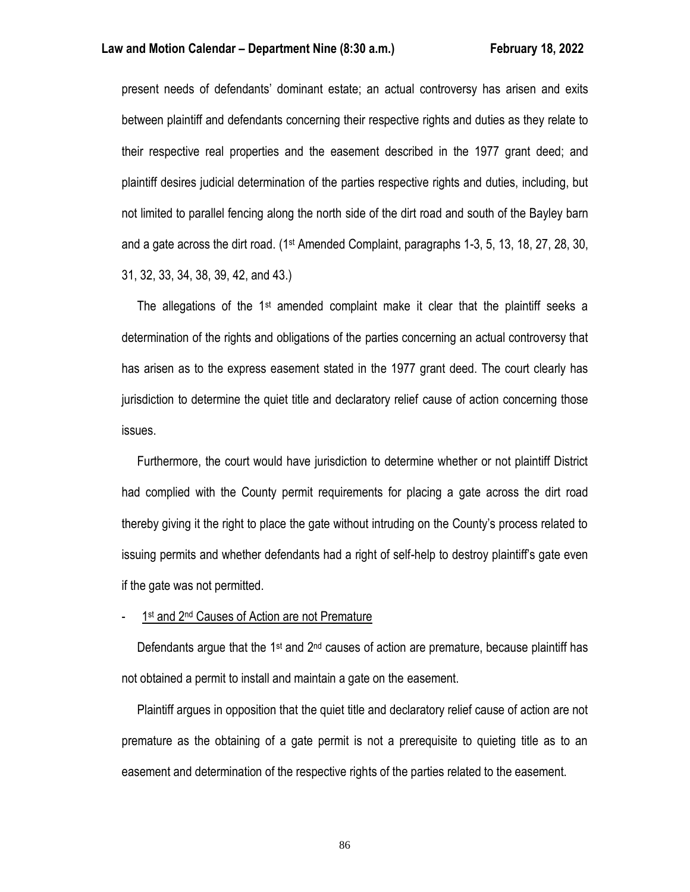present needs of defendants' dominant estate; an actual controversy has arisen and exits between plaintiff and defendants concerning their respective rights and duties as they relate to their respective real properties and the easement described in the 1977 grant deed; and plaintiff desires judicial determination of the parties respective rights and duties, including, but not limited to parallel fencing along the north side of the dirt road and south of the Bayley barn and a gate across the dirt road. (1st Amended Complaint, paragraphs 1-3, 5, 13, 18, 27, 28, 30, 31, 32, 33, 34, 38, 39, 42, and 43.)

The allegations of the 1st amended complaint make it clear that the plaintiff seeks a determination of the rights and obligations of the parties concerning an actual controversy that has arisen as to the express easement stated in the 1977 grant deed. The court clearly has jurisdiction to determine the quiet title and declaratory relief cause of action concerning those issues.

Furthermore, the court would have jurisdiction to determine whether or not plaintiff District had complied with the County permit requirements for placing a gate across the dirt road thereby giving it the right to place the gate without intruding on the County's process related to issuing permits and whether defendants had a right of self-help to destroy plaintiff's gate even if the gate was not permitted.

- <u>1st and 2nd Causes of Action are not Premature</u>

Defendants argue that the 1st and 2nd causes of action are premature, because plaintiff has not obtained a permit to install and maintain a gate on the easement.

Plaintiff argues in opposition that the quiet title and declaratory relief cause of action are not premature as the obtaining of a gate permit is not a prerequisite to quieting title as to an easement and determination of the respective rights of the parties related to the easement.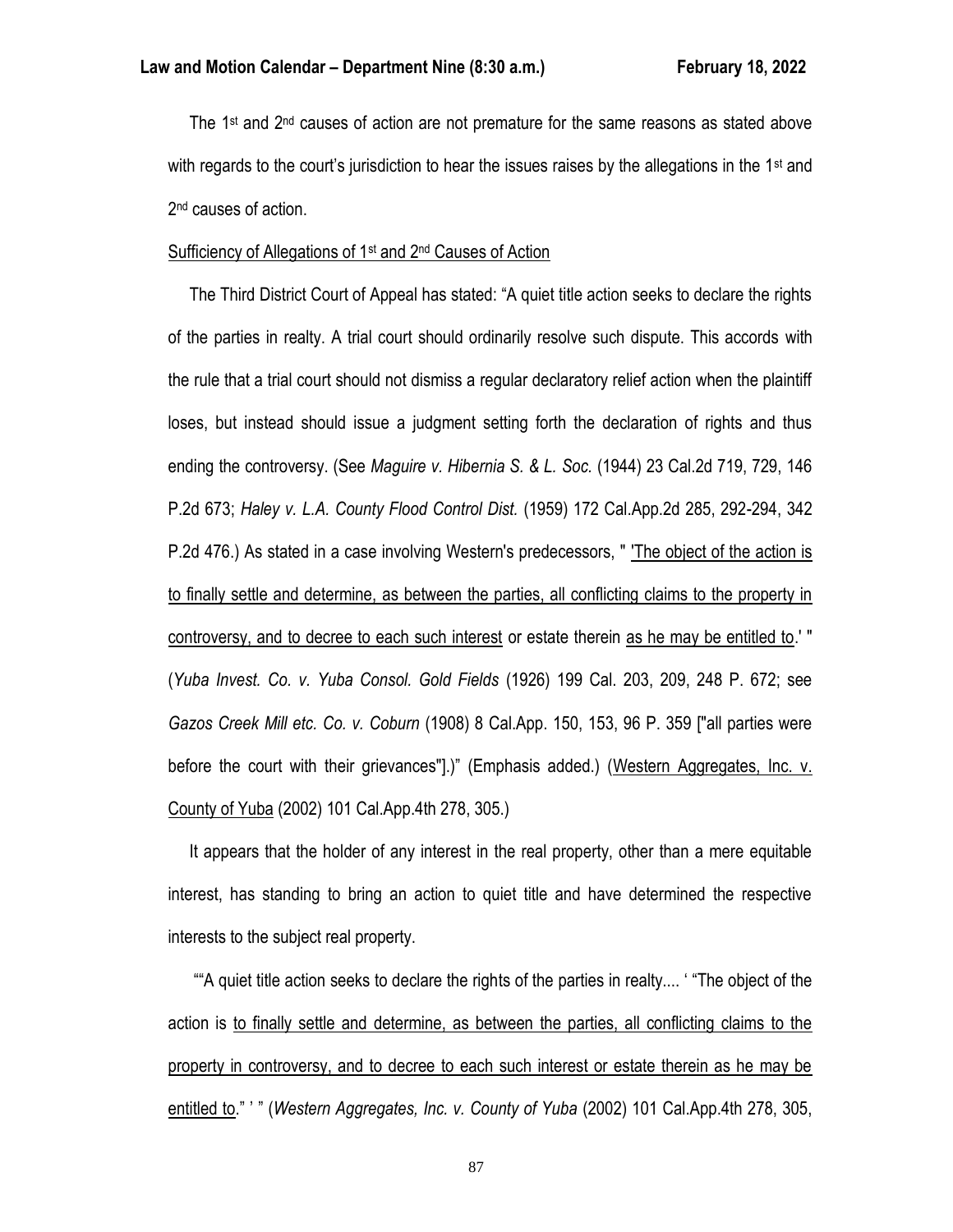The 1st and 2nd causes of action are not premature for the same reasons as stated above with regards to the court's jurisdiction to hear the issues raises by the allegations in the 1st and 2nd causes of action.

<u>Sufficiency of Allegations of 1st and 2nd Causes of Action</u>

The Third District Court of Appeal has stated: "A quiet title action seeks to declare the rights of the parties in realty. A trial court should ordinarily resolve such dispute. This accords with the rule that a trial court should not dismiss a regular declaratory relief action when the plaintiff loses, but instead should issue a judgment setting forth the declaration of rights and thus ending the controversy. (See *Maguire v. Hibernia S. & L. Soc.* (1944) 23 Cal.2d 719, 729, 146 P.2d 673; *Haley v. L.A. County Flood Control Dist.* (1959) 172 Cal.App.2d 285, 292-294, 342 P.2d 476.) As stated in a case involving Western's predecessors, " <u>'The object of the action is to finally settle and determine, as between the parties, all conflicting claims to the property in controversy, and to decree to each such interest</u> or estate therein <u>as he may be entitled to</u>.' " (*Yuba Invest. Co. v. Yuba Consol. Gold Fields* (1926) 199 Cal. 203, 209, 248 P. 672; see *Gazos Creek Mill etc. Co. v. Coburn* (1908) 8 Cal.App. 150, 153, 96 P. 359 ["all parties were before the court with their grievances"].)" (Emphasis added.) (<u>Western Aggregates, Inc. v. County of Yuba</u> (2002) 101 Cal.App.4th 278, 305.)

It appears that the holder of any interest in the real property, other than a mere equitable interest, has standing to bring an action to quiet title and have determined the respective interests to the subject real property.

""A quiet title action seeks to declare the rights of the parties in realty.... ' "The object of the action is <u>to finally settle and determine, as between the parties, all conflicting claims to the property in controversy, and to decree to each such interest or estate therein as he may be entitled to</u>." ' " (*Western Aggregates, Inc. v. County of Yuba* (2002) 101 Cal.App.4th 278, 305,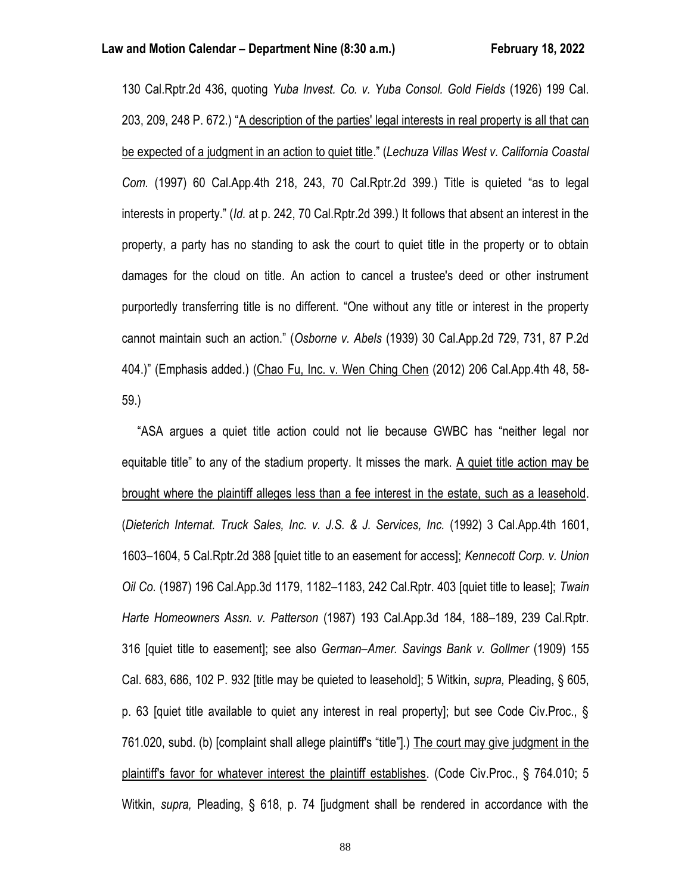130 Cal.Rptr.2d 436, quoting *Yuba Invest. Co. v. Yuba Consol. Gold Fields* (1926) 199 Cal. 203, 209, 248 P. 672.) "<u>A description of the parties' legal interests in real property is all that can be expected of a judgment in an action to quiet title</u>." (*Lechuza Villas West v. California Coastal Com.* (1997) 60 Cal.App.4th 218, 243, 70 Cal.Rptr.2d 399.) Title is quieted "as to legal interests in property." (*Id.* at p. 242, 70 Cal.Rptr.2d 399.) It follows that absent an interest in the property, a party has no standing to ask the court to quiet title in the property or to obtain damages for the cloud on title. An action to cancel a trustee's deed or other instrument purportedly transferring title is no different. "One without any title or interest in the property cannot maintain such an action." (*Osborne v. Abels* (1939) 30 Cal.App.2d 729, 731, 87 P.2d 404.)" (Emphasis added.) (<u>Chao Fu, Inc. v. Wen Ching Chen</u> (2012) 206 Cal.App.4th 48, 58-59.)

"ASA argues a quiet title action could not lie because GWBC has "neither legal nor equitable title" to any of the stadium property. It misses the mark. <u>A quiet title action may be brought where the plaintiff alleges less than a fee interest in the estate, such as a leasehold</u>. (*Dieterich Internat. Truck Sales, Inc. v. J.S. & J. Services, Inc.* (1992) 3 Cal.App.4th 1601, 1603–1604, 5 Cal.Rptr.2d 388 [quiet title to an easement for access]; *Kennecott Corp. v. Union Oil Co.* (1987) 196 Cal.App.3d 1179, 1182–1183, 242 Cal.Rptr. 403 [quiet title to lease]; *Twain Harte Homeowners Assn. v. Patterson* (1987) 193 Cal.App.3d 184, 188–189, 239 Cal.Rptr. 316 [quiet title to easement]; see also *German–Amer. Savings Bank v. Gollmer* (1909) 155 Cal. 683, 686, 102 P. 932 [title may be quieted to leasehold]; 5 Witkin, *supra,* Pleading, § 605, p. 63 [quiet title available to quiet any interest in real property]; but see Code Civ.Proc., § 761.020, subd. (b) [complaint shall allege plaintiff's "title"].) <u>The court may give judgment in the plaintiff's favor for whatever interest the plaintiff establishes</u>. (Code Civ.Proc., § 764.010; 5 Witkin, *supra,* Pleading, § 618, p. 74 [judgment shall be rendered in accordance with the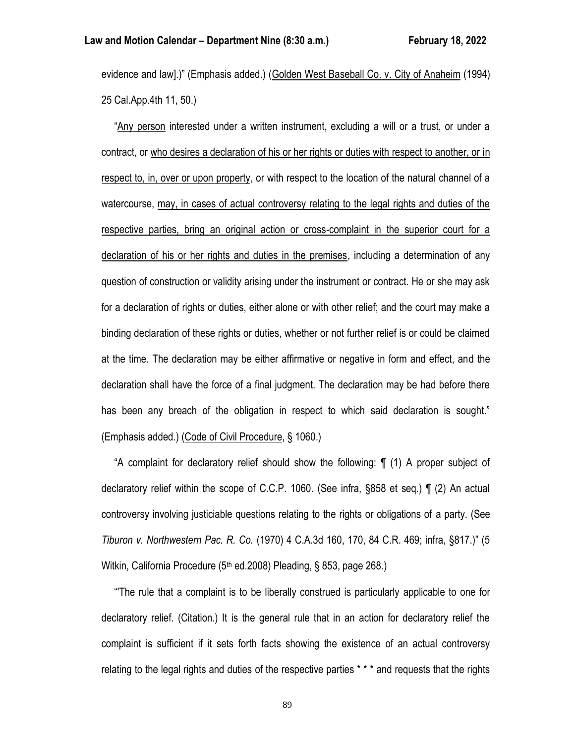evidence and law].)" (Emphasis added.) (Golden West Baseball Co. v. City of Anaheim (1994) 25 Cal.App.4th 11, 50.)

"Any person interested under a written instrument, excluding a will or a trust, or under a contract, or who desires a declaration of his or her rights or duties with respect to another, or in respect to, in, over or upon property, or with respect to the location of the natural channel of a watercourse, may, in cases of actual controversy relating to the legal rights and duties of the respective parties, bring an original action or cross-complaint in the superior court for a declaration of his or her rights and duties in the premises, including a determination of any question of construction or validity arising under the instrument or contract. He or she may ask for a declaration of rights or duties, either alone or with other relief; and the court may make a binding declaration of these rights or duties, whether or not further relief is or could be claimed at the time. The declaration may be either affirmative or negative in form and effect, and the declaration shall have the force of a final judgment. The declaration may be had before there has been any breach of the obligation in respect to which said declaration is sought." (Emphasis added.) (Code of Civil Procedure, § 1060.)

"A complaint for declaratory relief should show the following: ¶ (1) A proper subject of declaratory relief within the scope of C.C.P. 1060. (See infra, §858 et seq.) ¶ (2) An actual controversy involving justiciable questions relating to the rights or obligations of a party. (See *Tiburon v. Northwestern Pac. R. Co.* (1970) 4 C.A.3d 160, 170, 84 C.R. 469; infra, §817.)" (5 Witkin, California Procedure (5th ed.2008) Pleading, § 853, page 268.)

"'The rule that a complaint is to be liberally construed is particularly applicable to one for declaratory relief. (Citation.) It is the general rule that in an action for declaratory relief the complaint is sufficient if it sets forth facts showing the existence of an actual controversy relating to the legal rights and duties of the respective parties * * * and requests that the rights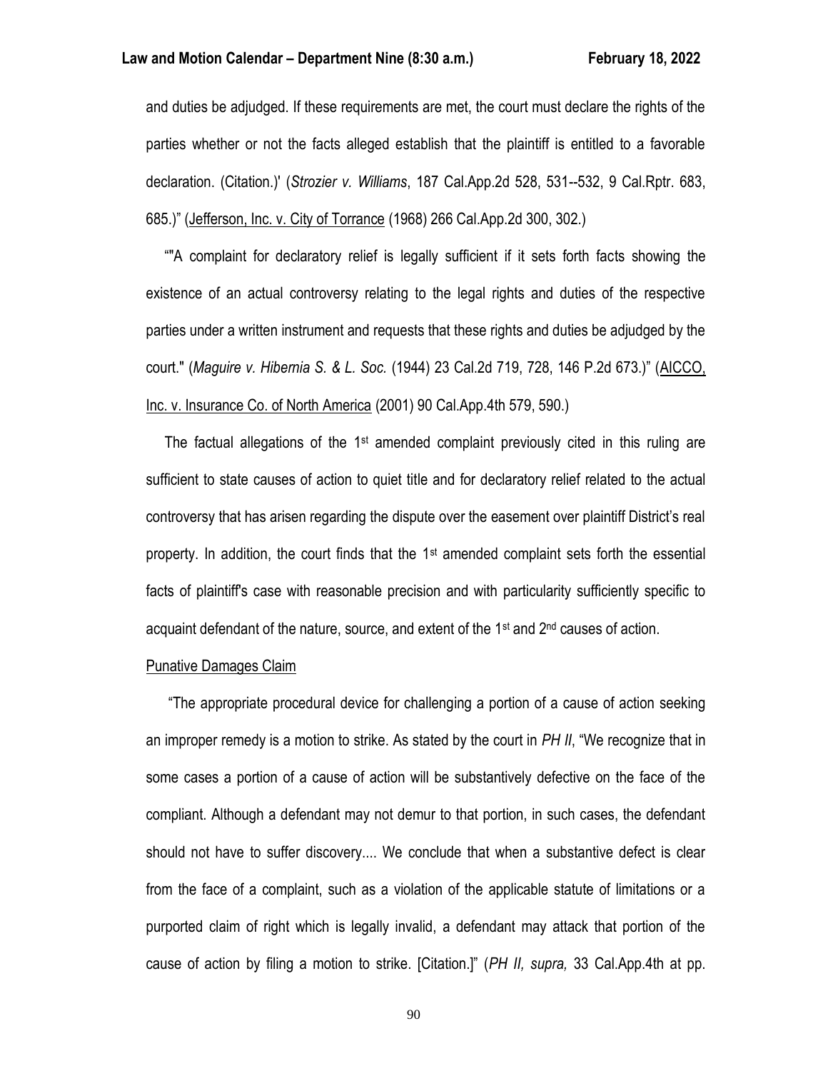and duties be adjudged. If these requirements are met, the court must declare the rights of the parties whether or not the facts alleged establish that the plaintiff is entitled to a favorable declaration. (Citation.)' (*Strozier v. Williams*, 187 Cal.App.2d 528, 531--532, 9 Cal.Rptr. 683, 685.)" (Jefferson, Inc. v. City of Torrance (1968) 266 Cal.App.2d 300, 302.)

""A complaint for declaratory relief is legally sufficient if it sets forth facts showing the existence of an actual controversy relating to the legal rights and duties of the respective parties under a written instrument and requests that these rights and duties be adjudged by the court." (*Maguire v. Hibernia S. & L. Soc.* (1944) 23 Cal.2d 719, 728, 146 P.2d 673.)" (AICCO, Inc. v. Insurance Co. of North America (2001) 90 Cal.App.4th 579, 590.)

The factual allegations of the 1st amended complaint previously cited in this ruling are sufficient to state causes of action to quiet title and for declaratory relief related to the actual controversy that has arisen regarding the dispute over the easement over plaintiff District's real property. In addition, the court finds that the 1st amended complaint sets forth the essential facts of plaintiff's case with reasonable precision and with particularity sufficiently specific to acquaint defendant of the nature, source, and extent of the 1st and 2nd causes of action.

Punative Damages Claim

"The appropriate procedural device for challenging a portion of a cause of action seeking an improper remedy is a motion to strike. As stated by the court in *PH II*, "We recognize that in some cases a portion of a cause of action will be substantively defective on the face of the compliant. Although a defendant may not demur to that portion, in such cases, the defendant should not have to suffer discovery.... We conclude that when a substantive defect is clear from the face of a complaint, such as a violation of the applicable statute of limitations or a purported claim of right which is legally invalid, a defendant may attack that portion of the cause of action by filing a motion to strike. [Citation.]" (*PH II, supra,* 33 Cal.App.4th at pp.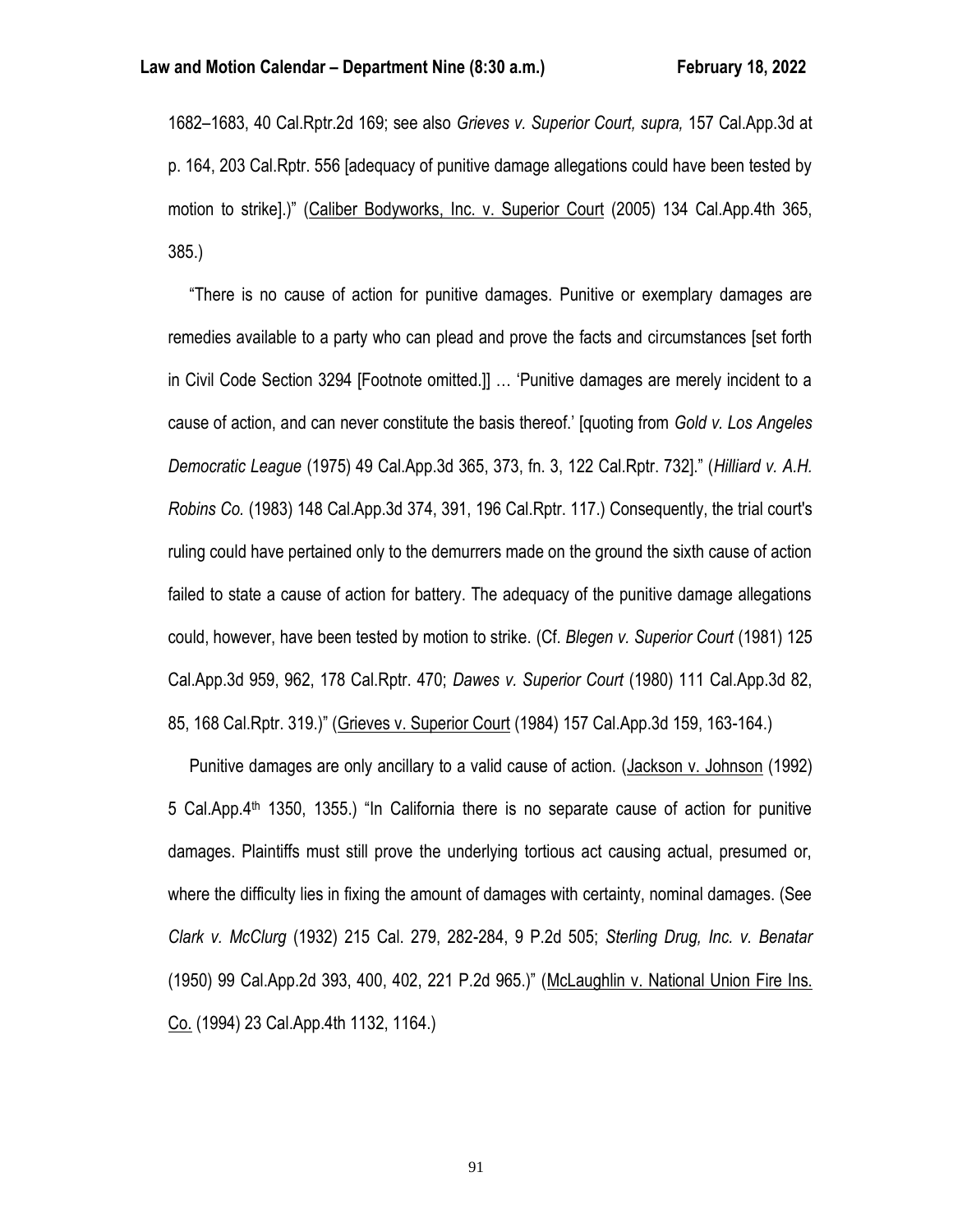1682–1683, 40 Cal.Rptr.2d 169; see also *Grieves v. Superior Court, supra,* 157 Cal.App.3d at p. 164, 203 Cal.Rptr. 556 [adequacy of punitive damage allegations could have been tested by motion to strike].)" (Caliber Bodyworks, Inc. v. Superior Court (2005) 134 Cal.App.4th 365, 385.)

"There is no cause of action for punitive damages. Punitive or exemplary damages are remedies available to a party who can plead and prove the facts and circumstances [set forth in Civil Code Section 3294 [Footnote omitted.]] … 'Punitive damages are merely incident to a cause of action, and can never constitute the basis thereof.' [quoting from *Gold v. Los Angeles Democratic League* (1975) 49 Cal.App.3d 365, 373, fn. 3, 122 Cal.Rptr. 732]." (*Hilliard v. A.H. Robins Co.* (1983) 148 Cal.App.3d 374, 391, 196 Cal.Rptr. 117.) Consequently, the trial court's ruling could have pertained only to the demurrers made on the ground the sixth cause of action failed to state a cause of action for battery. The adequacy of the punitive damage allegations could, however, have been tested by motion to strike. (Cf. *Blegen v. Superior Court* (1981) 125 Cal.App.3d 959, 962, 178 Cal.Rptr. 470; *Dawes v. Superior Court* (1980) 111 Cal.App.3d 82, 85, 168 Cal.Rptr. 319.)" (Grieves v. Superior Court (1984) 157 Cal.App.3d 159, 163-164.)

Punitive damages are only ancillary to a valid cause of action. (Jackson v. Johnson (1992) 5 Cal.App.4th 1350, 1355.) "In California there is no separate cause of action for punitive damages. Plaintiffs must still prove the underlying tortious act causing actual, presumed or, where the difficulty lies in fixing the amount of damages with certainty, nominal damages. (See *Clark v. McClurg* (1932) 215 Cal. 279, 282-284, 9 P.2d 505; *Sterling Drug, Inc. v. Benatar* (1950) 99 Cal.App.2d 393, 400, 402, 221 P.2d 965.)" (McLaughlin v. National Union Fire Ins. Co. (1994) 23 Cal.App.4th 1132, 1164.)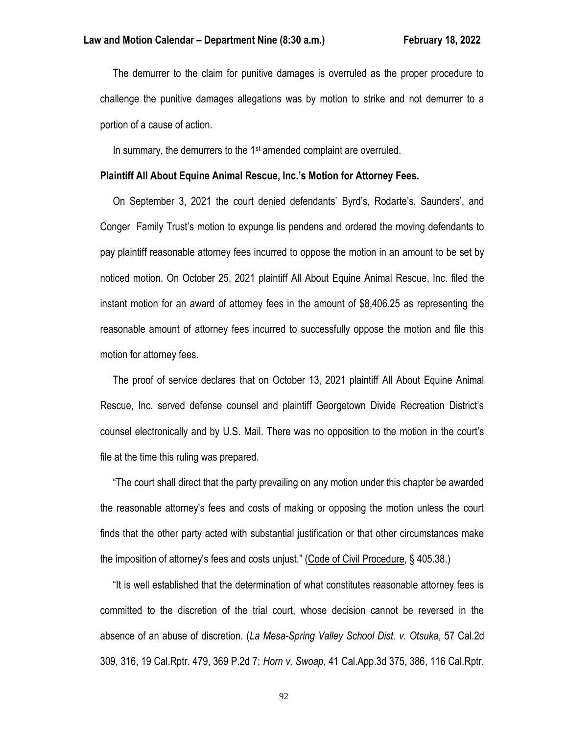The demurrer to the claim for punitive damages is overruled as the proper procedure to challenge the punitive damages allegations was by motion to strike and not demurrer to a portion of a cause of action.

In summary, the demurrers to the 1st amended complaint are overruled.

**Plaintiff All About Equine Animal Rescue, Inc.'s Motion for Attorney Fees.**

On September 3, 2021 the court denied defendants' Byrd's, Rodarte's, Saunders', and Conger Family Trust's motion to expunge lis pendens and ordered the moving defendants to pay plaintiff reasonable attorney fees incurred to oppose the motion in an amount to be set by noticed motion. On October 25, 2021 plaintiff All About Equine Animal Rescue, Inc. filed the instant motion for an award of attorney fees in the amount of $8,406.25 as representing the reasonable amount of attorney fees incurred to successfully oppose the motion and file this motion for attorney fees.

The proof of service declares that on October 13, 2021 plaintiff All About Equine Animal Rescue, Inc. served defense counsel and plaintiff Georgetown Divide Recreation District's counsel electronically and by U.S. Mail. There was no opposition to the motion in the court's file at the time this ruling was prepared.

"The court shall direct that the party prevailing on any motion under this chapter be awarded the reasonable attorney's fees and costs of making or opposing the motion unless the court finds that the other party acted with substantial justification or that other circumstances make the imposition of attorney's fees and costs unjust." (Code of Civil Procedure, § 405.38.)

"It is well established that the determination of what constitutes reasonable attorney fees is committed to the discretion of the trial court, whose decision cannot be reversed in the absence of an abuse of discretion. (*La Mesa-Spring Valley School Dist. v. Otsuka*, 57 Cal.2d 309, 316, 19 Cal.Rptr. 479, 369 P.2d 7; *Horn v. Swoap*, 41 Cal.App.3d 375, 386, 116 Cal.Rptr.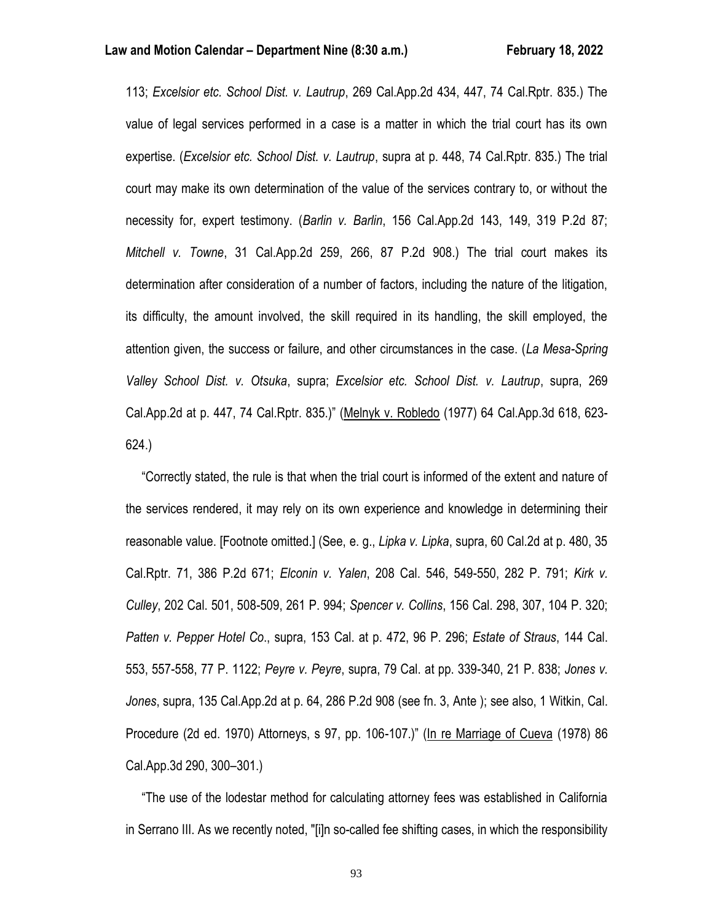113; *Excelsior etc. School Dist. v. Lautrup*, 269 Cal.App.2d 434, 447, 74 Cal.Rptr. 835.) The value of legal services performed in a case is a matter in which the trial court has its own expertise. (*Excelsior etc. School Dist. v. Lautrup*, supra at p. 448, 74 Cal.Rptr. 835.) The trial court may make its own determination of the value of the services contrary to, or without the necessity for, expert testimony. (*Barlin v. Barlin*, 156 Cal.App.2d 143, 149, 319 P.2d 87; *Mitchell v. Towne*, 31 Cal.App.2d 259, 266, 87 P.2d 908.) The trial court makes its determination after consideration of a number of factors, including the nature of the litigation, its difficulty, the amount involved, the skill required in its handling, the skill employed, the attention given, the success or failure, and other circumstances in the case. (*La Mesa-Spring Valley School Dist. v. Otsuka*, supra; *Excelsior etc. School Dist. v. Lautrup*, supra, 269 Cal.App.2d at p. 447, 74 Cal.Rptr. 835.)" (Melnyk v. Robledo (1977) 64 Cal.App.3d 618, 623-624.)

"Correctly stated, the rule is that when the trial court is informed of the extent and nature of the services rendered, it may rely on its own experience and knowledge in determining their reasonable value. [Footnote omitted.] (See, e. g., *Lipka v. Lipka*, supra, 60 Cal.2d at p. 480, 35 Cal.Rptr. 71, 386 P.2d 671; *Elconin v. Yalen*, 208 Cal. 546, 549-550, 282 P. 791; *Kirk v. Culley*, 202 Cal. 501, 508-509, 261 P. 994; *Spencer v. Collins*, 156 Cal. 298, 307, 104 P. 320; *Patten v. Pepper Hotel Co*., supra, 153 Cal. at p. 472, 96 P. 296; *Estate of Straus*, 144 Cal. 553, 557-558, 77 P. 1122; *Peyre v. Peyre*, supra, 79 Cal. at pp. 339-340, 21 P. 838; *Jones v. Jones*, supra, 135 Cal.App.2d at p. 64, 286 P.2d 908 (see fn. 3, Ante ); see also, 1 Witkin, Cal. Procedure (2d ed. 1970) Attorneys, s 97, pp. 106-107.)" (In re Marriage of Cueva (1978) 86 Cal.App.3d 290, 300–301.)

"The use of the lodestar method for calculating attorney fees was established in California in Serrano III. As we recently noted, "[i]n so-called fee shifting cases, in which the responsibility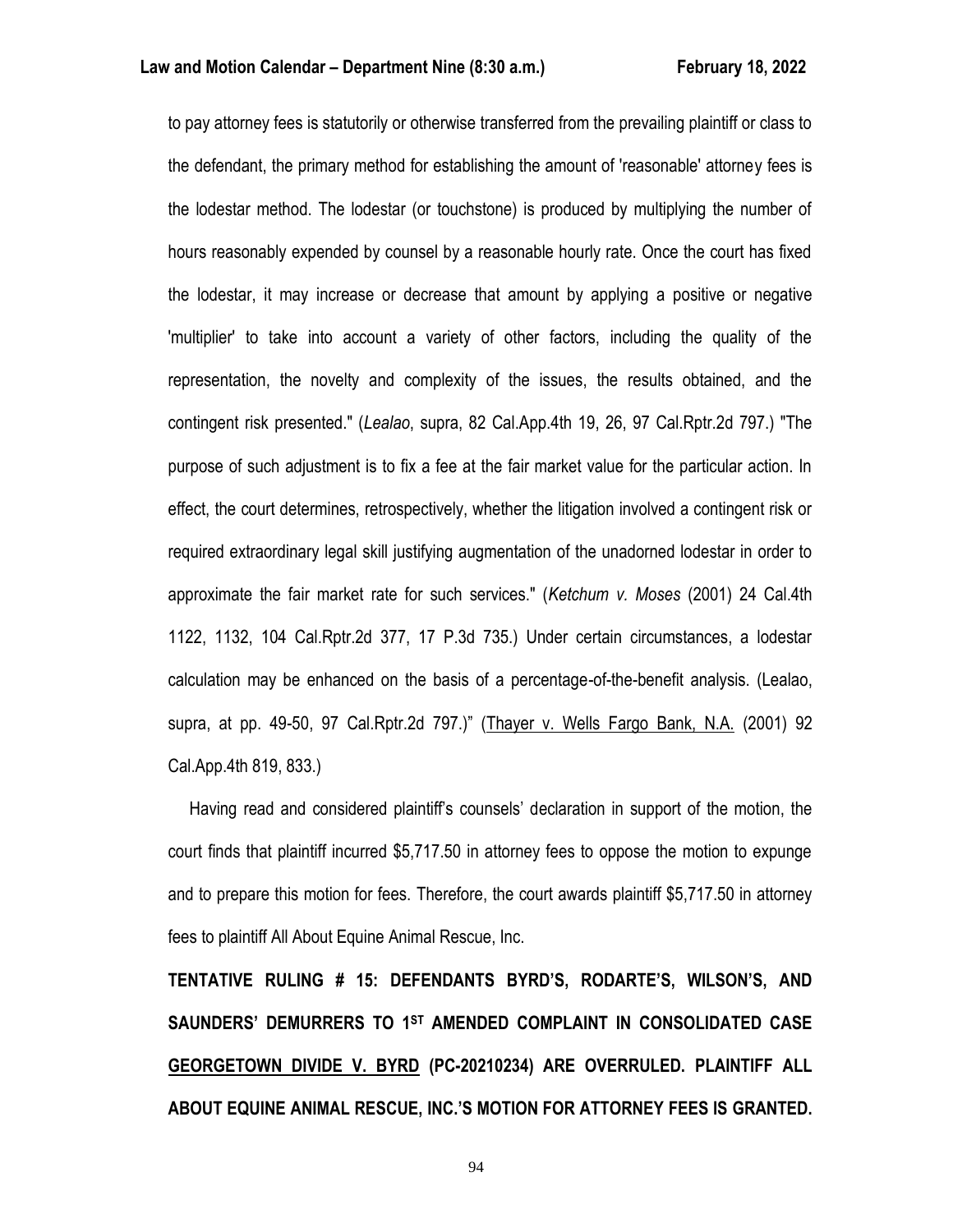to pay attorney fees is statutorily or otherwise transferred from the prevailing plaintiff or class to the defendant, the primary method for establishing the amount of 'reasonable' attorney fees is the lodestar method. The lodestar (or touchstone) is produced by multiplying the number of hours reasonably expended by counsel by a reasonable hourly rate. Once the court has fixed the lodestar, it may increase or decrease that amount by applying a positive or negative 'multiplier' to take into account a variety of other factors, including the quality of the representation, the novelty and complexity of the issues, the results obtained, and the contingent risk presented." (*Lealao*, supra, 82 Cal.App.4th 19, 26, 97 Cal.Rptr.2d 797.) "The purpose of such adjustment is to fix a fee at the fair market value for the particular action. In effect, the court determines, retrospectively, whether the litigation involved a contingent risk or required extraordinary legal skill justifying augmentation of the unadorned lodestar in order to approximate the fair market rate for such services." (*Ketchum v. Moses* (2001) 24 Cal.4th 1122, 1132, 104 Cal.Rptr.2d 377, 17 P.3d 735.) Under certain circumstances, a lodestar calculation may be enhanced on the basis of a percentage-of-the-benefit analysis. (Lealao, supra, at pp. 49-50, 97 Cal.Rptr.2d 797.)" (Thayer v. Wells Fargo Bank, N.A. (2001) 92 Cal.App.4th 819, 833.)

Having read and considered plaintiff's counsels' declaration in support of the motion, the court finds that plaintiff incurred $5,717.50 in attorney fees to oppose the motion to expunge and to prepare this motion for fees. Therefore, the court awards plaintiff $5,717.50 in attorney fees to plaintiff All About Equine Animal Rescue, Inc.

**TENTATIVE RULING # 15: DEFENDANTS BYRD'S, RODARTE'S, WILSON'S, AND SAUNDERS' DEMURRERS TO 1ST AMENDED COMPLAINT IN CONSOLIDATED CASE GEORGETOWN DIVIDE V. BYRD (PC-20210234) ARE OVERRULED. PLAINTIFF ALL ABOUT EQUINE ANIMAL RESCUE, INC.'S MOTION FOR ATTORNEY FEES IS GRANTED.**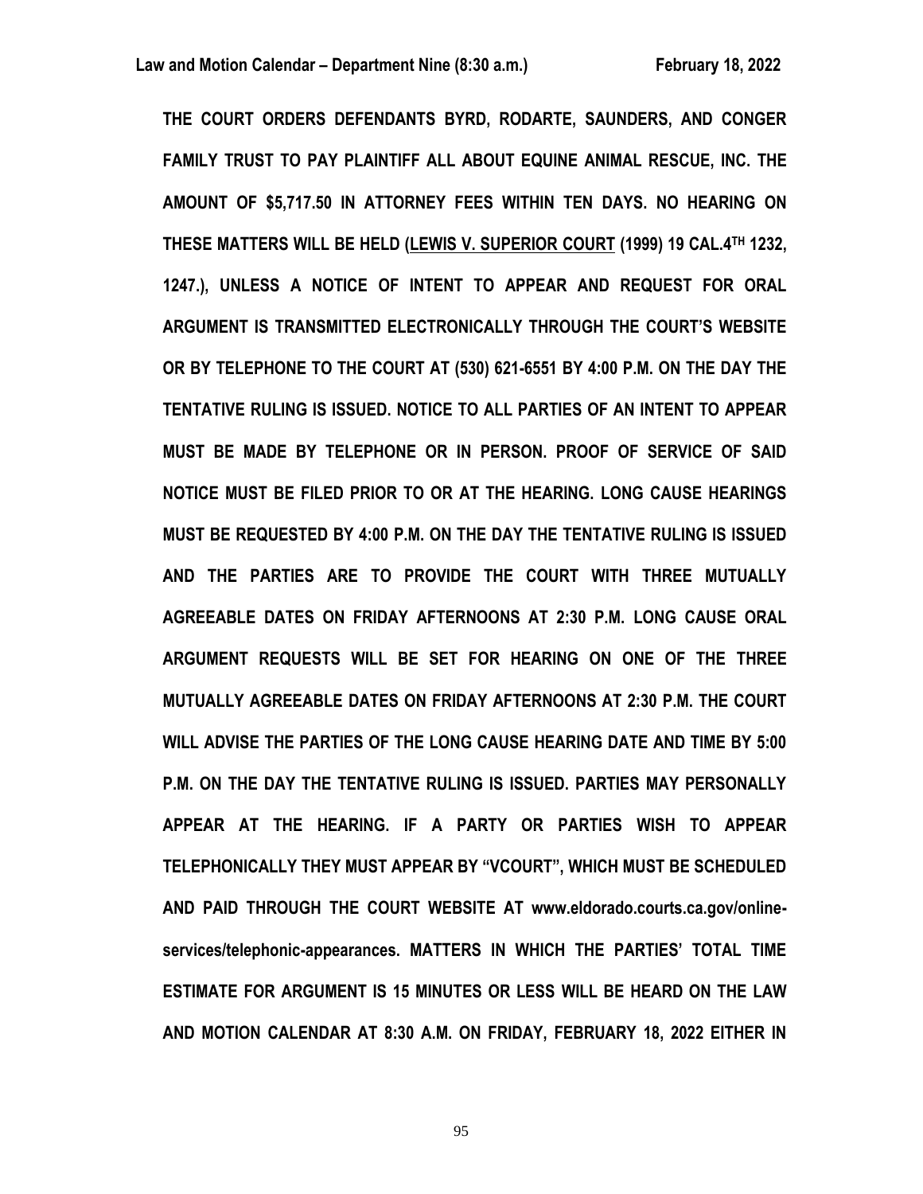**THE COURT ORDERS DEFENDANTS BYRD, RODARTE, SAUNDERS, AND CONGER FAMILY TRUST TO PAY PLAINTIFF ALL ABOUT EQUINE ANIMAL RESCUE, INC. THE AMOUNT OF $5,717.50 IN ATTORNEY FEES WITHIN TEN DAYS. NO HEARING ON THESE MATTERS WILL BE HELD (LEWIS V. SUPERIOR COURT (1999) 19 CAL.4TH 1232, 1247.), UNLESS A NOTICE OF INTENT TO APPEAR AND REQUEST FOR ORAL ARGUMENT IS TRANSMITTED ELECTRONICALLY THROUGH THE COURT'S WEBSITE OR BY TELEPHONE TO THE COURT AT (530) 621-6551 BY 4:00 P.M. ON THE DAY THE TENTATIVE RULING IS ISSUED. NOTICE TO ALL PARTIES OF AN INTENT TO APPEAR MUST BE MADE BY TELEPHONE OR IN PERSON. PROOF OF SERVICE OF SAID NOTICE MUST BE FILED PRIOR TO OR AT THE HEARING. LONG CAUSE HEARINGS MUST BE REQUESTED BY 4:00 P.M. ON THE DAY THE TENTATIVE RULING IS ISSUED AND THE PARTIES ARE TO PROVIDE THE COURT WITH THREE MUTUALLY AGREEABLE DATES ON FRIDAY AFTERNOONS AT 2:30 P.M. LONG CAUSE ORAL ARGUMENT REQUESTS WILL BE SET FOR HEARING ON ONE OF THE THREE MUTUALLY AGREEABLE DATES ON FRIDAY AFTERNOONS AT 2:30 P.M. THE COURT WILL ADVISE THE PARTIES OF THE LONG CAUSE HEARING DATE AND TIME BY 5:00 P.M. ON THE DAY THE TENTATIVE RULING IS ISSUED. PARTIES MAY PERSONALLY APPEAR AT THE HEARING. IF A PARTY OR PARTIES WISH TO APPEAR TELEPHONICALLY THEY MUST APPEAR BY "VCOURT", WHICH MUST BE SCHEDULED AND PAID THROUGH THE COURT WEBSITE AT www.eldorado.courts.ca.gov/online-services/telephonic-appearances. MATTERS IN WHICH THE PARTIES' TOTAL TIME ESTIMATE FOR ARGUMENT IS 15 MINUTES OR LESS WILL BE HEARD ON THE LAW AND MOTION CALENDAR AT 8:30 A.M. ON FRIDAY, FEBRUARY 18, 2022 EITHER IN**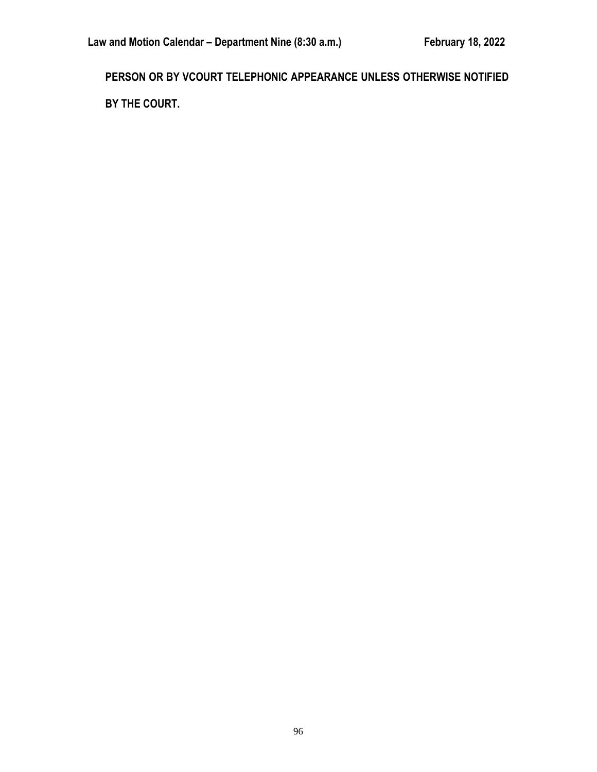**PERSON OR BY VCOURT TELEPHONIC APPEARANCE UNLESS OTHERWISE NOTIFIED BY THE COURT.**